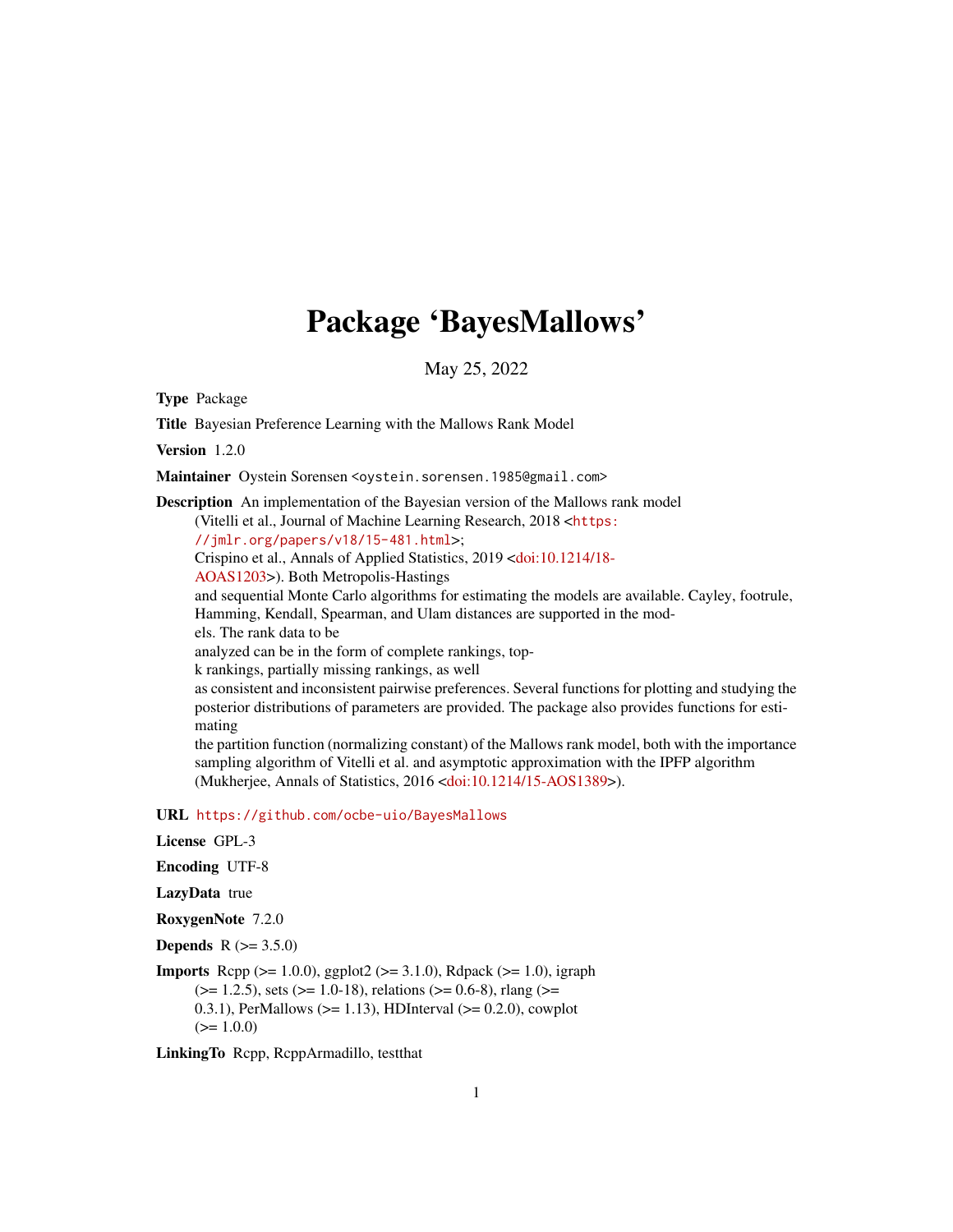# Package 'BayesMallows'

May 25, 2022

**Type** Package

**Title** Bayesian Preference Learning with the Mallows Rank Model

**Version** 1.2.0

**Maintainer** Oystein Sorensen <oystein.sorensen.1985@gmail.com>

**Description** An implementation of the Bayesian version of the Mallows rank model (Vitelli et al., Journal of Machine Learning Research, 2018 <https://jmlr.org/papers/v18/15-481.html>; Crispino et al., Annals of Applied Statistics, 2019 <doi:10.1214/18-AOAS1203>). Both Metropolis-Hastings and sequential Monte Carlo algorithms for estimating the models are available. Cayley, footrule, Hamming, Kendall, Spearman, and Ulam distances are supported in the models. The rank data to be analyzed can be in the form of complete rankings, top-k rankings, partially missing rankings, as well as consistent and inconsistent pairwise preferences. Several functions for plotting and studying the posterior distributions of parameters are provided. The package also provides functions for estimating the partition function (normalizing constant) of the Mallows rank model, both with the importance sampling algorithm of Vitelli et al. and asymptotic approximation with the IPFP algorithm (Mukherjee, Annals of Statistics, 2016 <doi:10.1214/15-AOS1389>).

**URL** https://github.com/ocbe-uio/BayesMallows

**License** GPL-3

**Encoding** UTF-8

**LazyData** true

**RoxygenNote** 7.2.0

**Depends** R (>= 3.5.0)

**Imports** Rcpp (>= 1.0.0), ggplot2 (>= 3.1.0), Rdpack (>= 1.0), igraph (>= 1.2.5), sets (>= 1.0-18), relations (>= 0.6-8), rlang (>= 0.3.1), PerMallows (>= 1.13), HDInterval (>= 0.2.0), cowplot (>= 1.0.0)

**LinkingTo** Rcpp, RcppArmadillo, testthat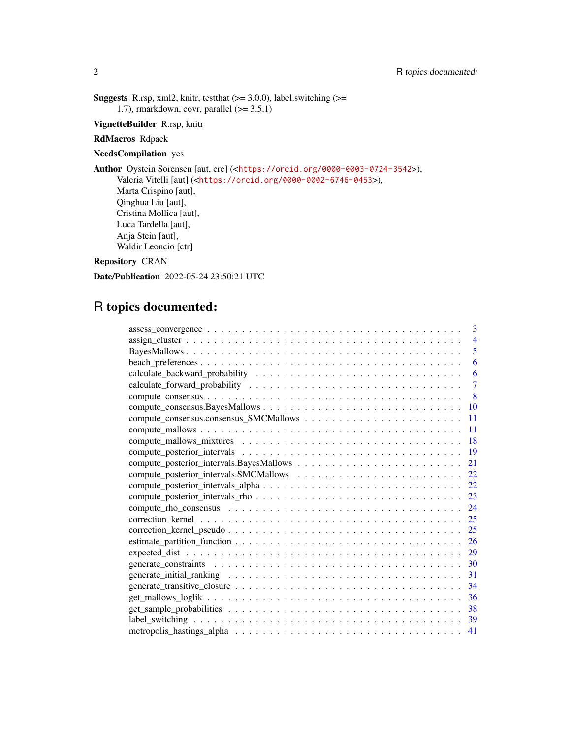**Suggests** R.rsp, xml2, knitr, testthat (>= 3.0.0), label.switching (>= 1.7), rmarkdown, covr, parallel (>= 3.5.1)

**VignetteBuilder** R.rsp, knitr

**RdMacros** Rdpack

**NeedsCompilation** yes

**Author** Oystein Sorensen [aut, cre] (<https://orcid.org/0000-0003-0724-3542>),
Valeria Vitelli [aut] (<https://orcid.org/0000-0002-6746-0453>),
Marta Crispino [aut],
Qinghua Liu [aut],
Cristina Mollica [aut],
Luca Tardella [aut],
Anja Stein [aut],
Waldir Leoncio [ctr]

**Repository** CRAN

**Date/Publication** 2022-05-24 23:50:21 UTC

# R topics documented:

assess_convergence . . . . . . . . . . . . . . . . . . . . . . . . . . . . . . . . . . . . 3
assign_cluster . . . . . . . . . . . . . . . . . . . . . . . . . . . . . . . . . . . . . . 4
BayesMallows . . . . . . . . . . . . . . . . . . . . . . . . . . . . . . . . . . . . . . 5
beach_preferences . . . . . . . . . . . . . . . . . . . . . . . . . . . . . . . . . . . . 6
calculate_backward_probability . . . . . . . . . . . . . . . . . . . . . . . . . . . . . 6
calculate_forward_probability . . . . . . . . . . . . . . . . . . . . . . . . . . . . . . 7
compute_consensus . . . . . . . . . . . . . . . . . . . . . . . . . . . . . . . . . . . 8
compute_consensus.BayesMallows . . . . . . . . . . . . . . . . . . . . . . . . . . . 10
compute_consensus.consensus_SMCMallows . . . . . . . . . . . . . . . . . . . . . . 11
compute_mallows . . . . . . . . . . . . . . . . . . . . . . . . . . . . . . . . . . . . 11
compute_mallows_mixtures . . . . . . . . . . . . . . . . . . . . . . . . . . . . . . . 18
compute_posterior_intervals . . . . . . . . . . . . . . . . . . . . . . . . . . . . . . 19
compute_posterior_intervals.BayesMallows . . . . . . . . . . . . . . . . . . . . . . . 21
compute_posterior_intervals.SMCMallows . . . . . . . . . . . . . . . . . . . . . . . 22
compute_posterior_intervals_alpha . . . . . . . . . . . . . . . . . . . . . . . . . . . 22
compute_posterior_intervals_rho . . . . . . . . . . . . . . . . . . . . . . . . . . . . 23
compute_rho_consensus . . . . . . . . . . . . . . . . . . . . . . . . . . . . . . . . . 24
correction_kernel . . . . . . . . . . . . . . . . . . . . . . . . . . . . . . . . . . . . 25
correction_kernel_pseudo . . . . . . . . . . . . . . . . . . . . . . . . . . . . . . . . 25
estimate_partition_function . . . . . . . . . . . . . . . . . . . . . . . . . . . . . . . 26
expected_dist . . . . . . . . . . . . . . . . . . . . . . . . . . . . . . . . . . . . . . 29
generate_constraints . . . . . . . . . . . . . . . . . . . . . . . . . . . . . . . . . . . 30
generate_initial_ranking . . . . . . . . . . . . . . . . . . . . . . . . . . . . . . . . . 31
generate_transitive_closure . . . . . . . . . . . . . . . . . . . . . . . . . . . . . . . 34
get_mallows_loglik . . . . . . . . . . . . . . . . . . . . . . . . . . . . . . . . . . . 36
get_sample_probabilities . . . . . . . . . . . . . . . . . . . . . . . . . . . . . . . . . 38
label_switching . . . . . . . . . . . . . . . . . . . . . . . . . . . . . . . . . . . . . 39
metropolis_hastings_alpha . . . . . . . . . . . . . . . . . . . . . . . . . . . . . . . . 41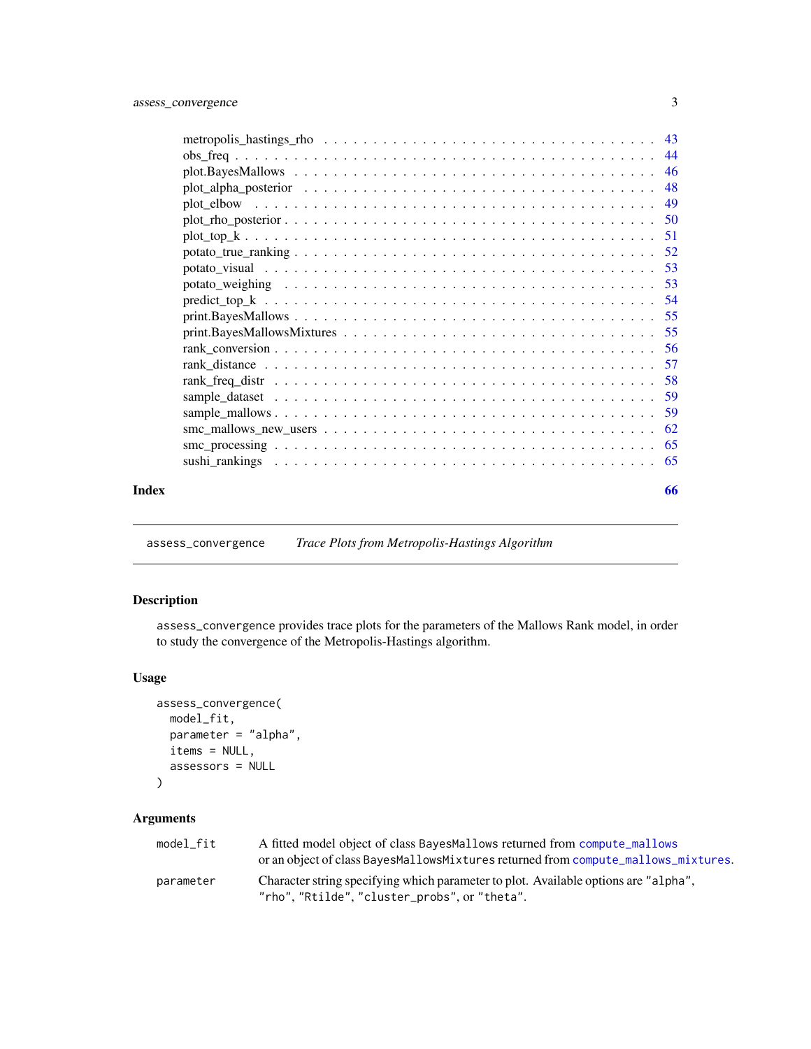| | |
|---|---|
| metropolis_hastings_rho | 43 |
| obs_freq | 44 |
| plot.BayesMallows | 46 |
| plot_alpha_posterior | 48 |
| plot_elbow | 49 |
| plot_rho_posterior | 50 |
| plot_top_k | 51 |
| potato_true_ranking | 52 |
| potato_visual | 53 |
| potato_weighing | 53 |
| predict_top_k | 54 |
| print.BayesMallows | 55 |
| print.BayesMallowsMixtures | 55 |
| rank_conversion | 56 |
| rank_distance | 57 |
| rank_freq_distr | 58 |
| sample_dataset | 59 |
| sample_mallows | 59 |
| smc_mallows_new_users | 62 |
| smc_processing | 65 |
| sushi_rankings | 65 |

**Index** **66**

---

`assess_convergence` *Trace Plots from Metropolis-Hastings Algorithm*

---

## Description

`assess_convergence` provides trace plots for the parameters of the Mallows Rank model, in order to study the convergence of the Metropolis-Hastings algorithm.

## Usage

```
assess_convergence(
  model_fit,
  parameter = "alpha",
  items = NULL,
  assessors = NULL
)
```

## Arguments

| | |
|---|---|
| `model_fit` | A fitted model object of class `BayesMallows` returned from `compute_mallows` or an object of class `BayesMallowsMixtures` returned from `compute_mallows_mixtures`. |
| `parameter` | Character string specifying which parameter to plot. Available options are `"alpha"`, `"rho"`, `"Rtilde"`, `"cluster_probs"`, or `"theta"`. |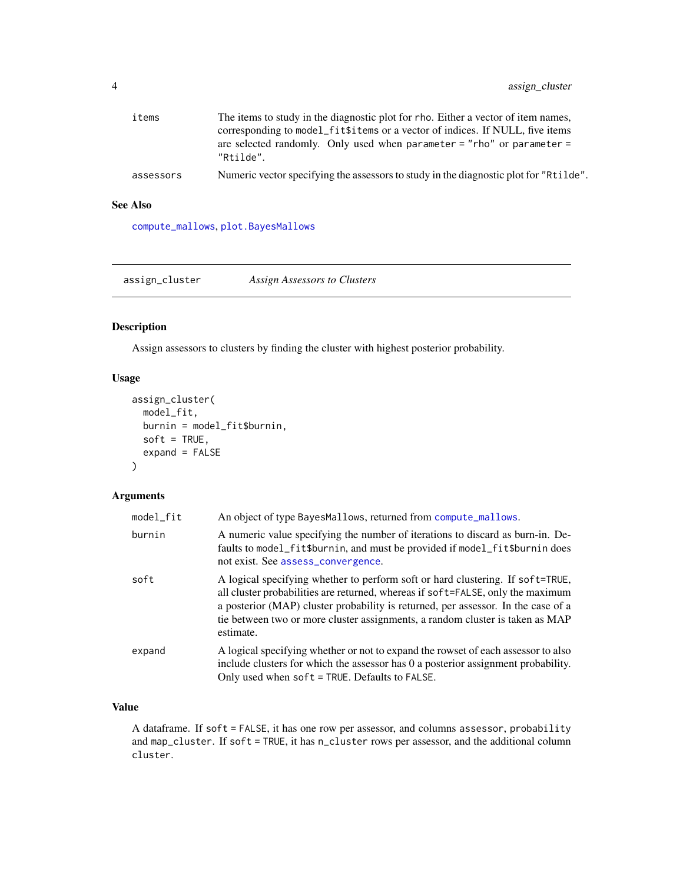| | |
|---|---|
| items | The items to study in the diagnostic plot for rho. Either a vector of item names, corresponding to model_fit$items or a vector of indices. If NULL, five items are selected randomly. Only used when parameter = "rho" or parameter = "Rtilde". |
| assessors | Numeric vector specifying the assessors to study in the diagnostic plot for "Rtilde". |

### See Also

compute_mallows, plot.BayesMallows

---

## assign_cluster — *Assign Assessors to Clusters*

### Description

Assign assessors to clusters by finding the cluster with highest posterior probability.

### Usage

```
assign_cluster(
  model_fit,
  burnin = model_fit$burnin,
  soft = TRUE,
  expand = FALSE
)
```

### Arguments

| | |
|---|---|
| model_fit | An object of type BayesMallows, returned from compute_mallows. |
| burnin | A numeric value specifying the number of iterations to discard as burn-in. Defaults to model_fit$burnin, and must be provided if model_fit$burnin does not exist. See assess_convergence. |
| soft | A logical specifying whether to perform soft or hard clustering. If soft=TRUE, all cluster probabilities are returned, whereas if soft=FALSE, only the maximum a posterior (MAP) cluster probability is returned, per assessor. In the case of a tie between two or more cluster assignments, a random cluster is taken as MAP estimate. |
| expand | A logical specifying whether or not to expand the rowset of each assessor to also include clusters for which the assessor has 0 a posterior assignment probability. Only used when soft = TRUE. Defaults to FALSE. |

### Value

A dataframe. If soft = FALSE, it has one row per assessor, and columns assessor, probability and map_cluster. If soft = TRUE, it has n_cluster rows per assessor, and the additional column cluster.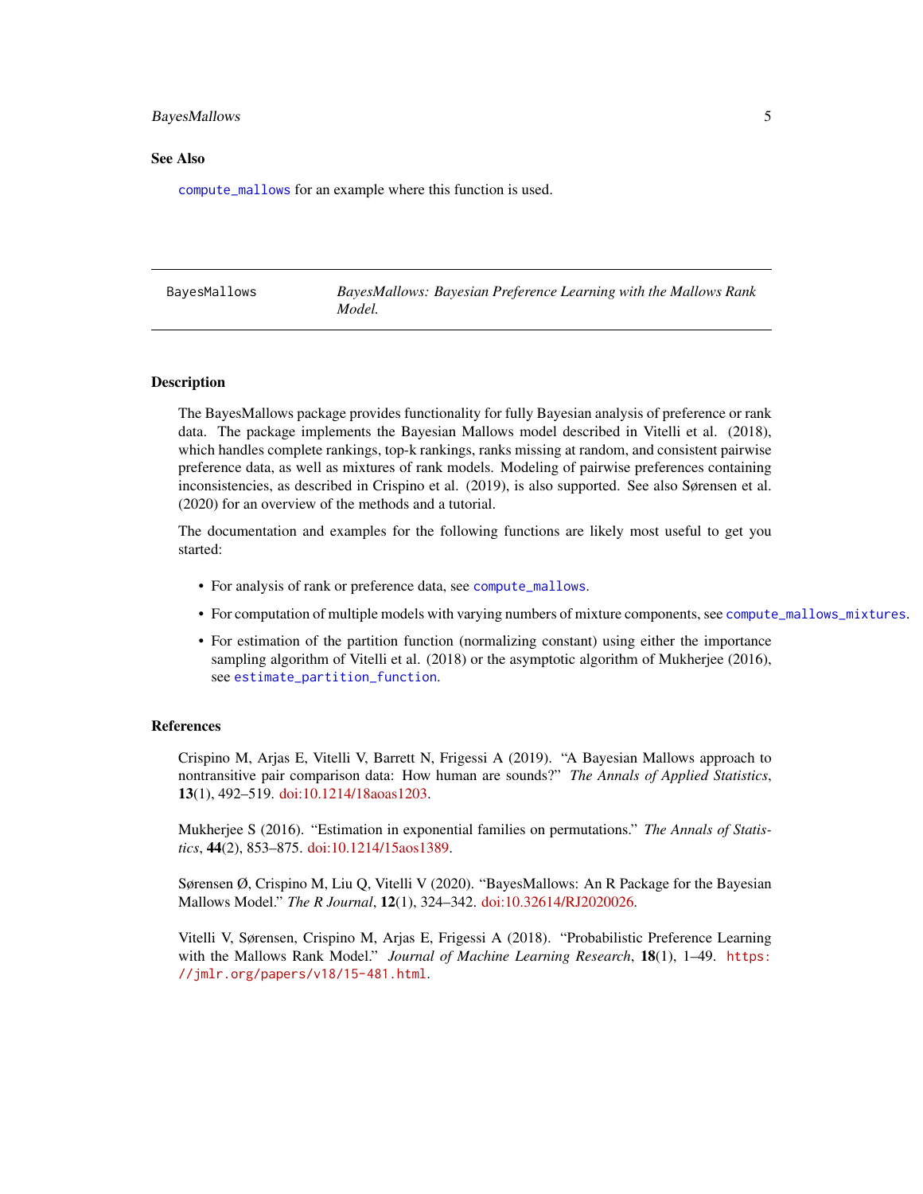## See Also

`compute_mallows` for an example where this function is used.

---

# BayesMallows — *BayesMallows: Bayesian Preference Learning with the Mallows Rank Model.*

## Description

The BayesMallows package provides functionality for fully Bayesian analysis of preference or rank data. The package implements the Bayesian Mallows model described in Vitelli et al. (2018), which handles complete rankings, top-k rankings, ranks missing at random, and consistent pairwise preference data, as well as mixtures of rank models. Modeling of pairwise preferences containing inconsistencies, as described in Crispino et al. (2019), is also supported. See also Sørensen et al. (2020) for an overview of the methods and a tutorial.

The documentation and examples for the following functions are likely most useful to get you started:

- For analysis of rank or preference data, see `compute_mallows`.
- For computation of multiple models with varying numbers of mixture components, see `compute_mallows_mixtures`.
- For estimation of the partition function (normalizing constant) using either the importance sampling algorithm of Vitelli et al. (2018) or the asymptotic algorithm of Mukherjee (2016), see `estimate_partition_function`.

## References

Crispino M, Arjas E, Vitelli V, Barrett N, Frigessi A (2019). "A Bayesian Mallows approach to nontransitive pair comparison data: How human are sounds?" *The Annals of Applied Statistics*, **13**(1), 492–519. doi:10.1214/18aoas1203.

Mukherjee S (2016). "Estimation in exponential families on permutations." *The Annals of Statistics*, **44**(2), 853–875. doi:10.1214/15aos1389.

Sørensen Ø, Crispino M, Liu Q, Vitelli V (2020). "BayesMallows: An R Package for the Bayesian Mallows Model." *The R Journal*, **12**(1), 324–342. doi:10.32614/RJ2020026.

Vitelli V, Sørensen, Crispino M, Arjas E, Frigessi A (2018). "Probabilistic Preference Learning with the Mallows Rank Model." *Journal of Machine Learning Research*, **18**(1), 1–49. https://jmlr.org/papers/v18/15-481.html.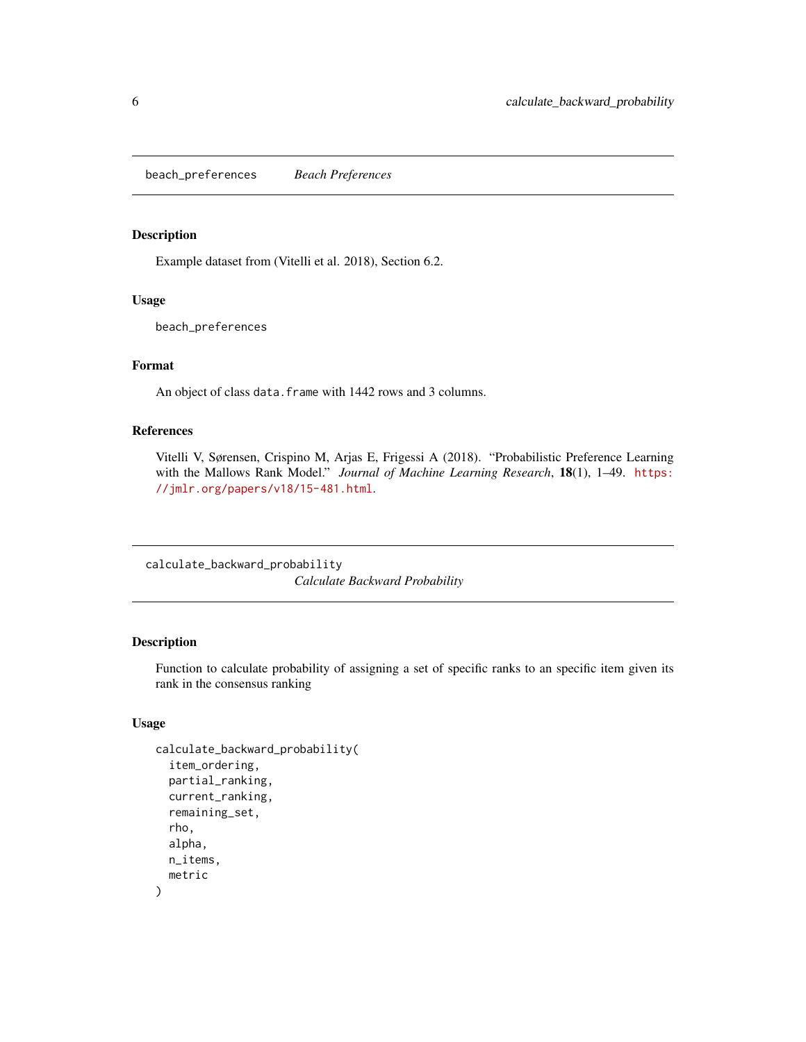## beach_preferences *Beach Preferences*

### Description

Example dataset from (Vitelli et al. 2018), Section 6.2.

### Usage

```
beach_preferences
```

### Format

An object of class `data.frame` with 1442 rows and 3 columns.

### References

Vitelli V, Sørensen, Crispino M, Arjas E, Frigessi A (2018). "Probabilistic Preference Learning with the Mallows Rank Model." *Journal of Machine Learning Research*, **18**(1), 1–49. https://jmlr.org/papers/v18/15-481.html.

## calculate_backward_probability *Calculate Backward Probability*

### Description

Function to calculate probability of assigning a set of specific ranks to an specific item given its rank in the consensus ranking

### Usage

```
calculate_backward_probability(
  item_ordering,
  partial_ranking,
  current_ranking,
  remaining_set,
  rho,
  alpha,
  n_items,
  metric
)
```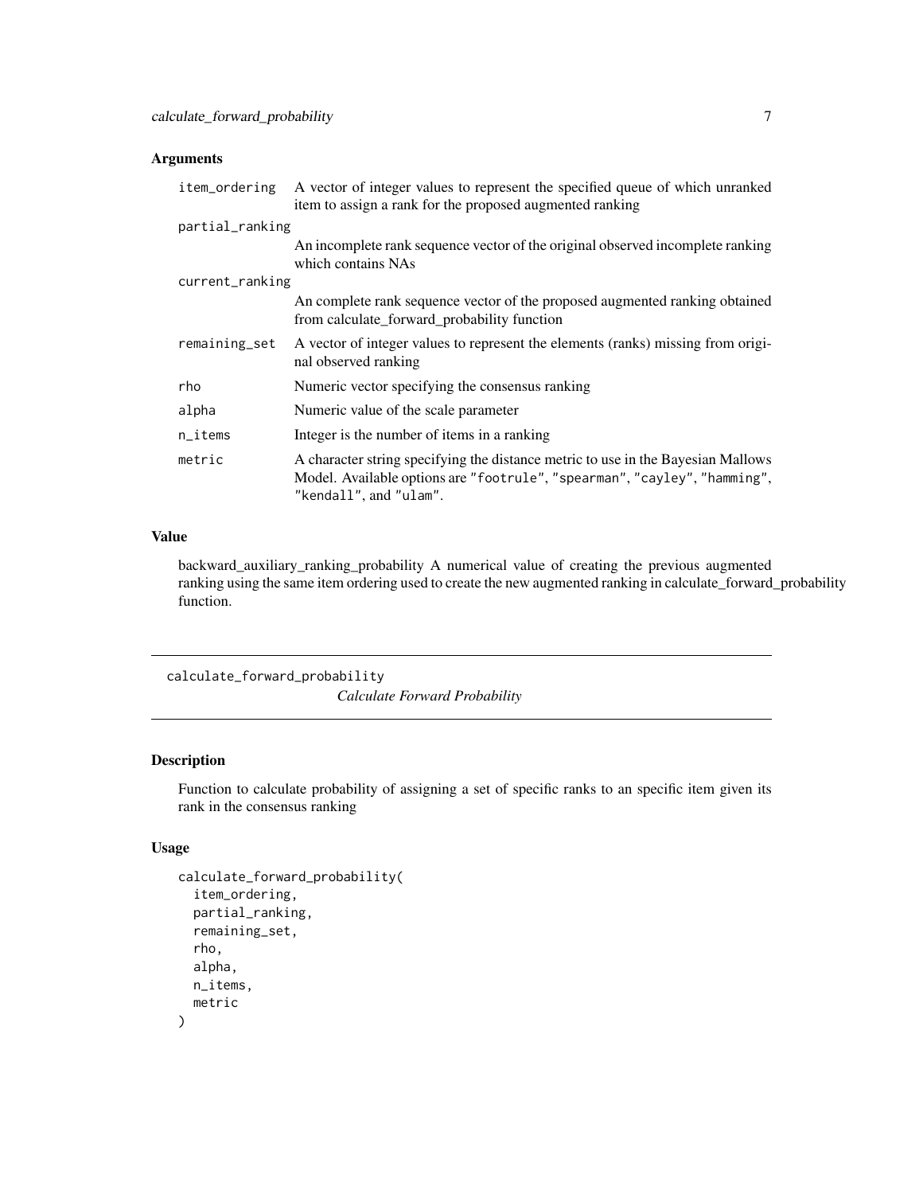### Arguments

| | |
|---|---|
| item_ordering | A vector of integer values to represent the specified queue of which unranked item to assign a rank for the proposed augmented ranking |
| partial_ranking | An incomplete rank sequence vector of the original observed incomplete ranking which contains NAs |
| current_ranking | An complete rank sequence vector of the proposed augmented ranking obtained from calculate_forward_probability function |
| remaining_set | A vector of integer values to represent the elements (ranks) missing from original observed ranking |
| rho | Numeric vector specifying the consensus ranking |
| alpha | Numeric value of the scale parameter |
| n_items | Integer is the number of items in a ranking |
| metric | A character string specifying the distance metric to use in the Bayesian Mallows Model. Available options are "footrule", "spearman", "cayley", "hamming", "kendall", and "ulam". |

### Value

backward_auxiliary_ranking_probability A numerical value of creating the previous augmented ranking using the same item ordering used to create the new augmented ranking in calculate_forward_probability function.

---

## calculate_forward_probability

*Calculate Forward Probability*

### Description

Function to calculate probability of assigning a set of specific ranks to an specific item given its rank in the consensus ranking

### Usage

```
calculate_forward_probability(
  item_ordering,
  partial_ranking,
  remaining_set,
  rho,
  alpha,
  n_items,
  metric
)
```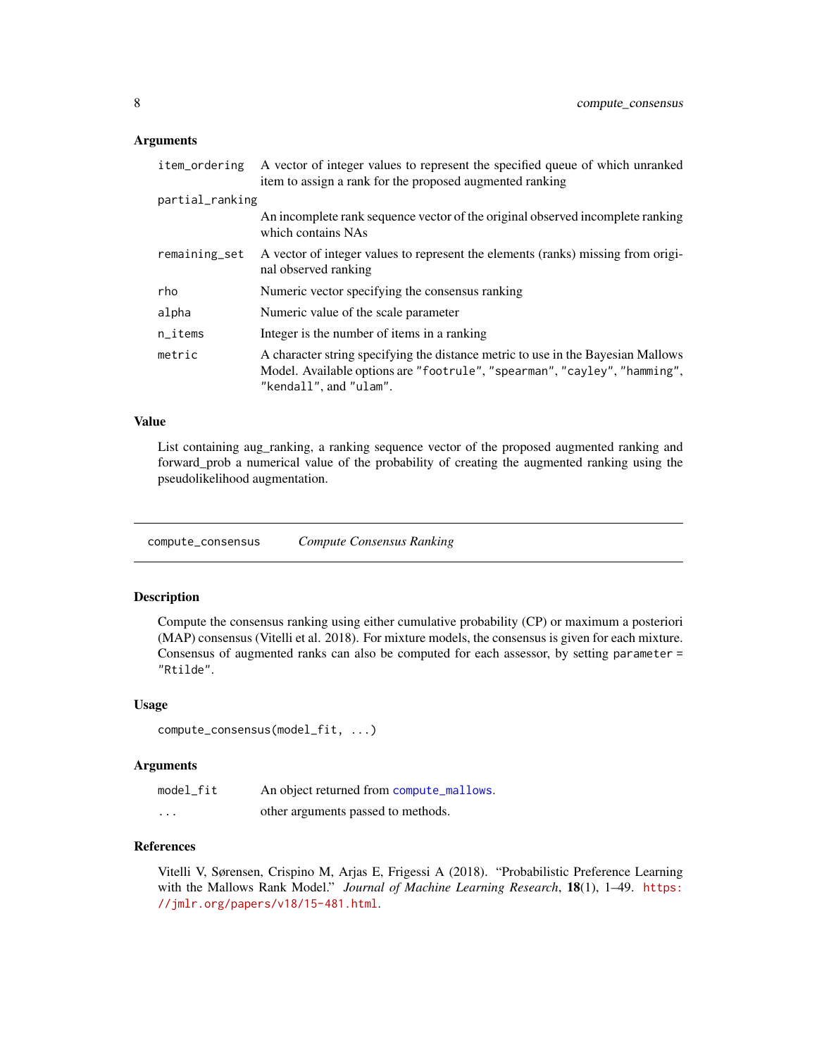### Arguments

| | |
|---|---|
| `item_ordering` | A vector of integer values to represent the specified queue of which unranked item to assign a rank for the proposed augmented ranking |
| `partial_ranking` | An incomplete rank sequence vector of the original observed incomplete ranking which contains NAs |
| `remaining_set` | A vector of integer values to represent the elements (ranks) missing from original observed ranking |
| `rho` | Numeric vector specifying the consensus ranking |
| `alpha` | Numeric value of the scale parameter |
| `n_items` | Integer is the number of items in a ranking |
| `metric` | A character string specifying the distance metric to use in the Bayesian Mallows Model. Available options are `"footrule"`, `"spearman"`, `"cayley"`, `"hamming"`, `"kendall"`, and `"ulam"`. |

### Value

List containing aug_ranking, a ranking sequence vector of the proposed augmented ranking and forward_prob a numerical value of the probability of creating the augmented ranking using the pseudolikelihood augmentation.

---

## compute_consensus &nbsp;&nbsp;&nbsp; *Compute Consensus Ranking*

---

### Description

Compute the consensus ranking using either cumulative probability (CP) or maximum a posteriori (MAP) consensus (Vitelli et al. 2018). For mixture models, the consensus is given for each mixture. Consensus of augmented ranks can also be computed for each assessor, by setting `parameter = "Rtilde"`.

### Usage

```
compute_consensus(model_fit, ...)
```

### Arguments

| | |
|---|---|
| `model_fit` | An object returned from `compute_mallows`. |
| `...` | other arguments passed to methods. |

### References

Vitelli V, Sørensen, Crispino M, Arjas E, Frigessi A (2018). "Probabilistic Preference Learning with the Mallows Rank Model." *Journal of Machine Learning Research*, **18**(1), 1–49. https://jmlr.org/papers/v18/15-481.html.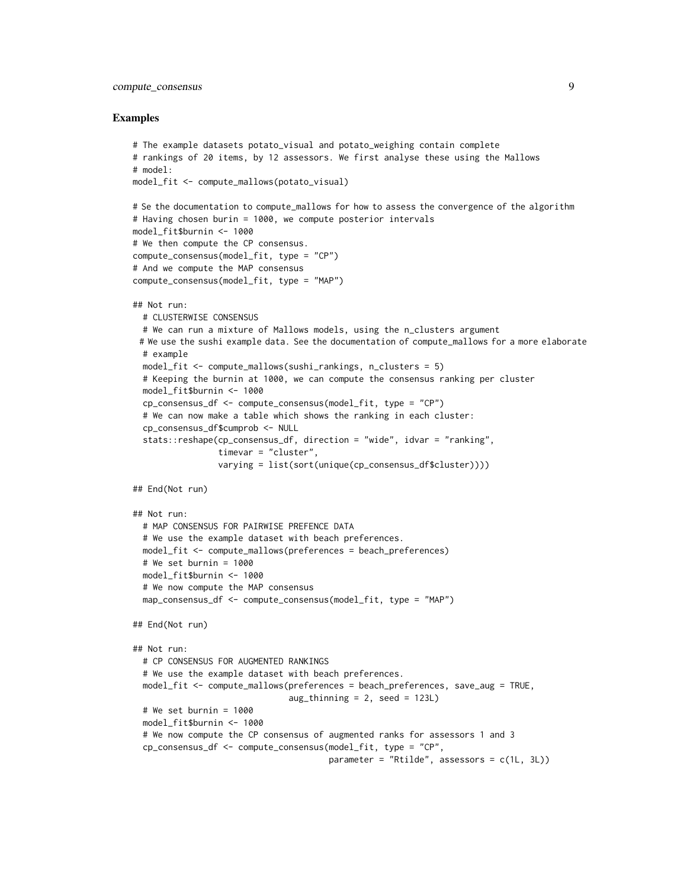## Examples

```
# The example datasets potato_visual and potato_weighing contain complete
# rankings of 20 items, by 12 assessors. We first analyse these using the Mallows
# model:
model_fit <- compute_mallows(potato_visual)

# Se the documentation to compute_mallows for how to assess the convergence of the algorithm
# Having chosen burin = 1000, we compute posterior intervals
model_fit$burnin <- 1000
# We then compute the CP consensus.
compute_consensus(model_fit, type = "CP")
# And we compute the MAP consensus
compute_consensus(model_fit, type = "MAP")

## Not run:
  # CLUSTERWISE CONSENSUS
  # We can run a mixture of Mallows models, using the n_clusters argument
  # We use the sushi example data. See the documentation of compute_mallows for a more elaborate
  # example
  model_fit <- compute_mallows(sushi_rankings, n_clusters = 5)
  # Keeping the burnin at 1000, we can compute the consensus ranking per cluster
  model_fit$burnin <- 1000
  cp_consensus_df <- compute_consensus(model_fit, type = "CP")
  # We can now make a table which shows the ranking in each cluster:
  cp_consensus_df$cumprob <- NULL
  stats::reshape(cp_consensus_df, direction = "wide", idvar = "ranking",
                 timevar = "cluster",
                 varying = list(sort(unique(cp_consensus_df$cluster))))

## End(Not run)

## Not run:
  # MAP CONSENSUS FOR PAIRWISE PREFENCE DATA
  # We use the example dataset with beach preferences.
  model_fit <- compute_mallows(preferences = beach_preferences)
  # We set burnin = 1000
  model_fit$burnin <- 1000
  # We now compute the MAP consensus
  map_consensus_df <- compute_consensus(model_fit, type = "MAP")

## End(Not run)

## Not run:
  # CP CONSENSUS FOR AUGMENTED RANKINGS
  # We use the example dataset with beach preferences.
  model_fit <- compute_mallows(preferences = beach_preferences, save_aug = TRUE,
                               aug_thinning = 2, seed = 123L)
  # We set burnin = 1000
  model_fit$burnin <- 1000
  # We now compute the CP consensus of augmented ranks for assessors 1 and 3
  cp_consensus_df <- compute_consensus(model_fit, type = "CP",
                                       parameter = "Rtilde", assessors = c(1L, 3L))
```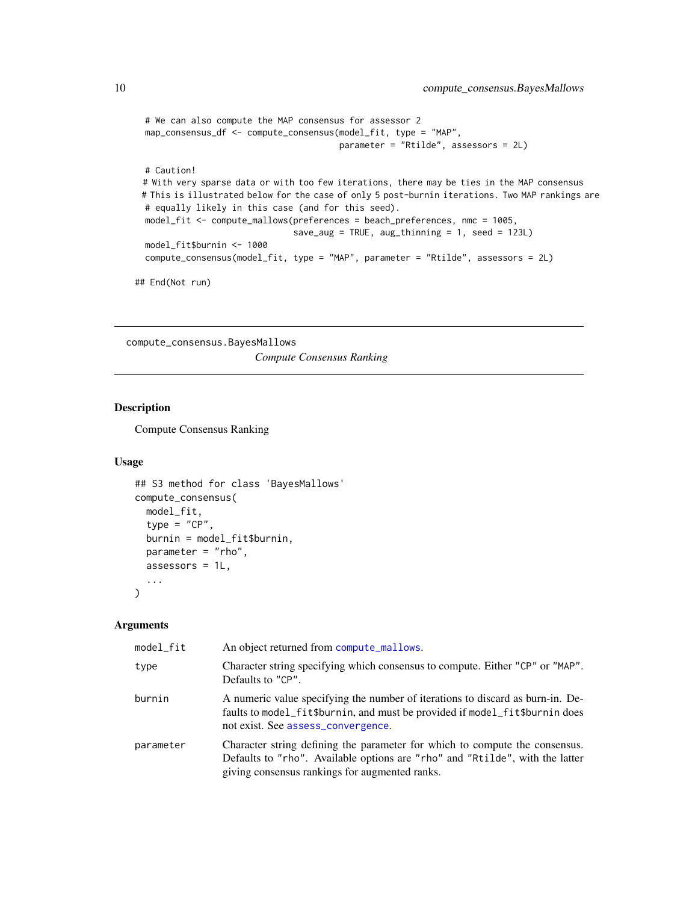```
# We can also compute the MAP consensus for assessor 2
map_consensus_df <- compute_consensus(model_fit, type = "MAP",
                                      parameter = "Rtilde", assessors = 2L)

# Caution!
# With very sparse data or with too few iterations, there may be ties in the MAP consensus
# This is illustrated below for the case of only 5 post-burnin iterations. Two MAP rankings are
# equally likely in this case (and for this seed).
model_fit <- compute_mallows(preferences = beach_preferences, nmc = 1005,
                             save_aug = TRUE, aug_thinning = 1, seed = 123L)
model_fit$burnin <- 1000
compute_consensus(model_fit, type = "MAP", parameter = "Rtilde", assessors = 2L)

## End(Not run)
```

---

`compute_consensus.BayesMallows` *Compute Consensus Ranking*

---

## Description

Compute Consensus Ranking

## Usage

```
## S3 method for class 'BayesMallows'
compute_consensus(
  model_fit,
  type = "CP",
  burnin = model_fit$burnin,
  parameter = "rho",
  assessors = 1L,
  ...
)
```

## Arguments

| | |
|---|---|
| `model_fit` | An object returned from `compute_mallows`. |
| `type` | Character string specifying which consensus to compute. Either `"CP"` or `"MAP"`. Defaults to `"CP"`. |
| `burnin` | A numeric value specifying the number of iterations to discard as burn-in. Defaults to `model_fit$burnin`, and must be provided if `model_fit$burnin` does not exist. See `assess_convergence`. |
| `parameter` | Character string defining the parameter for which to compute the consensus. Defaults to `"rho"`. Available options are `"rho"` and `"Rtilde"`, with the latter giving consensus rankings for augmented ranks. |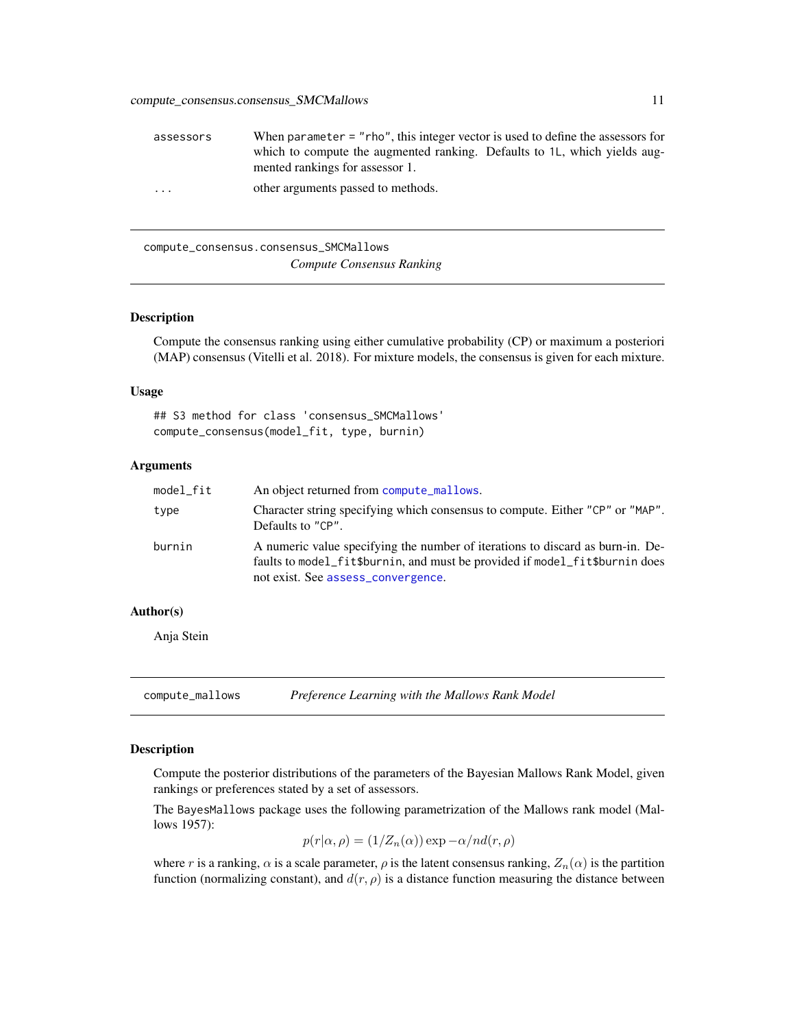| | |
|---|---|
| assessors | When parameter = "rho", this integer vector is used to define the assessors for which to compute the augmented ranking. Defaults to 1L, which yields augmented rankings for assessor 1. |
| ... | other arguments passed to methods. |

## compute_consensus.consensus_SMCMallows

*Compute Consensus Ranking*

### Description

Compute the consensus ranking using either cumulative probability (CP) or maximum a posteriori (MAP) consensus (Vitelli et al. 2018). For mixture models, the consensus is given for each mixture.

### Usage

```
## S3 method for class 'consensus_SMCMallows'
compute_consensus(model_fit, type, burnin)
```

### Arguments

| | |
|---|---|
| model_fit | An object returned from compute_mallows. |
| type | Character string specifying which consensus to compute. Either "CP" or "MAP". Defaults to "CP". |
| burnin | A numeric value specifying the number of iterations to discard as burn-in. Defaults to model_fit$burnin, and must be provided if model_fit$burnin does not exist. See assess_convergence. |

### Author(s)

Anja Stein

## compute_mallows

*Preference Learning with the Mallows Rank Model*

### Description

Compute the posterior distributions of the parameters of the Bayesian Mallows Rank Model, given rankings or preferences stated by a set of assessors.

The BayesMallows package uses the following parametrization of the Mallows rank model (Mallows 1957):

$$p(r|\alpha, \rho) = (1/Z_n(\alpha)) \exp -\alpha/n d(r, \rho)$$

where $r$ is a ranking, $\alpha$ is a scale parameter, $\rho$ is the latent consensus ranking, $Z_n(\alpha)$ is the partition function (normalizing constant), and $d(r, \rho)$ is a distance function measuring the distance between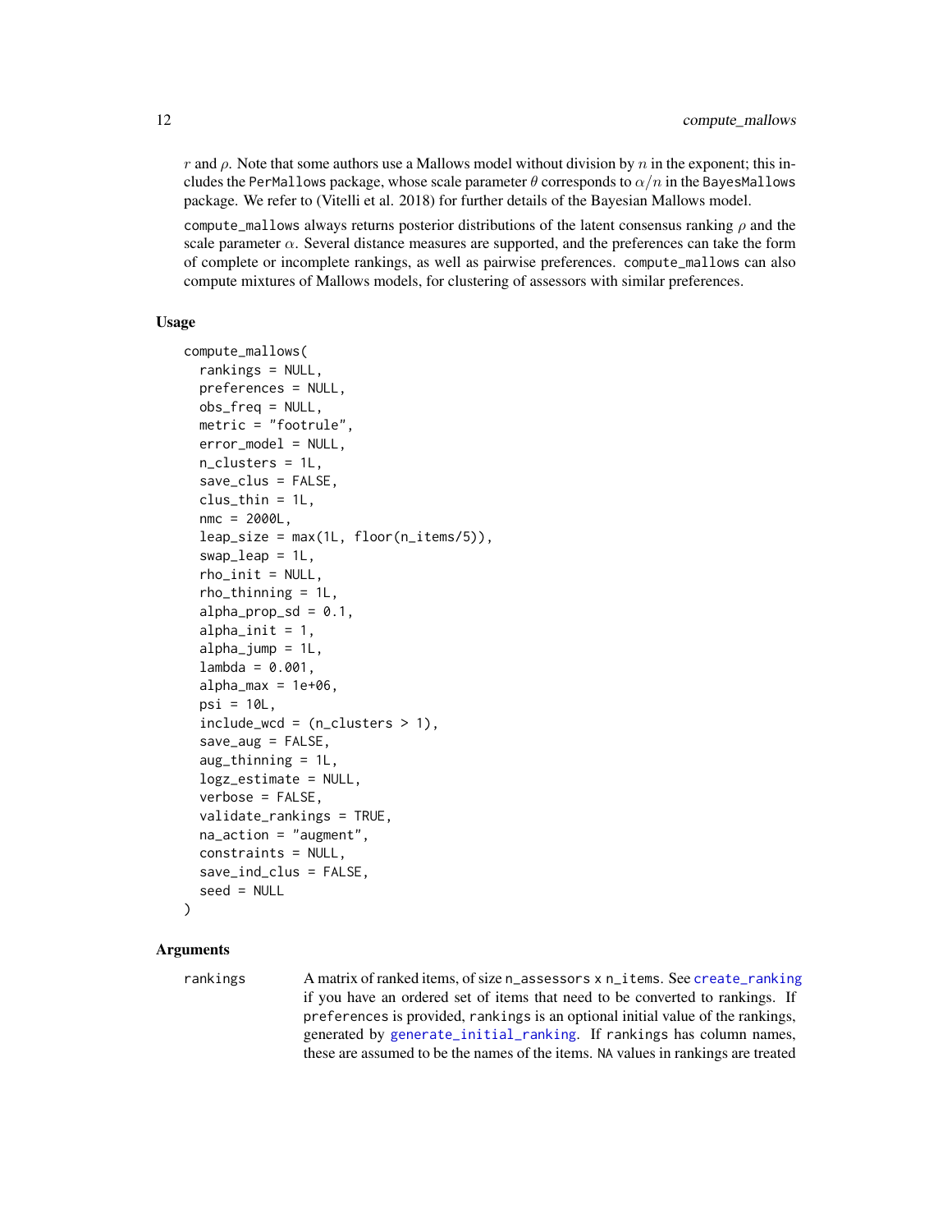$r$ and $\rho$. Note that some authors use a Mallows model without division by $n$ in the exponent; this includes the PerMallows package, whose scale parameter $\theta$ corresponds to $\alpha/n$ in the BayesMallows package. We refer to (Vitelli et al. 2018) for further details of the Bayesian Mallows model.

compute_mallows always returns posterior distributions of the latent consensus ranking $\rho$ and the scale parameter $\alpha$. Several distance measures are supported, and the preferences can take the form of complete or incomplete rankings, as well as pairwise preferences. compute_mallows can also compute mixtures of Mallows models, for clustering of assessors with similar preferences.

## Usage

```
compute_mallows(
  rankings = NULL,
  preferences = NULL,
  obs_freq = NULL,
  metric = "footrule",
  error_model = NULL,
  n_clusters = 1L,
  save_clus = FALSE,
  clus_thin = 1L,
  nmc = 2000L,
  leap_size = max(1L, floor(n_items/5)),
  swap_leap = 1L,
  rho_init = NULL,
  rho_thinning = 1L,
  alpha_prop_sd = 0.1,
  alpha_init = 1,
  alpha_jump = 1L,
  lambda = 0.001,
  alpha_max = 1e+06,
  psi = 10L,
  include_wcd = (n_clusters > 1),
  save_aug = FALSE,
  aug_thinning = 1L,
  logz_estimate = NULL,
  verbose = FALSE,
  validate_rankings = TRUE,
  na_action = "augment",
  constraints = NULL,
  save_ind_clus = FALSE,
  seed = NULL
)
```

## Arguments

rankings
: A matrix of ranked items, of size n_assessors x n_items. See create_ranking if you have an ordered set of items that need to be converted to rankings. If preferences is provided, rankings is an optional initial value of the rankings, generated by generate_initial_ranking. If rankings has column names, these are assumed to be the names of the items. NA values in rankings are treated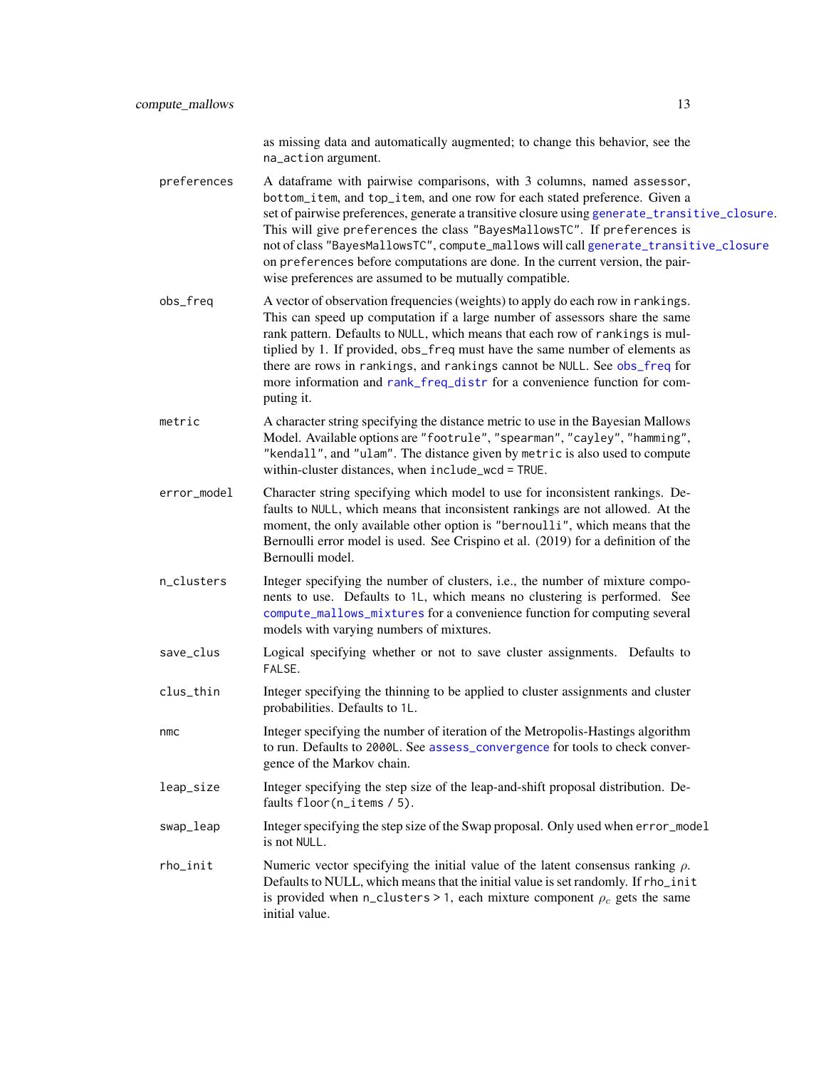as missing data and automatically augmented; to change this behavior, see the na_action argument.

**preferences**
A dataframe with pairwise comparisons, with 3 columns, named assessor, bottom_item, and top_item, and one row for each stated preference. Given a set of pairwise preferences, generate a transitive closure using generate_transitive_closure. This will give preferences the class "BayesMallowsTC". If preferences is not of class "BayesMallowsTC", compute_mallows will call generate_transitive_closure on preferences before computations are done. In the current version, the pairwise preferences are assumed to be mutually compatible.

**obs_freq**
A vector of observation frequencies (weights) to apply do each row in rankings. This can speed up computation if a large number of assessors share the same rank pattern. Defaults to NULL, which means that each row of rankings is multiplied by 1. If provided, obs_freq must have the same number of elements as there are rows in rankings, and rankings cannot be NULL. See obs_freq for more information and rank_freq_distr for a convenience function for computing it.

**metric**
A character string specifying the distance metric to use in the Bayesian Mallows Model. Available options are "footrule", "spearman", "cayley", "hamming", "kendall", and "ulam". The distance given by metric is also used to compute within-cluster distances, when include_wcd = TRUE.

**error_model**
Character string specifying which model to use for inconsistent rankings. Defaults to NULL, which means that inconsistent rankings are not allowed. At the moment, the only available other option is "bernoulli", which means that the Bernoulli error model is used. See Crispino et al. (2019) for a definition of the Bernoulli model.

**n_clusters**
Integer specifying the number of clusters, i.e., the number of mixture components to use. Defaults to 1L, which means no clustering is performed. See compute_mallows_mixtures for a convenience function for computing several models with varying numbers of mixtures.

**save_clus**
Logical specifying whether or not to save cluster assignments. Defaults to FALSE.

**clus_thin**
Integer specifying the thinning to be applied to cluster assignments and cluster probabilities. Defaults to 1L.

**nmc**
Integer specifying the number of iteration of the Metropolis-Hastings algorithm to run. Defaults to 2000L. See assess_convergence for tools to check convergence of the Markov chain.

**leap_size**
Integer specifying the step size of the leap-and-shift proposal distribution. Defaults floor(n_items / 5).

**swap_leap**
Integer specifying the step size of the Swap proposal. Only used when error_model is not NULL.

**rho_init**
Numeric vector specifying the initial value of the latent consensus ranking $\rho$. Defaults to NULL, which means that the initial value is set randomly. If rho_init is provided when n_clusters > 1, each mixture component $\rho_c$ gets the same initial value.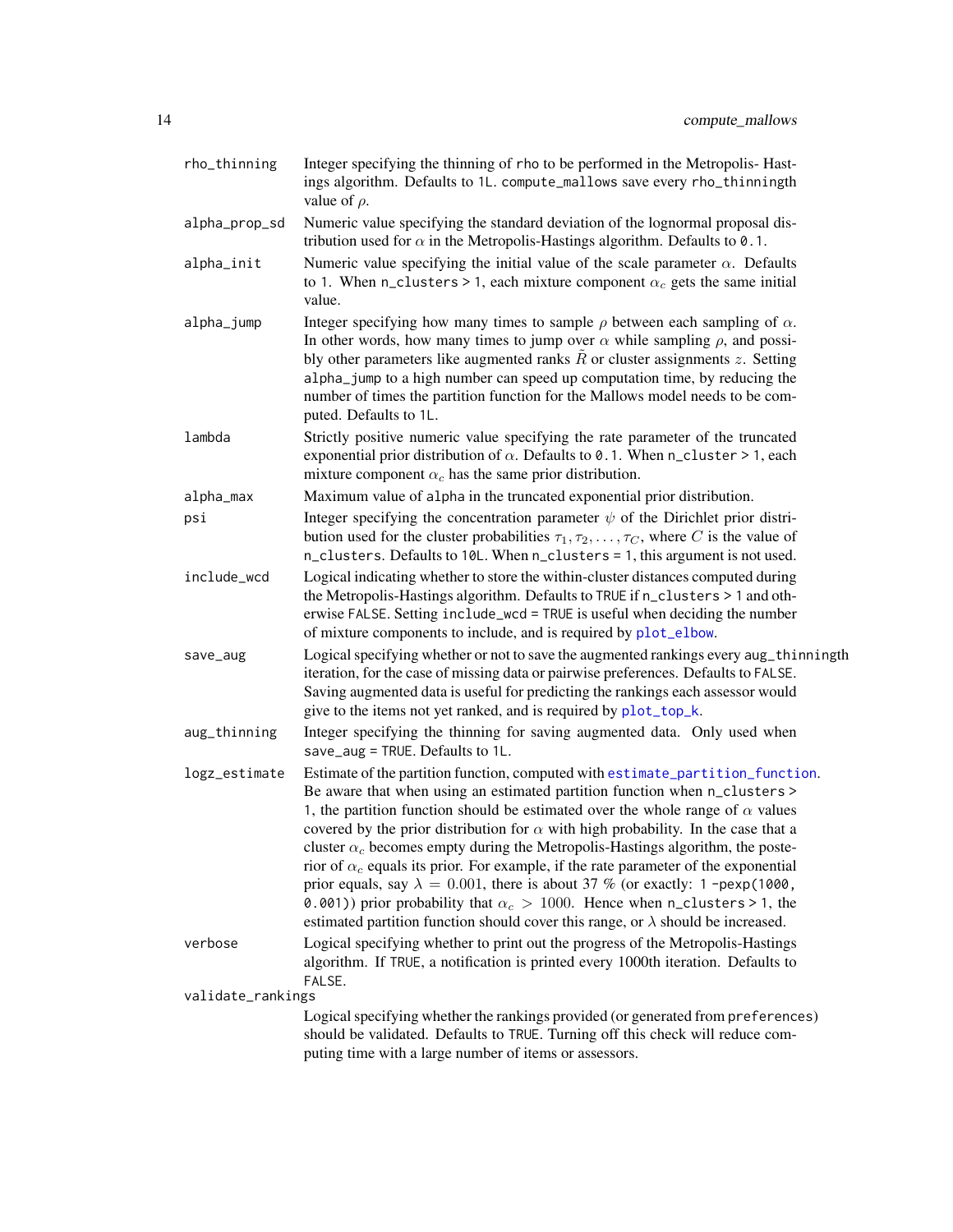`rho_thinning`
: Integer specifying the thinning of rho to be performed in the Metropolis- Hastings algorithm. Defaults to `1L`. `compute_mallows` save every `rho_thinning`th value of $\rho$.

`alpha_prop_sd`
: Numeric value specifying the standard deviation of the lognormal proposal distribution used for $\alpha$ in the Metropolis-Hastings algorithm. Defaults to `0.1`.

`alpha_init`
: Numeric value specifying the initial value of the scale parameter $\alpha$. Defaults to 1. When `n_clusters > 1`, each mixture component $\alpha_c$ gets the same initial value.

`alpha_jump`
: Integer specifying how many times to sample $\rho$ between each sampling of $\alpha$. In other words, how many times to jump over $\alpha$ while sampling $\rho$, and possibly other parameters like augmented ranks $\tilde{R}$ or cluster assignments $z$. Setting `alpha_jump` to a high number can speed up computation time, by reducing the number of times the partition function for the Mallows model needs to be computed. Defaults to `1L`.

`lambda`
: Strictly positive numeric value specifying the rate parameter of the truncated exponential prior distribution of $\alpha$. Defaults to `0.1`. When `n_cluster > 1`, each mixture component $\alpha_c$ has the same prior distribution.

`alpha_max`
: Maximum value of `alpha` in the truncated exponential prior distribution.

`psi`
: Integer specifying the concentration parameter $\psi$ of the Dirichlet prior distribution used for the cluster probabilities $\tau_1, \tau_2, \ldots, \tau_C$, where $C$ is the value of `n_clusters`. Defaults to `10L`. When `n_clusters = 1`, this argument is not used.

`include_wcd`
: Logical indicating whether to store the within-cluster distances computed during the Metropolis-Hastings algorithm. Defaults to `TRUE` if `n_clusters > 1` and otherwise `FALSE`. Setting `include_wcd = TRUE` is useful when deciding the number of mixture components to include, and is required by `plot_elbow`.

`save_aug`
: Logical specifying whether or not to save the augmented rankings every `aug_thinning`th iteration, for the case of missing data or pairwise preferences. Defaults to `FALSE`. Saving augmented data is useful for predicting the rankings each assessor would give to the items not yet ranked, and is required by `plot_top_k`.

`aug_thinning`
: Integer specifying the thinning for saving augmented data. Only used when `save_aug = TRUE`. Defaults to `1L`.

`logz_estimate`
: Estimate of the partition function, computed with `estimate_partition_function`. Be aware that when using an estimated partition function when `n_clusters > 1`, the partition function should be estimated over the whole range of $\alpha$ values covered by the prior distribution for $\alpha$ with high probability. In the case that a cluster $\alpha_c$ becomes empty during the Metropolis-Hastings algorithm, the posterior of $\alpha_c$ equals its prior. For example, if the rate parameter of the exponential prior equals, say $\lambda = 0.001$, there is about 37 % (or exactly: `1 -pexp(1000, 0.001)`) prior probability that $\alpha_c > 1000$. Hence when `n_clusters > 1`, the estimated partition function should cover this range, or $\lambda$ should be increased.

`verbose`
: Logical specifying whether to print out the progress of the Metropolis-Hastings algorithm. If `TRUE`, a notification is printed every 1000th iteration. Defaults to `FALSE`.

`validate_rankings`
: Logical specifying whether the rankings provided (or generated from `preferences`) should be validated. Defaults to `TRUE`. Turning off this check will reduce computing time with a large number of items or assessors.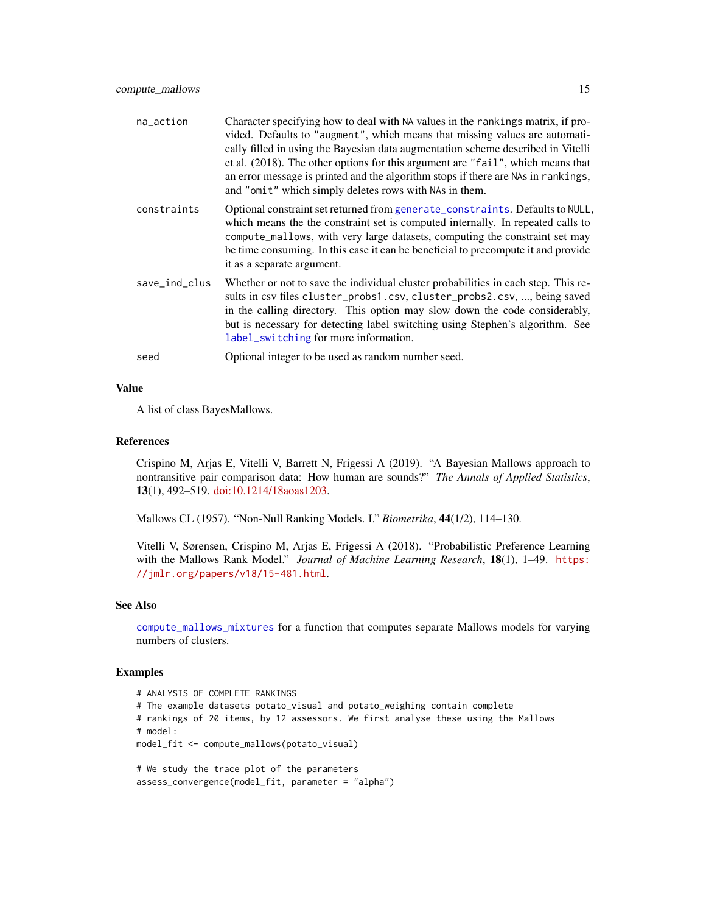| | |
|---|---|
| na_action | Character specifying how to deal with NA values in the rankings matrix, if provided. Defaults to "augment", which means that missing values are automatically filled in using the Bayesian data augmentation scheme described in Vitelli et al. (2018). The other options for this argument are "fail", which means that an error message is printed and the algorithm stops if there are NAs in rankings, and "omit" which simply deletes rows with NAs in them. |
| constraints | Optional constraint set returned from generate_constraints. Defaults to NULL, which means the the constraint set is computed internally. In repeated calls to compute_mallows, with very large datasets, computing the constraint set may be time consuming. In this case it can be beneficial to precompute it and provide it as a separate argument. |
| save_ind_clus | Whether or not to save the individual cluster probabilities in each step. This results in csv files cluster_probs1.csv, cluster_probs2.csv, ..., being saved in the calling directory. This option may slow down the code considerably, but is necessary for detecting label switching using Stephen's algorithm. See label_switching for more information. |
| seed | Optional integer to be used as random number seed. |

## Value

A list of class BayesMallows.

## References

Crispino M, Arjas E, Vitelli V, Barrett N, Frigessi A (2019). "A Bayesian Mallows approach to nontransitive pair comparison data: How human are sounds?" *The Annals of Applied Statistics*, **13**(1), 492–519. doi:10.1214/18aoas1203.

Mallows CL (1957). "Non-Null Ranking Models. I." *Biometrika*, **44**(1/2), 114–130.

Vitelli V, Sørensen, Crispino M, Arjas E, Frigessi A (2018). "Probabilistic Preference Learning with the Mallows Rank Model." *Journal of Machine Learning Research*, **18**(1), 1–49. https://jmlr.org/papers/v18/15-481.html.

## See Also

compute_mallows_mixtures for a function that computes separate Mallows models for varying numbers of clusters.

## Examples

```
# ANALYSIS OF COMPLETE RANKINGS
# The example datasets potato_visual and potato_weighing contain complete
# rankings of 20 items, by 12 assessors. We first analyse these using the Mallows
# model:
model_fit <- compute_mallows(potato_visual)

# We study the trace plot of the parameters
assess_convergence(model_fit, parameter = "alpha")
```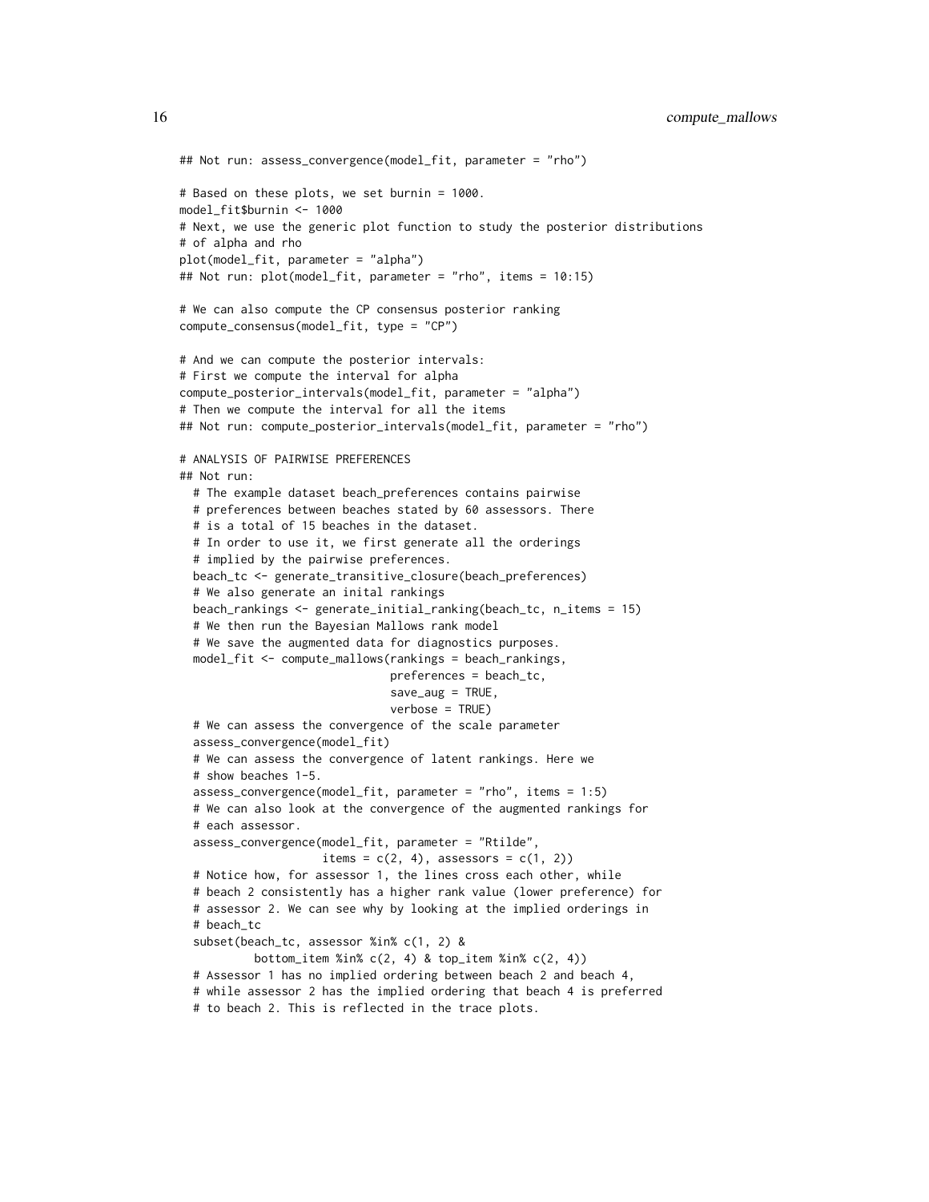```
## Not run: assess_convergence(model_fit, parameter = "rho")

# Based on these plots, we set burnin = 1000.
model_fit$burnin <- 1000
# Next, we use the generic plot function to study the posterior distributions
# of alpha and rho
plot(model_fit, parameter = "alpha")
## Not run: plot(model_fit, parameter = "rho", items = 10:15)

# We can also compute the CP consensus posterior ranking
compute_consensus(model_fit, type = "CP")

# And we can compute the posterior intervals:
# First we compute the interval for alpha
compute_posterior_intervals(model_fit, parameter = "alpha")
# Then we compute the interval for all the items
## Not run: compute_posterior_intervals(model_fit, parameter = "rho")

# ANALYSIS OF PAIRWISE PREFERENCES
## Not run:
  # The example dataset beach_preferences contains pairwise
  # preferences between beaches stated by 60 assessors. There
  # is a total of 15 beaches in the dataset.
  # In order to use it, we first generate all the orderings
  # implied by the pairwise preferences.
  beach_tc <- generate_transitive_closure(beach_preferences)
  # We also generate an inital rankings
  beach_rankings <- generate_initial_ranking(beach_tc, n_items = 15)
  # We then run the Bayesian Mallows rank model
  # We save the augmented data for diagnostics purposes.
  model_fit <- compute_mallows(rankings = beach_rankings,
                               preferences = beach_tc,
                               save_aug = TRUE,
                               verbose = TRUE)
  # We can assess the convergence of the scale parameter
  assess_convergence(model_fit)
  # We can assess the convergence of latent rankings. Here we
  # show beaches 1-5.
  assess_convergence(model_fit, parameter = "rho", items = 1:5)
  # We can also look at the convergence of the augmented rankings for
  # each assessor.
  assess_convergence(model_fit, parameter = "Rtilde",
                     items = c(2, 4), assessors = c(1, 2))
  # Notice how, for assessor 1, the lines cross each other, while
  # beach 2 consistently has a higher rank value (lower preference) for
  # assessor 2. We can see why by looking at the implied orderings in
  # beach_tc
  subset(beach_tc, assessor %in% c(1, 2) &
           bottom_item %in% c(2, 4) & top_item %in% c(2, 4))
  # Assessor 1 has no implied ordering between beach 2 and beach 4,
  # while assessor 2 has the implied ordering that beach 4 is preferred
  # to beach 2. This is reflected in the trace plots.
```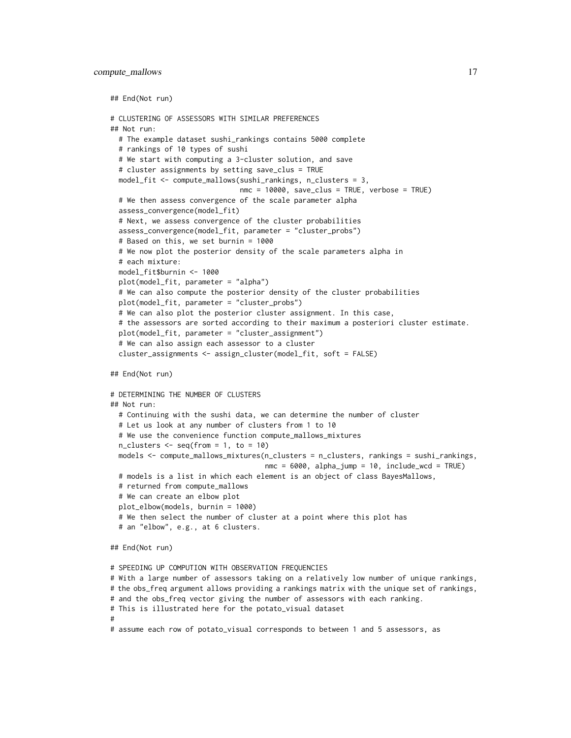```
## End(Not run)

# CLUSTERING OF ASSESSORS WITH SIMILAR PREFERENCES
## Not run:
  # The example dataset sushi_rankings contains 5000 complete
  # rankings of 10 types of sushi
  # We start with computing a 3-cluster solution, and save
  # cluster assignments by setting save_clus = TRUE
  model_fit <- compute_mallows(sushi_rankings, n_clusters = 3,
                               nmc = 10000, save_clus = TRUE, verbose = TRUE)
  # We then assess convergence of the scale parameter alpha
  assess_convergence(model_fit)
  # Next, we assess convergence of the cluster probabilities
  assess_convergence(model_fit, parameter = "cluster_probs")
  # Based on this, we set burnin = 1000
  # We now plot the posterior density of the scale parameters alpha in
  # each mixture:
  model_fit$burnin <- 1000
  plot(model_fit, parameter = "alpha")
  # We can also compute the posterior density of the cluster probabilities
  plot(model_fit, parameter = "cluster_probs")
  # We can also plot the posterior cluster assignment. In this case,
  # the assessors are sorted according to their maximum a posteriori cluster estimate.
  plot(model_fit, parameter = "cluster_assignment")
  # We can also assign each assessor to a cluster
  cluster_assignments <- assign_cluster(model_fit, soft = FALSE)

## End(Not run)

# DETERMINING THE NUMBER OF CLUSTERS
## Not run:
  # Continuing with the sushi data, we can determine the number of cluster
  # Let us look at any number of clusters from 1 to 10
  # We use the convenience function compute_mallows_mixtures
  n_clusters <- seq(from = 1, to = 10)
  models <- compute_mallows_mixtures(n_clusters = n_clusters, rankings = sushi_rankings,
                                     nmc = 6000, alpha_jump = 10, include_wcd = TRUE)
  # models is a list in which each element is an object of class BayesMallows,
  # returned from compute_mallows
  # We can create an elbow plot
  plot_elbow(models, burnin = 1000)
  # We then select the number of cluster at a point where this plot has
  # an "elbow", e.g., at 6 clusters.

## End(Not run)

# SPEEDING UP COMPUTION WITH OBSERVATION FREQUENCIES
# With a large number of assessors taking on a relatively low number of unique rankings,
# the obs_freq argument allows providing a rankings matrix with the unique set of rankings,
# and the obs_freq vector giving the number of assessors with each ranking.
# This is illustrated here for the potato_visual dataset
#
# assume each row of potato_visual corresponds to between 1 and 5 assessors, as
```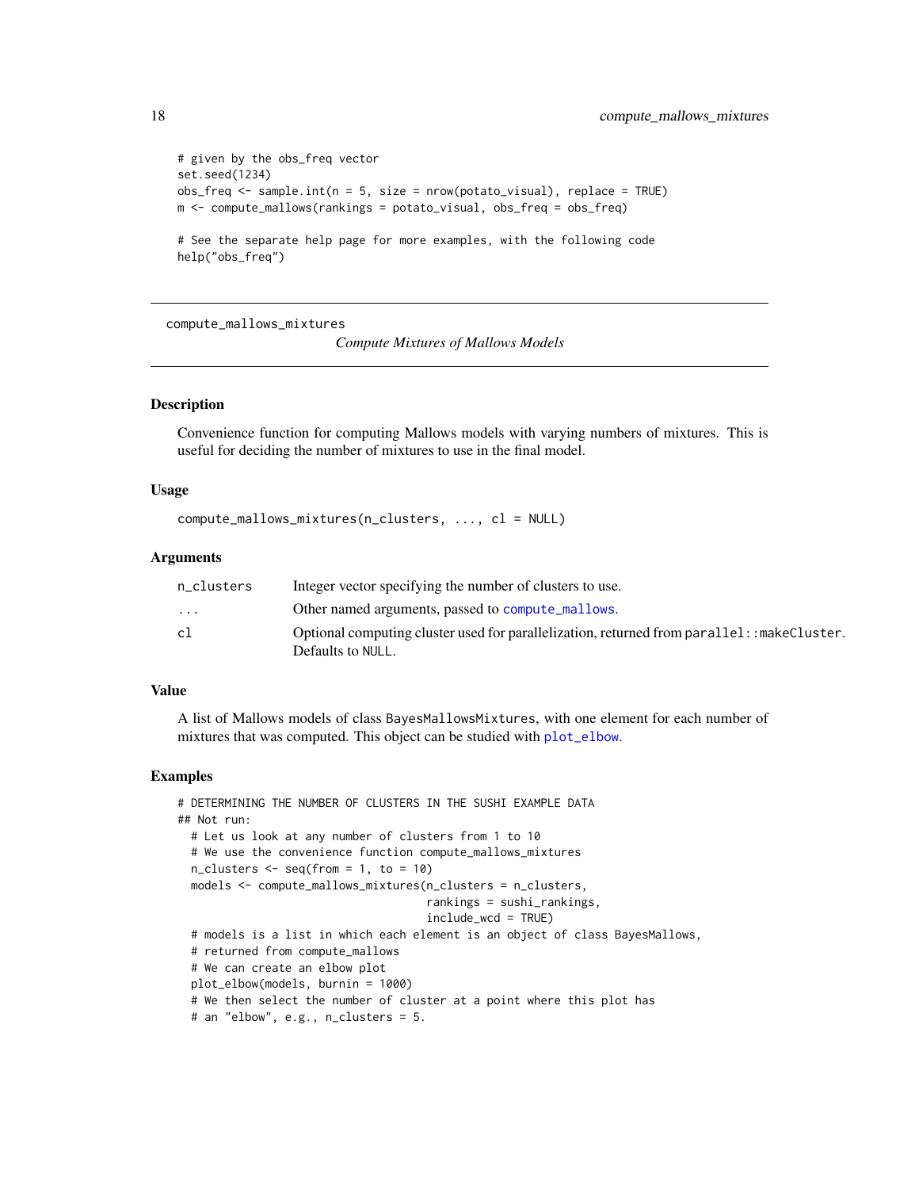```
# given by the obs_freq vector
set.seed(1234)
obs_freq <- sample.int(n = 5, size = nrow(potato_visual), replace = TRUE)
m <- compute_mallows(rankings = potato_visual, obs_freq = obs_freq)

# See the separate help page for more examples, with the following code
help("obs_freq")
```

---

compute_mallows_mixtures *Compute Mixtures of Mallows Models*

---

## Description

Convenience function for computing Mallows models with varying numbers of mixtures. This is useful for deciding the number of mixtures to use in the final model.

## Usage

```
compute_mallows_mixtures(n_clusters, ..., cl = NULL)
```

## Arguments

| | |
|---|---|
| n_clusters | Integer vector specifying the number of clusters to use. |
| ... | Other named arguments, passed to compute_mallows. |
| cl | Optional computing cluster used for parallelization, returned from parallel::makeCluster. Defaults to NULL. |

## Value

A list of Mallows models of class BayesMallowsMixtures, with one element for each number of mixtures that was computed. This object can be studied with plot_elbow.

## Examples

```
# DETERMINING THE NUMBER OF CLUSTERS IN THE SUSHI EXAMPLE DATA
## Not run:
  # Let us look at any number of clusters from 1 to 10
  # We use the convenience function compute_mallows_mixtures
  n_clusters <- seq(from = 1, to = 10)
  models <- compute_mallows_mixtures(n_clusters = n_clusters,
                                     rankings = sushi_rankings,
                                     include_wcd = TRUE)
  # models is a list in which each element is an object of class BayesMallows,
  # returned from compute_mallows
  # We can create an elbow plot
  plot_elbow(models, burnin = 1000)
  # We then select the number of cluster at a point where this plot has
  # an "elbow", e.g., n_clusters = 5.
```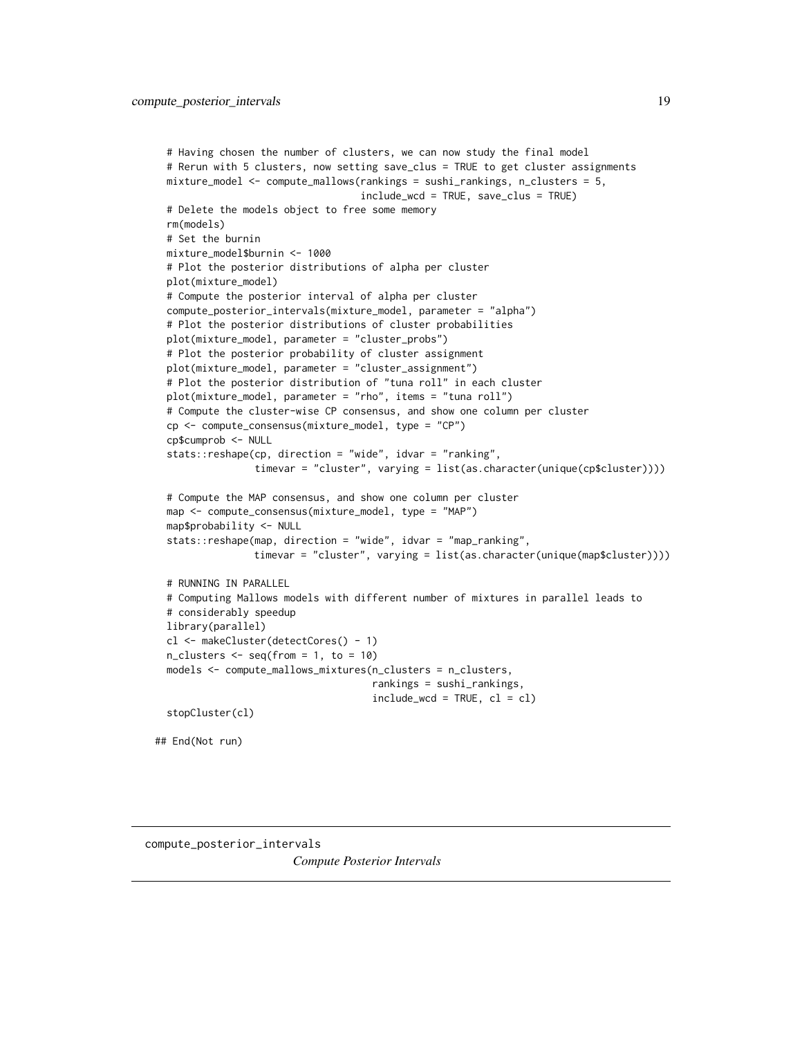```
  # Having chosen the number of clusters, we can now study the final model
  # Rerun with 5 clusters, now setting save_clus = TRUE to get cluster assignments
  mixture_model <- compute_mallows(rankings = sushi_rankings, n_clusters = 5,
                                    include_wcd = TRUE, save_clus = TRUE)
  # Delete the models object to free some memory
  rm(models)
  # Set the burnin
  mixture_model$burnin <- 1000
  # Plot the posterior distributions of alpha per cluster
  plot(mixture_model)
  # Compute the posterior interval of alpha per cluster
  compute_posterior_intervals(mixture_model, parameter = "alpha")
  # Plot the posterior distributions of cluster probabilities
  plot(mixture_model, parameter = "cluster_probs")
  # Plot the posterior probability of cluster assignment
  plot(mixture_model, parameter = "cluster_assignment")
  # Plot the posterior distribution of "tuna roll" in each cluster
  plot(mixture_model, parameter = "rho", items = "tuna roll")
  # Compute the cluster-wise CP consensus, and show one column per cluster
  cp <- compute_consensus(mixture_model, type = "CP")
  cp$cumprob <- NULL
  stats::reshape(cp, direction = "wide", idvar = "ranking",
                 timevar = "cluster", varying = list(as.character(unique(cp$cluster))))

  # Compute the MAP consensus, and show one column per cluster
  map <- compute_consensus(mixture_model, type = "MAP")
  map$probability <- NULL
  stats::reshape(map, direction = "wide", idvar = "map_ranking",
                 timevar = "cluster", varying = list(as.character(unique(map$cluster))))

  # RUNNING IN PARALLEL
  # Computing Mallows models with different number of mixtures in parallel leads to
  # considerably speedup
  library(parallel)
  cl <- makeCluster(detectCores() - 1)
  n_clusters <- seq(from = 1, to = 10)
  models <- compute_mallows_mixtures(n_clusters = n_clusters,
                                      rankings = sushi_rankings,
                                      include_wcd = TRUE, cl = cl)
  stopCluster(cl)

## End(Not run)
```

---

compute_posterior_intervals

*Compute Posterior Intervals*

---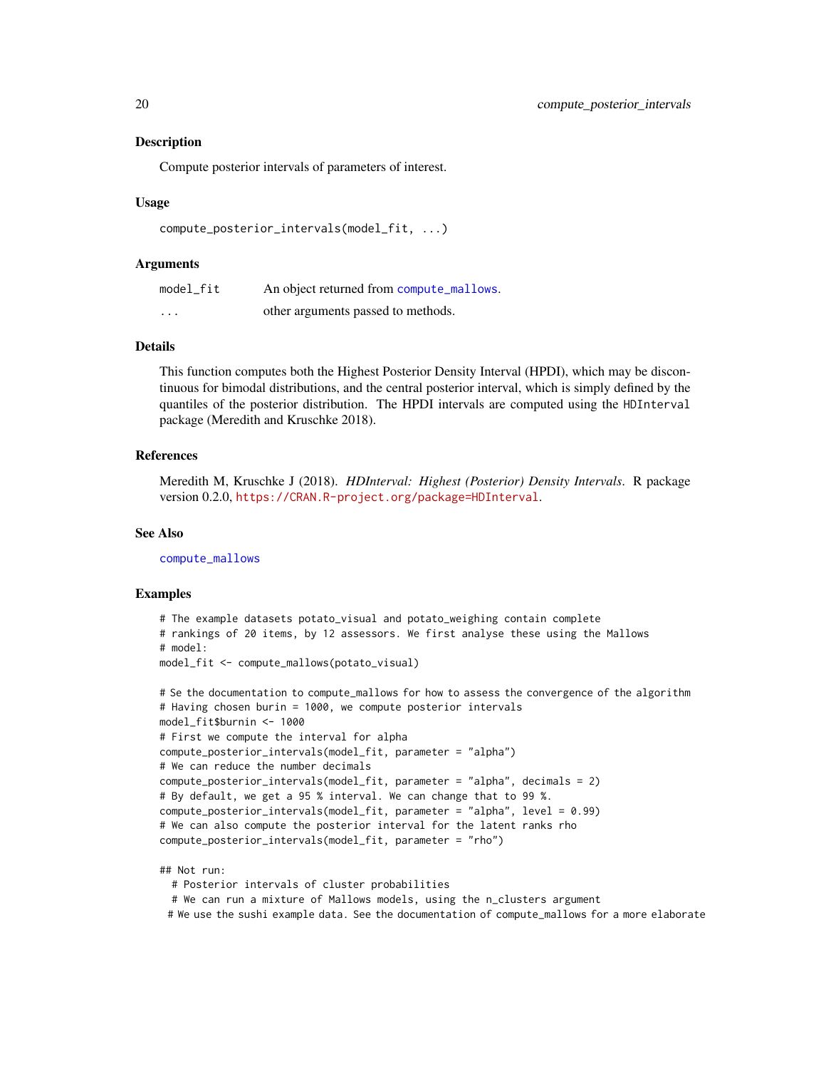## Description

Compute posterior intervals of parameters of interest.

## Usage

```
compute_posterior_intervals(model_fit, ...)
```

## Arguments

| | |
|---|---|
| model_fit | An object returned from compute_mallows. |
| ... | other arguments passed to methods. |

## Details

This function computes both the Highest Posterior Density Interval (HPDI), which may be discontinuous for bimodal distributions, and the central posterior interval, which is simply defined by the quantiles of the posterior distribution. The HPDI intervals are computed using the HDInterval package (Meredith and Kruschke 2018).

## References

Meredith M, Kruschke J (2018). *HDInterval: Highest (Posterior) Density Intervals*. R package version 0.2.0, https://CRAN.R-project.org/package=HDInterval.

## See Also

compute_mallows

## Examples

```
# The example datasets potato_visual and potato_weighing contain complete
# rankings of 20 items, by 12 assessors. We first analyse these using the Mallows
# model:
model_fit <- compute_mallows(potato_visual)

# Se the documentation to compute_mallows for how to assess the convergence of the algorithm
# Having chosen burin = 1000, we compute posterior intervals
model_fit$burnin <- 1000
# First we compute the interval for alpha
compute_posterior_intervals(model_fit, parameter = "alpha")
# We can reduce the number decimals
compute_posterior_intervals(model_fit, parameter = "alpha", decimals = 2)
# By default, we get a 95 % interval. We can change that to 99 %.
compute_posterior_intervals(model_fit, parameter = "alpha", level = 0.99)
# We can also compute the posterior interval for the latent ranks rho
compute_posterior_intervals(model_fit, parameter = "rho")

## Not run:
  # Posterior intervals of cluster probabilities
  # We can run a mixture of Mallows models, using the n_clusters argument
 # We use the sushi example data. See the documentation of compute_mallows for a more elaborate
```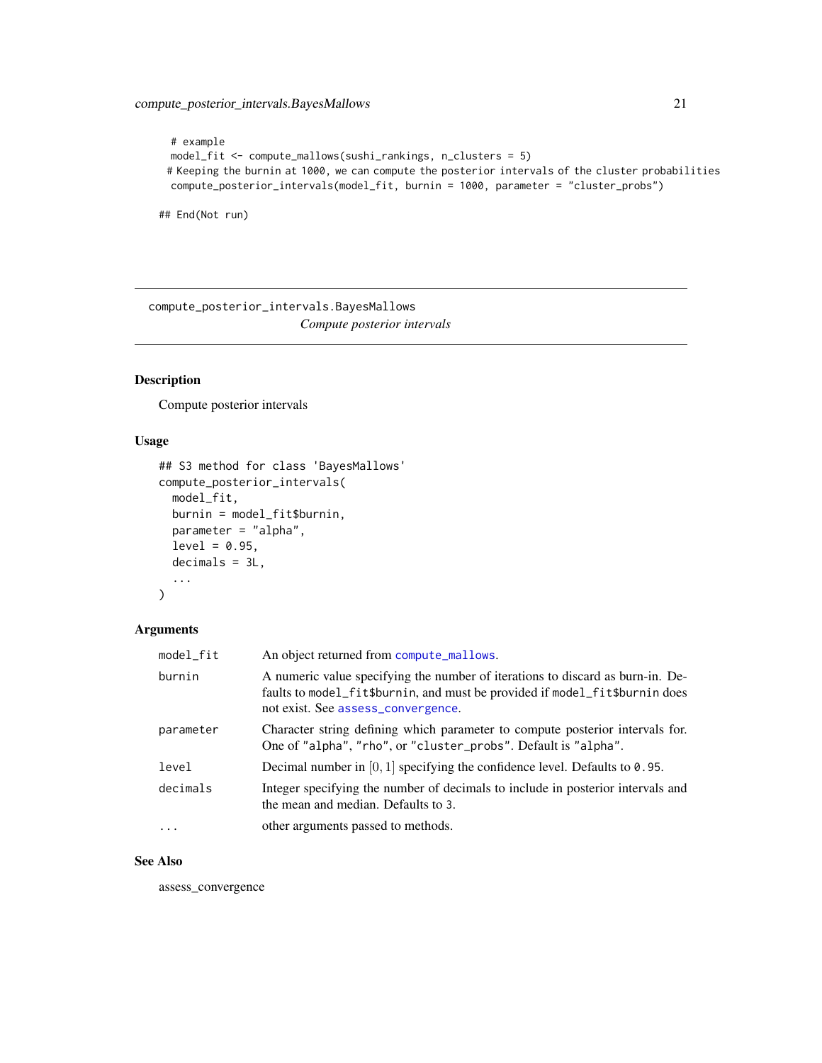```r
  # example
  model_fit <- compute_mallows(sushi_rankings, n_clusters = 5)
 # Keeping the burnin at 1000, we can compute the posterior intervals of the cluster probabilities
  compute_posterior_intervals(model_fit, burnin = 1000, parameter = "cluster_probs")

## End(Not run)
```

---

## compute_posterior_intervals.BayesMallows

*Compute posterior intervals*

---

### Description

Compute posterior intervals

### Usage

```r
## S3 method for class 'BayesMallows'
compute_posterior_intervals(
  model_fit,
  burnin = model_fit$burnin,
  parameter = "alpha",
  level = 0.95,
  decimals = 3L,
  ...
)
```

### Arguments

| | |
|---|---|
| `model_fit` | An object returned from `compute_mallows`. |
| `burnin` | A numeric value specifying the number of iterations to discard as burn-in. Defaults to `model_fit$burnin`, and must be provided if `model_fit$burnin` does not exist. See `assess_convergence`. |
| `parameter` | Character string defining which parameter to compute posterior intervals for. One of `"alpha"`, `"rho"`, or `"cluster_probs"`. Default is `"alpha"`. |
| `level` | Decimal number in $[0, 1]$ specifying the confidence level. Defaults to `0.95`. |
| `decimals` | Integer specifying the number of decimals to include in posterior intervals and the mean and median. Defaults to `3`. |
| `...` | other arguments passed to methods. |

### See Also

assess_convergence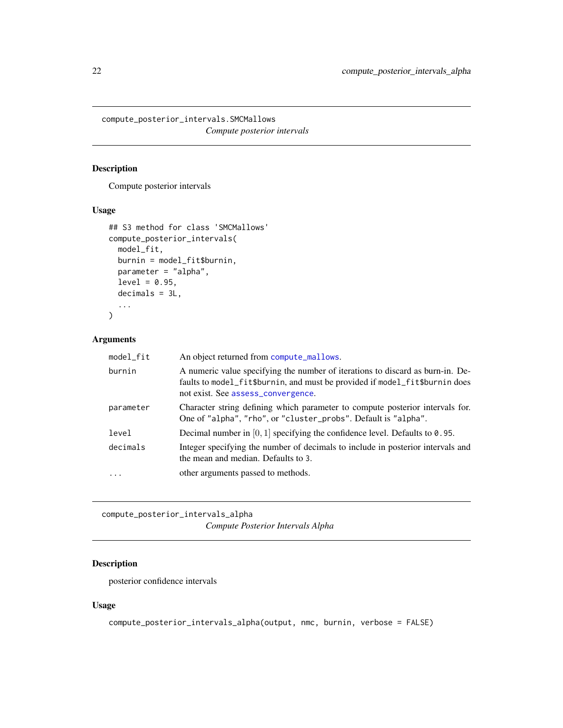## compute_posterior_intervals.SMCMallows

*Compute posterior intervals*

### Description

Compute posterior intervals

### Usage

```
## S3 method for class 'SMCMallows'
compute_posterior_intervals(
  model_fit,
  burnin = model_fit$burnin,
  parameter = "alpha",
  level = 0.95,
  decimals = 3L,
  ...
)
```

### Arguments

| | |
|---|---|
| model_fit | An object returned from compute_mallows. |
| burnin | A numeric value specifying the number of iterations to discard as burn-in. Defaults to model_fit$burnin, and must be provided if model_fit$burnin does not exist. See assess_convergence. |
| parameter | Character string defining which parameter to compute posterior intervals for. One of "alpha", "rho", or "cluster_probs". Default is "alpha". |
| level | Decimal number in $[0, 1]$ specifying the confidence level. Defaults to 0.95. |
| decimals | Integer specifying the number of decimals to include in posterior intervals and the mean and median. Defaults to 3. |
| ... | other arguments passed to methods. |

## compute_posterior_intervals_alpha

*Compute Posterior Intervals Alpha*

### Description

posterior confidence intervals

### Usage

```
compute_posterior_intervals_alpha(output, nmc, burnin, verbose = FALSE)
```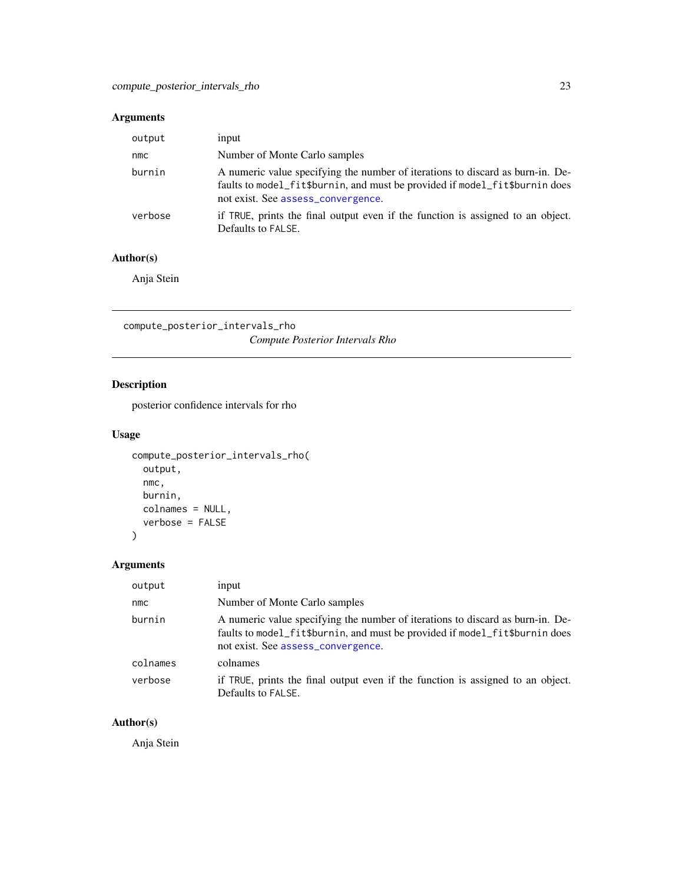## Arguments

| | |
|---|---|
| `output` | input |
| `nmc` | Number of Monte Carlo samples |
| `burnin` | A numeric value specifying the number of iterations to discard as burn-in. Defaults to `model_fit$burnin`, and must be provided if `model_fit$burnin` does not exist. See `assess_convergence`. |
| `verbose` | if `TRUE`, prints the final output even if the function is assigned to an object. Defaults to `FALSE`. |

## Author(s)

Anja Stein

---

# compute_posterior_intervals_rho — *Compute Posterior Intervals Rho*

## Description

posterior confidence intervals for rho

## Usage

```
compute_posterior_intervals_rho(
  output,
  nmc,
  burnin,
  colnames = NULL,
  verbose = FALSE
)
```

## Arguments

| | |
|---|---|
| `output` | input |
| `nmc` | Number of Monte Carlo samples |
| `burnin` | A numeric value specifying the number of iterations to discard as burn-in. Defaults to `model_fit$burnin`, and must be provided if `model_fit$burnin` does not exist. See `assess_convergence`. |
| `colnames` | colnames |
| `verbose` | if `TRUE`, prints the final output even if the function is assigned to an object. Defaults to `FALSE`. |

## Author(s)

Anja Stein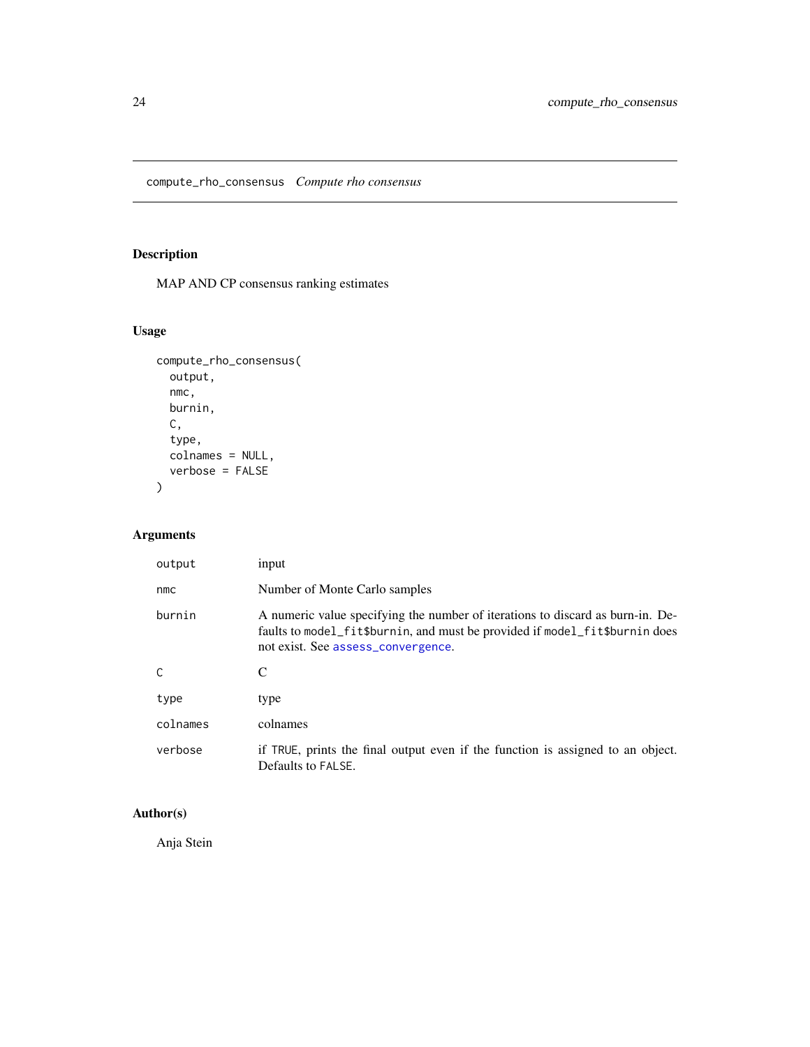# compute_rho_consensus *Compute rho consensus*

## Description

MAP AND CP consensus ranking estimates

## Usage

```
compute_rho_consensus(
  output,
  nmc,
  burnin,
  C,
  type,
  colnames = NULL,
  verbose = FALSE
)
```

## Arguments

| | |
|---|---|
| output | input |
| nmc | Number of Monte Carlo samples |
| burnin | A numeric value specifying the number of iterations to discard as burn-in. Defaults to `model_fit$burnin`, and must be provided if `model_fit$burnin` does not exist. See `assess_convergence`. |
| C | C |
| type | type |
| colnames | colnames |
| verbose | if `TRUE`, prints the final output even if the function is assigned to an object. Defaults to `FALSE`. |

## Author(s)

Anja Stein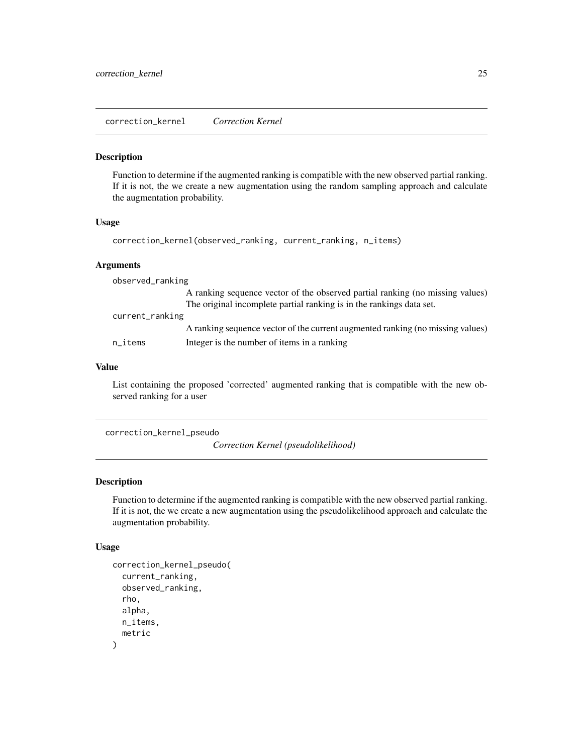## correction_kernel *Correction Kernel*

### Description

Function to determine if the augmented ranking is compatible with the new observed partial ranking. If it is not, the we create a new augmentation using the random sampling approach and calculate the augmentation probability.

### Usage

```
correction_kernel(observed_ranking, current_ranking, n_items)
```

### Arguments

`observed_ranking`
: A ranking sequence vector of the observed partial ranking (no missing values) The original incomplete partial ranking is in the rankings data set.

`current_ranking`
: A ranking sequence vector of the current augmented ranking (no missing values)

`n_items`
: Integer is the number of items in a ranking

### Value

List containing the proposed 'corrected' augmented ranking that is compatible with the new observed ranking for a user

## correction_kernel_pseudo *Correction Kernel (pseudolikelihood)*

### Description

Function to determine if the augmented ranking is compatible with the new observed partial ranking. If it is not, the we create a new augmentation using the pseudolikelihood approach and calculate the augmentation probability.

### Usage

```
correction_kernel_pseudo(
  current_ranking,
  observed_ranking,
  rho,
  alpha,
  n_items,
  metric
)
```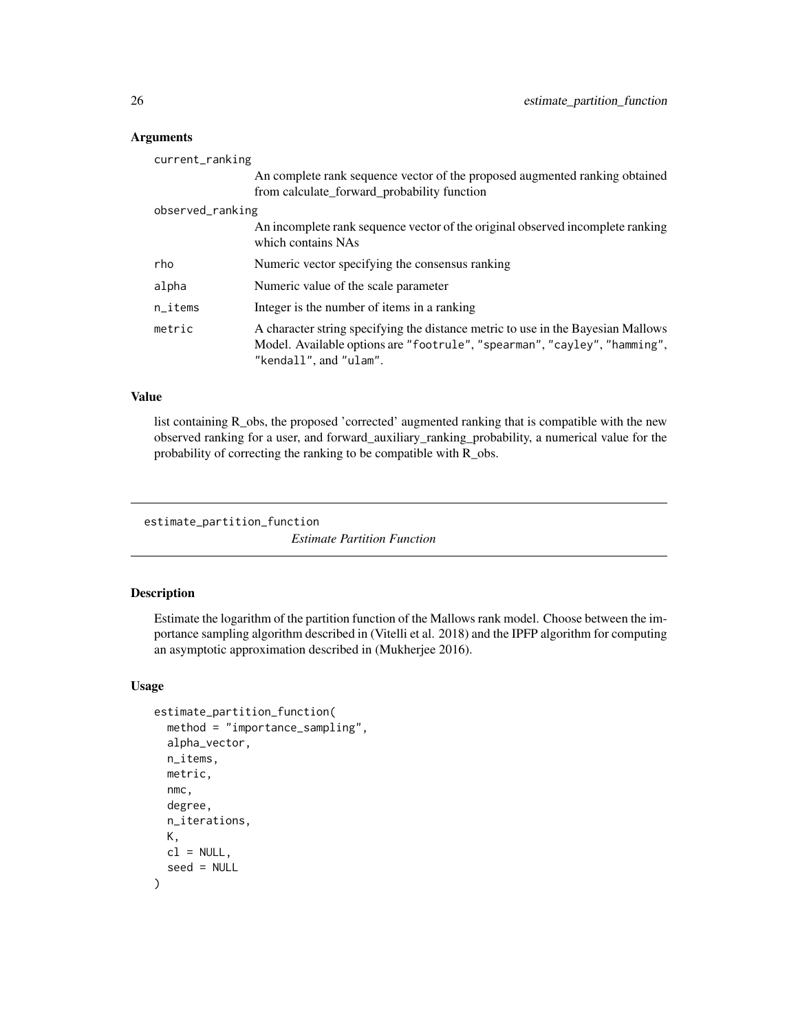## Arguments

| | |
|---|---|
| current_ranking | An complete rank sequence vector of the proposed augmented ranking obtained from calculate_forward_probability function |
| observed_ranking | An incomplete rank sequence vector of the original observed incomplete ranking which contains NAs |
| rho | Numeric vector specifying the consensus ranking |
| alpha | Numeric value of the scale parameter |
| n_items | Integer is the number of items in a ranking |
| metric | A character string specifying the distance metric to use in the Bayesian Mallows Model. Available options are "footrule", "spearman", "cayley", "hamming", "kendall", and "ulam". |

## Value

list containing R_obs, the proposed 'corrected' augmented ranking that is compatible with the new observed ranking for a user, and forward_auxiliary_ranking_probability, a numerical value for the probability of correcting the ranking to be compatible with R_obs.

---

# estimate_partition_function

*Estimate Partition Function*

---

## Description

Estimate the logarithm of the partition function of the Mallows rank model. Choose between the importance sampling algorithm described in (Vitelli et al. 2018) and the IPFP algorithm for computing an asymptotic approximation described in (Mukherjee 2016).

## Usage

```
estimate_partition_function(
  method = "importance_sampling",
  alpha_vector,
  n_items,
  metric,
  nmc,
  degree,
  n_iterations,
  K,
  cl = NULL,
  seed = NULL
)
```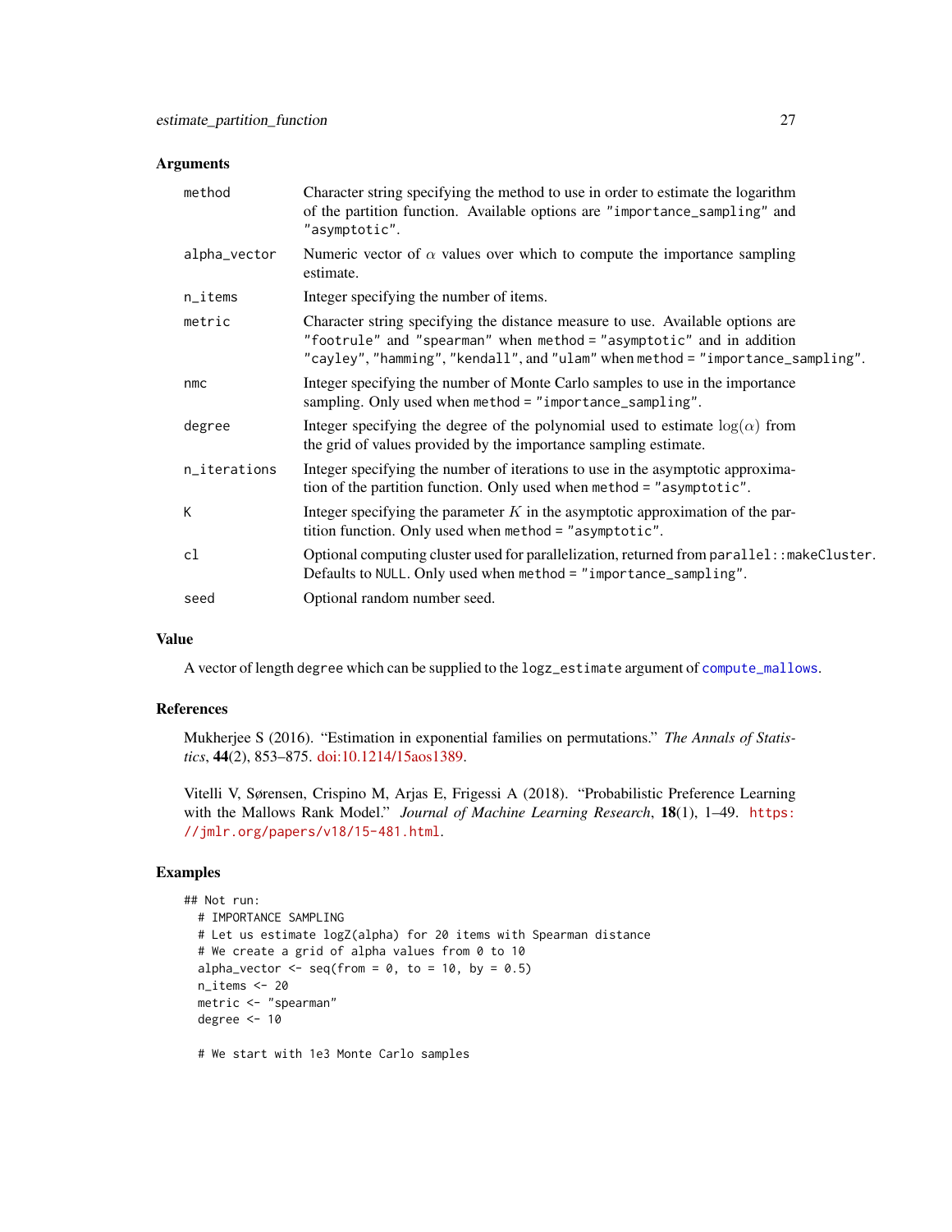### Arguments

| | |
|---|---|
| `method` | Character string specifying the method to use in order to estimate the logarithm of the partition function. Available options are `"importance_sampling"` and `"asymptotic"`. |
| `alpha_vector` | Numeric vector of $\alpha$ values over which to compute the importance sampling estimate. |
| `n_items` | Integer specifying the number of items. |
| `metric` | Character string specifying the distance measure to use. Available options are `"footrule"` and `"spearman"` when `method = "asymptotic"` and in addition `"cayley"`, `"hamming"`, `"kendall"`, and `"ulam"` when `method = "importance_sampling"`. |
| `nmc` | Integer specifying the number of Monte Carlo samples to use in the importance sampling. Only used when `method = "importance_sampling"`. |
| `degree` | Integer specifying the degree of the polynomial used to estimate $\log(\alpha)$ from the grid of values provided by the importance sampling estimate. |
| `n_iterations` | Integer specifying the number of iterations to use in the asymptotic approximation of the partition function. Only used when `method = "asymptotic"`. |
| `K` | Integer specifying the parameter $K$ in the asymptotic approximation of the partition function. Only used when `method = "asymptotic"`. |
| `cl` | Optional computing cluster used for parallelization, returned from `parallel::makeCluster`. Defaults to `NULL`. Only used when `method = "importance_sampling"`. |
| `seed` | Optional random number seed. |

### Value

A vector of length `degree` which can be supplied to the `logz_estimate` argument of `compute_mallows`.

### References

Mukherjee S (2016). "Estimation in exponential families on permutations." *The Annals of Statistics*, **44**(2), 853–875. doi:10.1214/15aos1389.

Vitelli V, Sørensen, Crispino M, Arjas E, Frigessi A (2018). "Probabilistic Preference Learning with the Mallows Rank Model." *Journal of Machine Learning Research*, **18**(1), 1–49. https://jmlr.org/papers/v18/15-481.html.

### Examples

```
## Not run:
  # IMPORTANCE SAMPLING
  # Let us estimate logZ(alpha) for 20 items with Spearman distance
  # We create a grid of alpha values from 0 to 10
  alpha_vector <- seq(from = 0, to = 10, by = 0.5)
  n_items <- 20
  metric <- "spearman"
  degree <- 10

  # We start with 1e3 Monte Carlo samples
```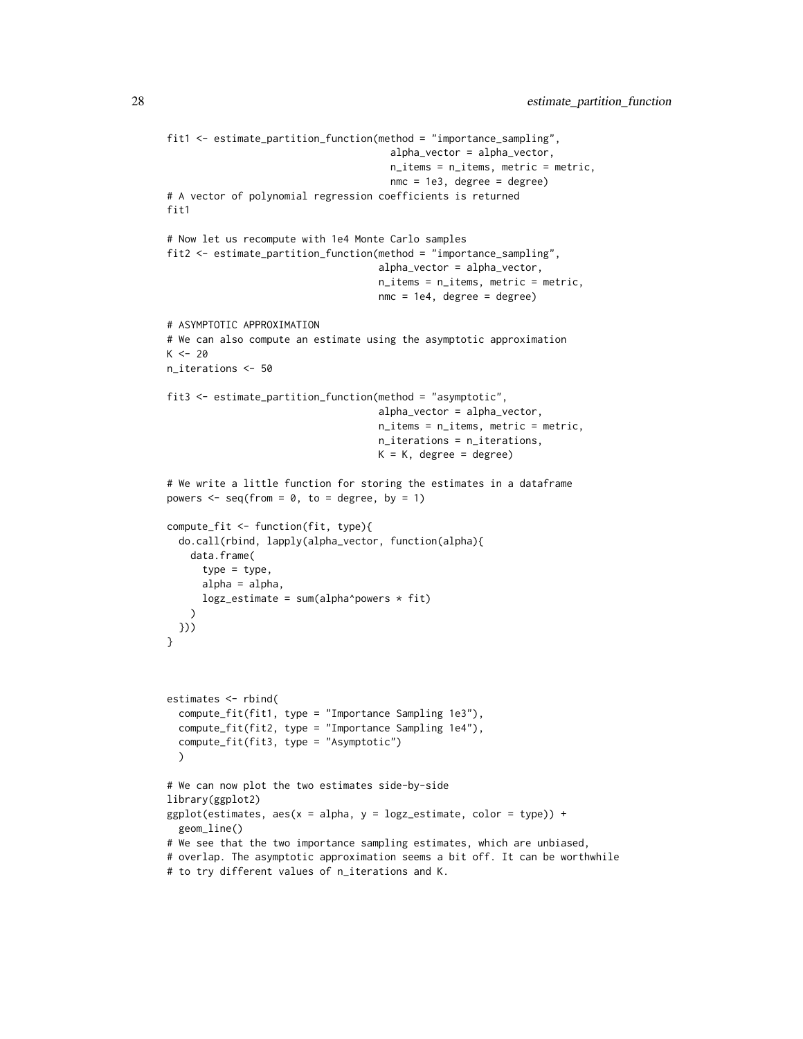```
fit1 <- estimate_partition_function(method = "importance_sampling",
                                      alpha_vector = alpha_vector,
                                      n_items = n_items, metric = metric,
                                      nmc = 1e3, degree = degree)
# A vector of polynomial regression coefficients is returned
fit1

# Now let us recompute with 1e4 Monte Carlo samples
fit2 <- estimate_partition_function(method = "importance_sampling",
                                    alpha_vector = alpha_vector,
                                    n_items = n_items, metric = metric,
                                    nmc = 1e4, degree = degree)

# ASYMPTOTIC APPROXIMATION
# We can also compute an estimate using the asymptotic approximation
K <- 20
n_iterations <- 50

fit3 <- estimate_partition_function(method = "asymptotic",
                                    alpha_vector = alpha_vector,
                                    n_items = n_items, metric = metric,
                                    n_iterations = n_iterations,
                                    K = K, degree = degree)

# We write a little function for storing the estimates in a dataframe
powers <- seq(from = 0, to = degree, by = 1)

compute_fit <- function(fit, type){
  do.call(rbind, lapply(alpha_vector, function(alpha){
    data.frame(
      type = type,
      alpha = alpha,
      logz_estimate = sum(alpha^powers * fit)
    )
  }))
}



estimates <- rbind(
  compute_fit(fit1, type = "Importance Sampling 1e3"),
  compute_fit(fit2, type = "Importance Sampling 1e4"),
  compute_fit(fit3, type = "Asymptotic")
  )

# We can now plot the two estimates side-by-side
library(ggplot2)
ggplot(estimates, aes(x = alpha, y = logz_estimate, color = type)) +
  geom_line()
# We see that the two importance sampling estimates, which are unbiased,
# overlap. The asymptotic approximation seems a bit off. It can be worthwhile
# to try different values of n_iterations and K.
```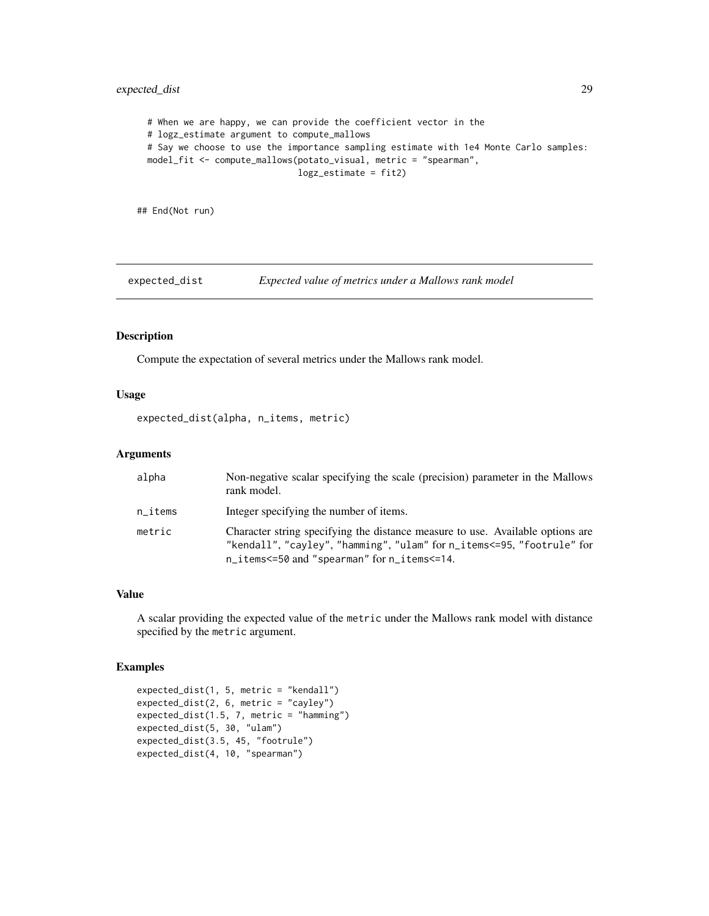```
  # When we are happy, we can provide the coefficient vector in the
  # logz_estimate argument to compute_mallows
  # Say we choose to use the importance sampling estimate with 1e4 Monte Carlo samples:
  model_fit <- compute_mallows(potato_visual, metric = "spearman",
                               logz_estimate = fit2)

## End(Not run)
```

## expected_dist *Expected value of metrics under a Mallows rank model*

### Description

Compute the expectation of several metrics under the Mallows rank model.

### Usage

```
expected_dist(alpha, n_items, metric)
```

### Arguments

| | |
|---|---|
| alpha | Non-negative scalar specifying the scale (precision) parameter in the Mallows rank model. |
| n_items | Integer specifying the number of items. |
| metric | Character string specifying the distance measure to use. Available options are "kendall", "cayley", "hamming", "ulam" for n_items<=95, "footrule" for n_items<=50 and "spearman" for n_items<=14. |

### Value

A scalar providing the expected value of the metric under the Mallows rank model with distance specified by the metric argument.

### Examples

```
expected_dist(1, 5, metric = "kendall")
expected_dist(2, 6, metric = "cayley")
expected_dist(1.5, 7, metric = "hamming")
expected_dist(5, 30, "ulam")
expected_dist(3.5, 45, "footrule")
expected_dist(4, 10, "spearman")
```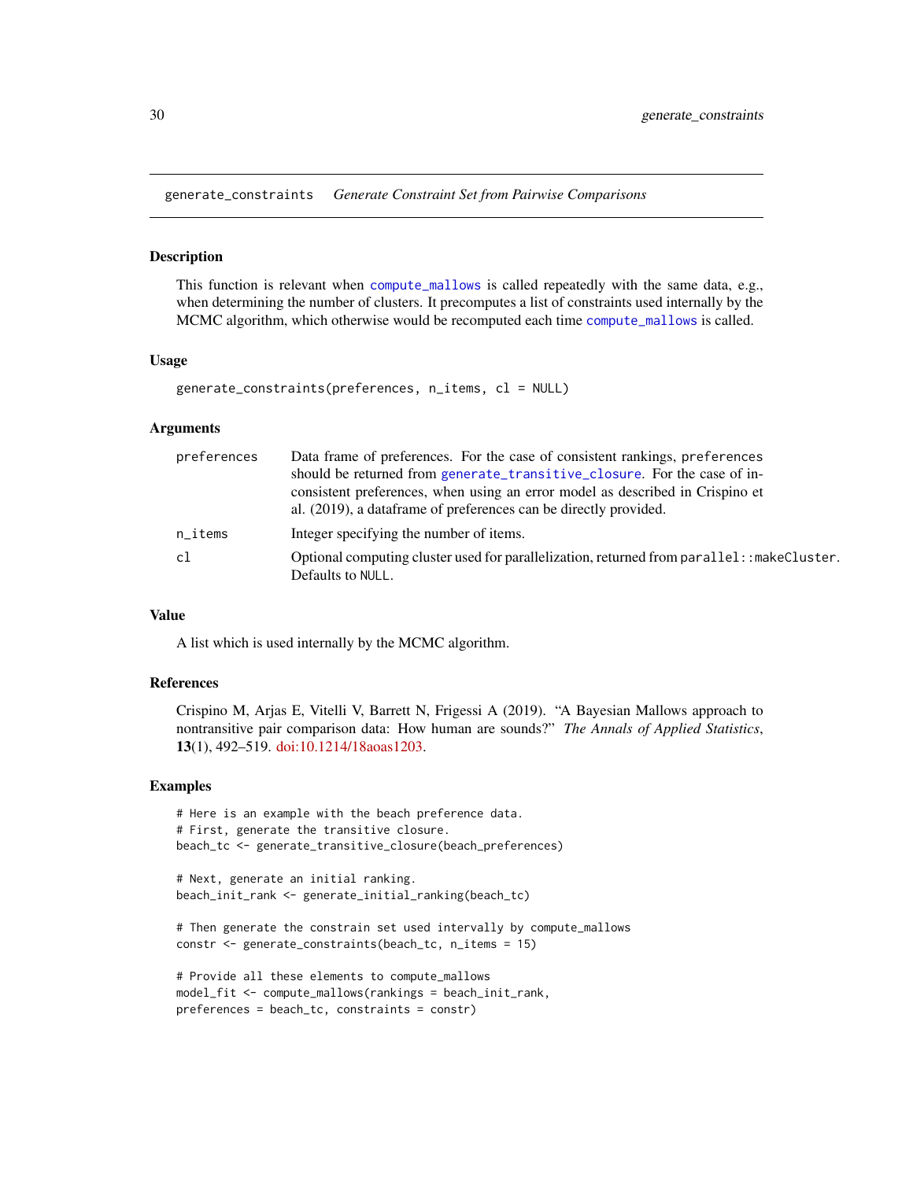## generate_constraints *Generate Constraint Set from Pairwise Comparisons*

### Description

This function is relevant when compute_mallows is called repeatedly with the same data, e.g., when determining the number of clusters. It precomputes a list of constraints used internally by the MCMC algorithm, which otherwise would be recomputed each time compute_mallows is called.

### Usage

```
generate_constraints(preferences, n_items, cl = NULL)
```

### Arguments

| | |
|---|---|
| preferences | Data frame of preferences. For the case of consistent rankings, preferences should be returned from generate_transitive_closure. For the case of inconsistent preferences, when using an error model as described in Crispino et al. (2019), a dataframe of preferences can be directly provided. |
| n_items | Integer specifying the number of items. |
| cl | Optional computing cluster used for parallelization, returned from parallel::makeCluster. Defaults to NULL. |

### Value

A list which is used internally by the MCMC algorithm.

### References

Crispino M, Arjas E, Vitelli V, Barrett N, Frigessi A (2019). "A Bayesian Mallows approach to nontransitive pair comparison data: How human are sounds?" *The Annals of Applied Statistics*, **13**(1), 492–519. doi:10.1214/18aoas1203.

### Examples

```
# Here is an example with the beach preference data.
# First, generate the transitive closure.
beach_tc <- generate_transitive_closure(beach_preferences)

# Next, generate an initial ranking.
beach_init_rank <- generate_initial_ranking(beach_tc)

# Then generate the constrain set used intervally by compute_mallows
constr <- generate_constraints(beach_tc, n_items = 15)

# Provide all these elements to compute_mallows
model_fit <- compute_mallows(rankings = beach_init_rank,
preferences = beach_tc, constraints = constr)
```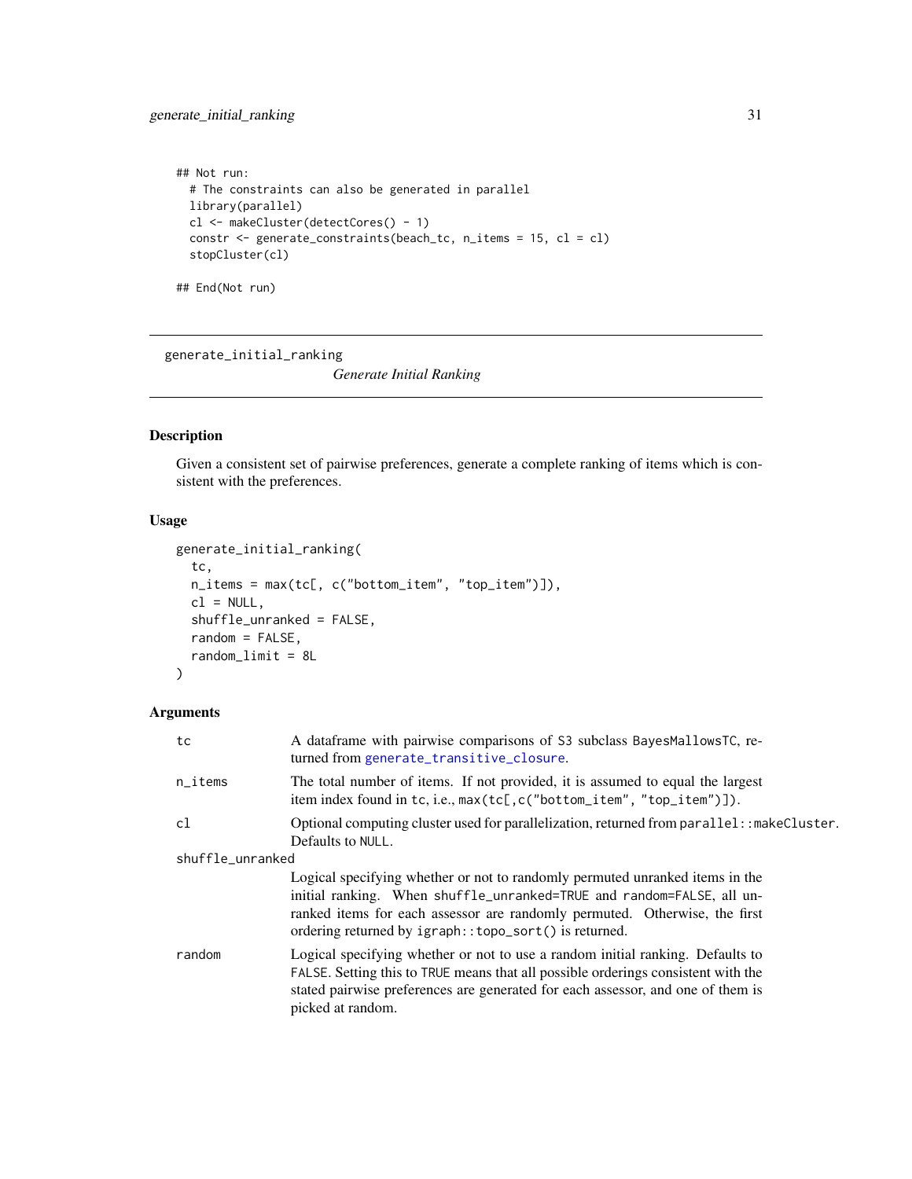```
## Not run:
  # The constraints can also be generated in parallel
  library(parallel)
  cl <- makeCluster(detectCores() - 1)
  constr <- generate_constraints(beach_tc, n_items = 15, cl = cl)
  stopCluster(cl)

## End(Not run)
```

---

## generate_initial_ranking — *Generate Initial Ranking*

---

### Description

Given a consistent set of pairwise preferences, generate a complete ranking of items which is consistent with the preferences.

### Usage

```
generate_initial_ranking(
  tc,
  n_items = max(tc[, c("bottom_item", "top_item")]),
  cl = NULL,
  shuffle_unranked = FALSE,
  random = FALSE,
  random_limit = 8L
)
```

### Arguments

| Argument | Description |
| --- | --- |
| `tc` | A dataframe with pairwise comparisons of S3 subclass `BayesMallowsTC`, returned from `generate_transitive_closure`. |
| `n_items` | The total number of items. If not provided, it is assumed to equal the largest item index found in `tc`, i.e., `max(tc[,c("bottom_item", "top_item")])`. |
| `cl` | Optional computing cluster used for parallelization, returned from `parallel::makeCluster`. Defaults to `NULL`. |
| `shuffle_unranked` | Logical specifying whether or not to randomly permuted unranked items in the initial ranking. When `shuffle_unranked=TRUE` and `random=FALSE`, all unranked items for each assessor are randomly permuted. Otherwise, the first ordering returned by `igraph::topo_sort()` is returned. |
| `random` | Logical specifying whether or not to use a random initial ranking. Defaults to `FALSE`. Setting this to `TRUE` means that all possible orderings consistent with the stated pairwise preferences are generated for each assessor, and one of them is picked at random. |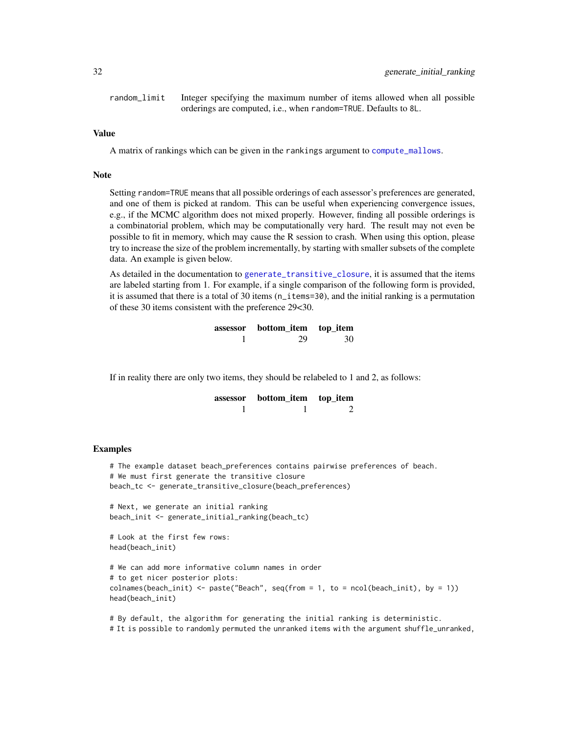random_limit Integer specifying the maximum number of items allowed when all possible orderings are computed, i.e., when random=TRUE. Defaults to 8L.

## Value

A matrix of rankings which can be given in the rankings argument to compute_mallows.

## Note

Setting random=TRUE means that all possible orderings of each assessor's preferences are generated, and one of them is picked at random. This can be useful when experiencing convergence issues, e.g., if the MCMC algorithm does not mixed properly. However, finding all possible orderings is a combinatorial problem, which may be computationally very hard. The result may not even be possible to fit in memory, which may cause the R session to crash. When using this option, please try to increase the size of the problem incrementally, by starting with smaller subsets of the complete data. An example is given below.

As detailed in the documentation to generate_transitive_closure, it is assumed that the items are labeled starting from 1. For example, if a single comparison of the following form is provided, it is assumed that there is a total of 30 items (n_items=30), and the initial ranking is a permutation of these 30 items consistent with the preference 29<30.

| assessor | bottom_item | top_item |
|---|---|---|
| 1 | 29 | 30 |

If in reality there are only two items, they should be relabeled to 1 and 2, as follows:

| assessor | bottom_item | top_item |
|---|---|---|
| 1 | 1 | 2 |

## Examples

```
# The example dataset beach_preferences contains pairwise preferences of beach.
# We must first generate the transitive closure
beach_tc <- generate_transitive_closure(beach_preferences)

# Next, we generate an initial ranking
beach_init <- generate_initial_ranking(beach_tc)

# Look at the first few rows:
head(beach_init)

# We can add more informative column names in order
# to get nicer posterior plots:
colnames(beach_init) <- paste("Beach", seq(from = 1, to = ncol(beach_init), by = 1))
head(beach_init)

# By default, the algorithm for generating the initial ranking is deterministic.
# It is possible to randomly permuted the unranked items with the argument shuffle_unranked,
```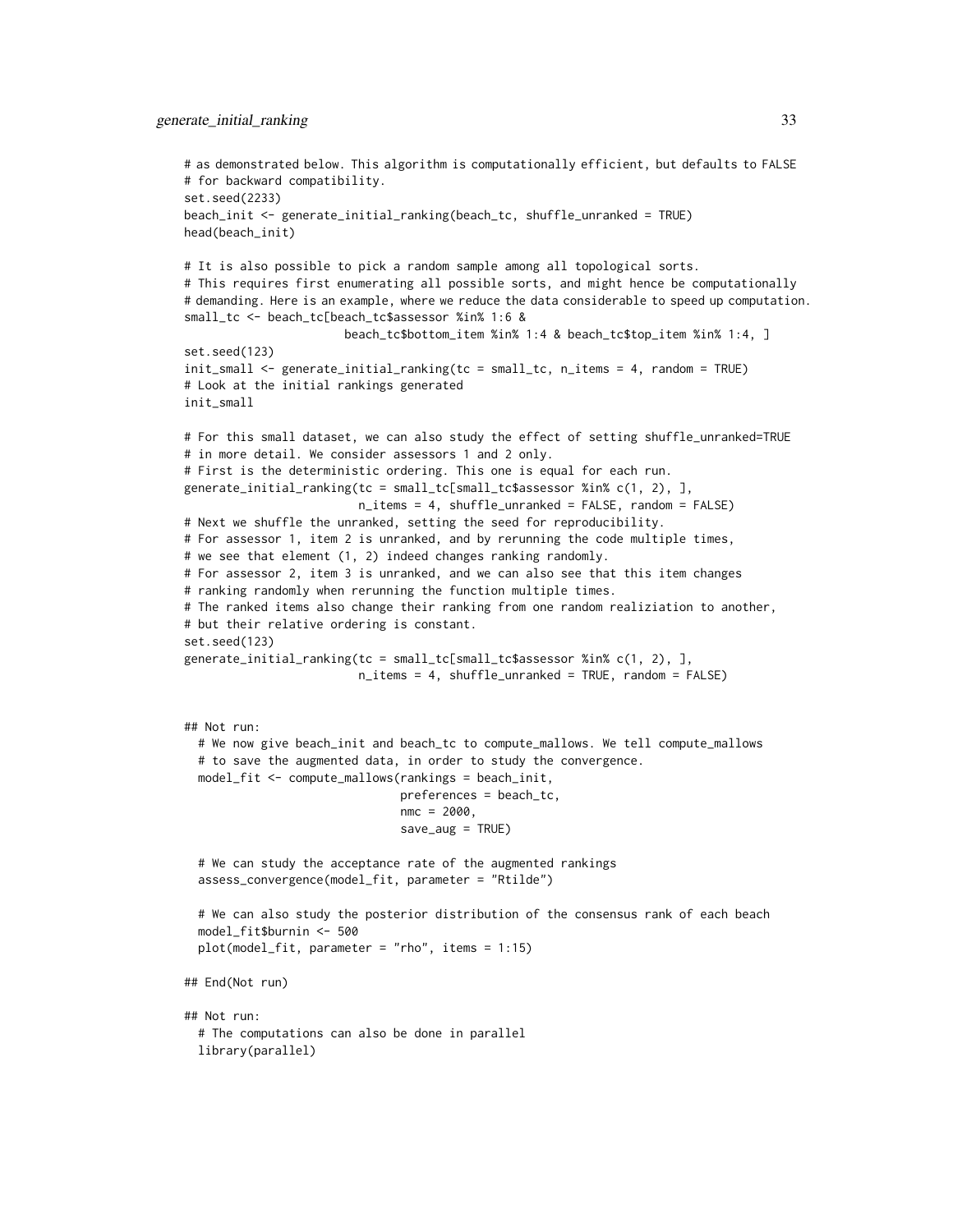```
# as demonstrated below. This algorithm is computationally efficient, but defaults to FALSE
# for backward compatibility.
set.seed(2233)
beach_init <- generate_initial_ranking(beach_tc, shuffle_unranked = TRUE)
head(beach_init)

# It is also possible to pick a random sample among all topological sorts.
# This requires first enumerating all possible sorts, and might hence be computationally
# demanding. Here is an example, where we reduce the data considerable to speed up computation.
small_tc <- beach_tc[beach_tc$assessor %in% 1:6 &
                       beach_tc$bottom_item %in% 1:4 & beach_tc$top_item %in% 1:4, ]
set.seed(123)
init_small <- generate_initial_ranking(tc = small_tc, n_items = 4, random = TRUE)
# Look at the initial rankings generated
init_small

# For this small dataset, we can also study the effect of setting shuffle_unranked=TRUE
# in more detail. We consider assessors 1 and 2 only.
# First is the deterministic ordering. This one is equal for each run.
generate_initial_ranking(tc = small_tc[small_tc$assessor %in% c(1, 2), ],
                         n_items = 4, shuffle_unranked = FALSE, random = FALSE)
# Next we shuffle the unranked, setting the seed for reproducibility.
# For assessor 1, item 2 is unranked, and by rerunning the code multiple times,
# we see that element (1, 2) indeed changes ranking randomly.
# For assessor 2, item 3 is unranked, and we can also see that this item changes
# ranking randomly when rerunning the function multiple times.
# The ranked items also change their ranking from one random realiziation to another,
# but their relative ordering is constant.
set.seed(123)
generate_initial_ranking(tc = small_tc[small_tc$assessor %in% c(1, 2), ],
                         n_items = 4, shuffle_unranked = TRUE, random = FALSE)


## Not run:
  # We now give beach_init and beach_tc to compute_mallows. We tell compute_mallows
  # to save the augmented data, in order to study the convergence.
  model_fit <- compute_mallows(rankings = beach_init,
                               preferences = beach_tc,
                               nmc = 2000,
                               save_aug = TRUE)

  # We can study the acceptance rate of the augmented rankings
  assess_convergence(model_fit, parameter = "Rtilde")

  # We can also study the posterior distribution of the consensus rank of each beach
  model_fit$burnin <- 500
  plot(model_fit, parameter = "rho", items = 1:15)

## End(Not run)

## Not run:
  # The computations can also be done in parallel
  library(parallel)
```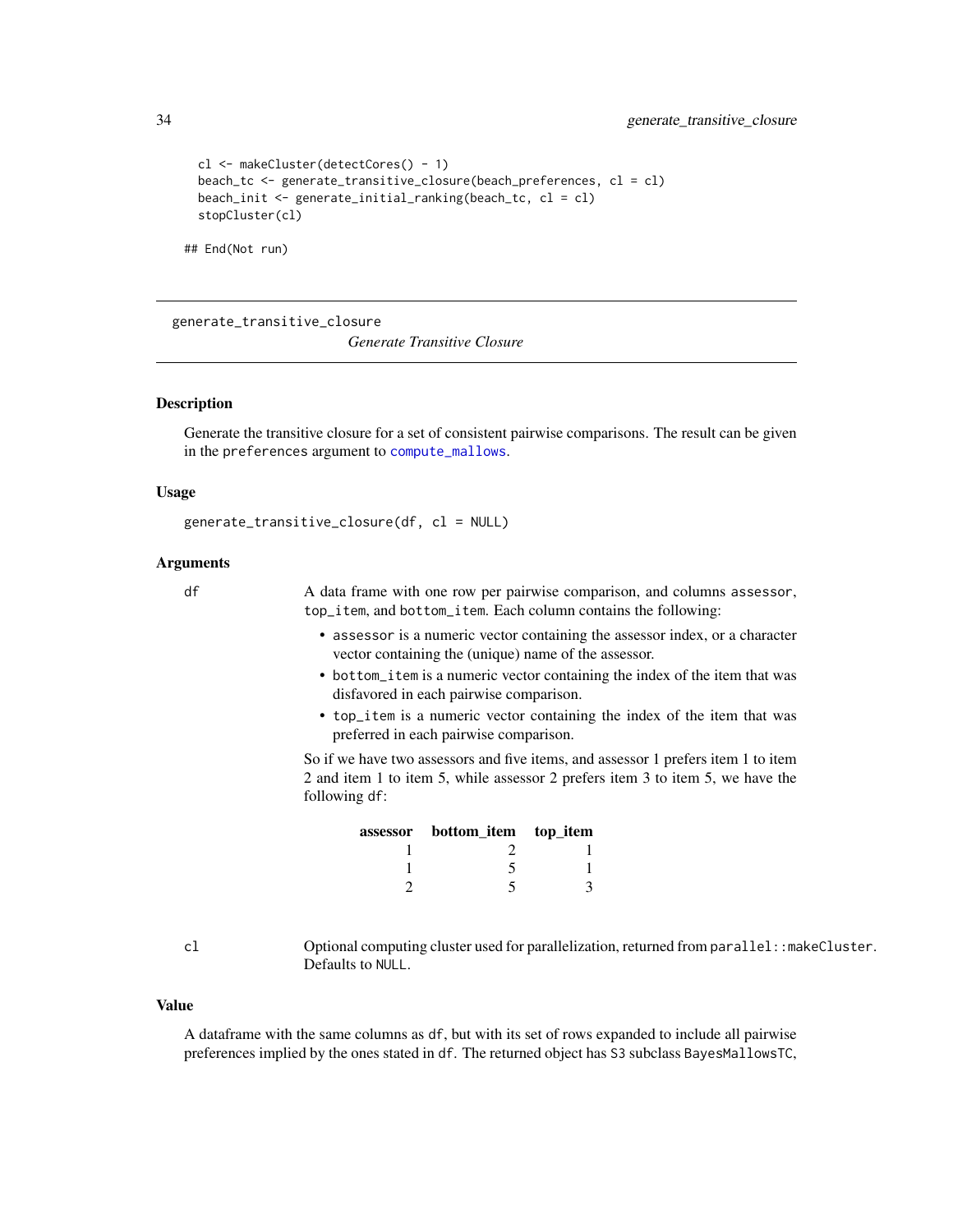```
  cl <- makeCluster(detectCores() - 1)
  beach_tc <- generate_transitive_closure(beach_preferences, cl = cl)
  beach_init <- generate_initial_ranking(beach_tc, cl = cl)
  stopCluster(cl)

## End(Not run)
```

---

generate_transitive_closure

*Generate Transitive Closure*

---

## Description

Generate the transitive closure for a set of consistent pairwise comparisons. The result can be given in the preferences argument to compute_mallows.

## Usage

```
generate_transitive_closure(df, cl = NULL)
```

## Arguments

**df** A data frame with one row per pairwise comparison, and columns assessor, top_item, and bottom_item. Each column contains the following:

- assessor is a numeric vector containing the assessor index, or a character vector containing the (unique) name of the assessor.
- bottom_item is a numeric vector containing the index of the item that was disfavored in each pairwise comparison.
- top_item is a numeric vector containing the index of the item that was preferred in each pairwise comparison.

So if we have two assessors and five items, and assessor 1 prefers item 1 to item 2 and item 1 to item 5, while assessor 2 prefers item 3 to item 5, we have the following df:

| assessor | bottom_item | top_item |
|---|---|---|
| 1 | 2 | 1 |
| 1 | 5 | 1 |
| 2 | 5 | 3 |

**cl** Optional computing cluster used for parallelization, returned from parallel::makeCluster. Defaults to NULL.

## Value

A dataframe with the same columns as df, but with its set of rows expanded to include all pairwise preferences implied by the ones stated in df. The returned object has S3 subclass BayesMallowsTC,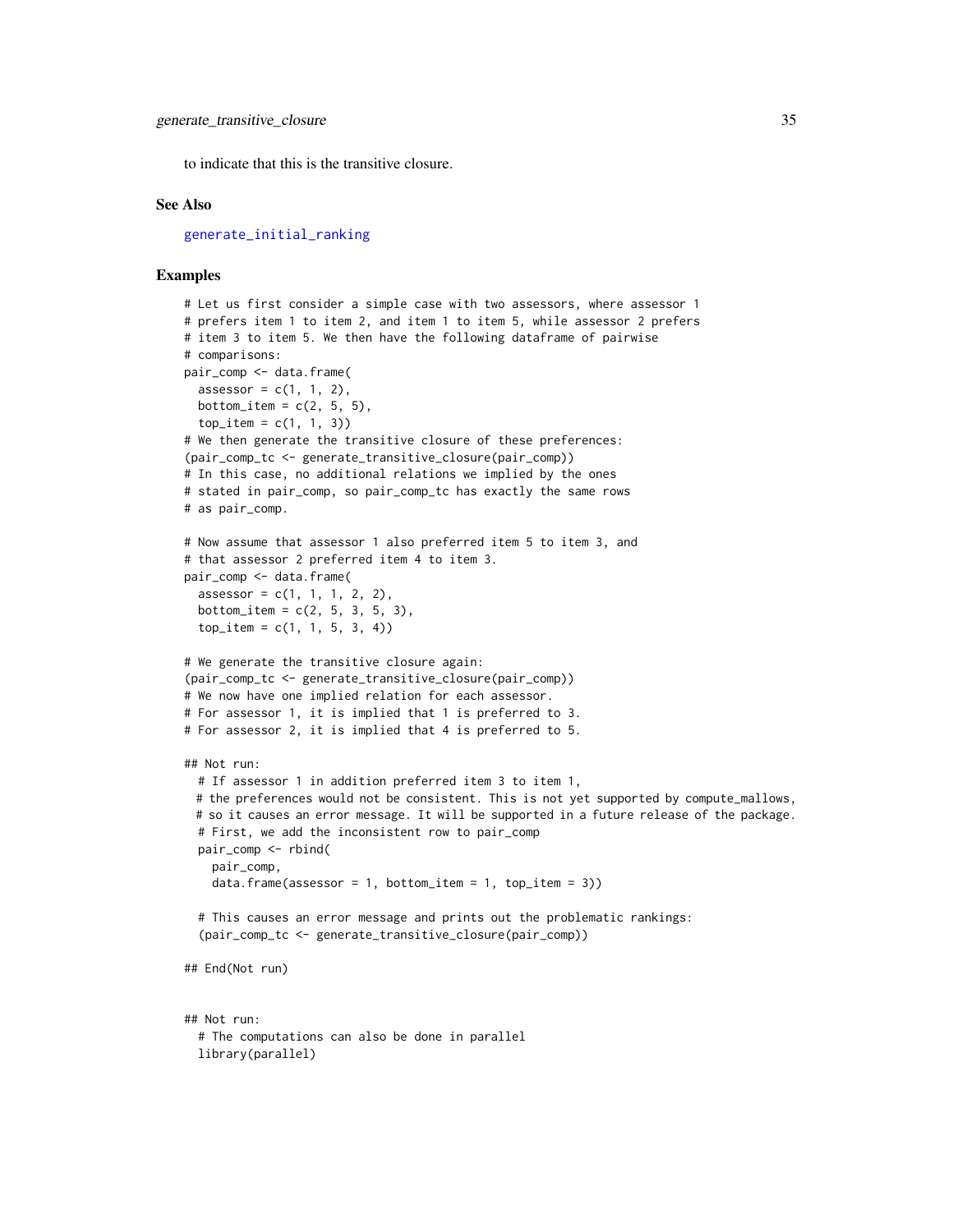to indicate that this is the transitive closure.

## See Also

generate_initial_ranking

## Examples

```
# Let us first consider a simple case with two assessors, where assessor 1
# prefers item 1 to item 2, and item 1 to item 5, while assessor 2 prefers
# item 3 to item 5. We then have the following dataframe of pairwise
# comparisons:
pair_comp <- data.frame(
  assessor = c(1, 1, 2),
  bottom_item = c(2, 5, 5),
  top_item = c(1, 1, 3))
# We then generate the transitive closure of these preferences:
(pair_comp_tc <- generate_transitive_closure(pair_comp))
# In this case, no additional relations we implied by the ones
# stated in pair_comp, so pair_comp_tc has exactly the same rows
# as pair_comp.

# Now assume that assessor 1 also preferred item 5 to item 3, and
# that assessor 2 preferred item 4 to item 3.
pair_comp <- data.frame(
  assessor = c(1, 1, 1, 2, 2),
  bottom_item = c(2, 5, 3, 5, 3),
  top_item = c(1, 1, 5, 3, 4))

# We generate the transitive closure again:
(pair_comp_tc <- generate_transitive_closure(pair_comp))
# We now have one implied relation for each assessor.
# For assessor 1, it is implied that 1 is preferred to 3.
# For assessor 2, it is implied that 4 is preferred to 5.

## Not run:
  # If assessor 1 in addition preferred item 3 to item 1,
  # the preferences would not be consistent. This is not yet supported by compute_mallows,
  # so it causes an error message. It will be supported in a future release of the package.
  # First, we add the inconsistent row to pair_comp
  pair_comp <- rbind(
    pair_comp,
    data.frame(assessor = 1, bottom_item = 1, top_item = 3))

  # This causes an error message and prints out the problematic rankings:
  (pair_comp_tc <- generate_transitive_closure(pair_comp))

## End(Not run)


## Not run:
  # The computations can also be done in parallel
  library(parallel)
```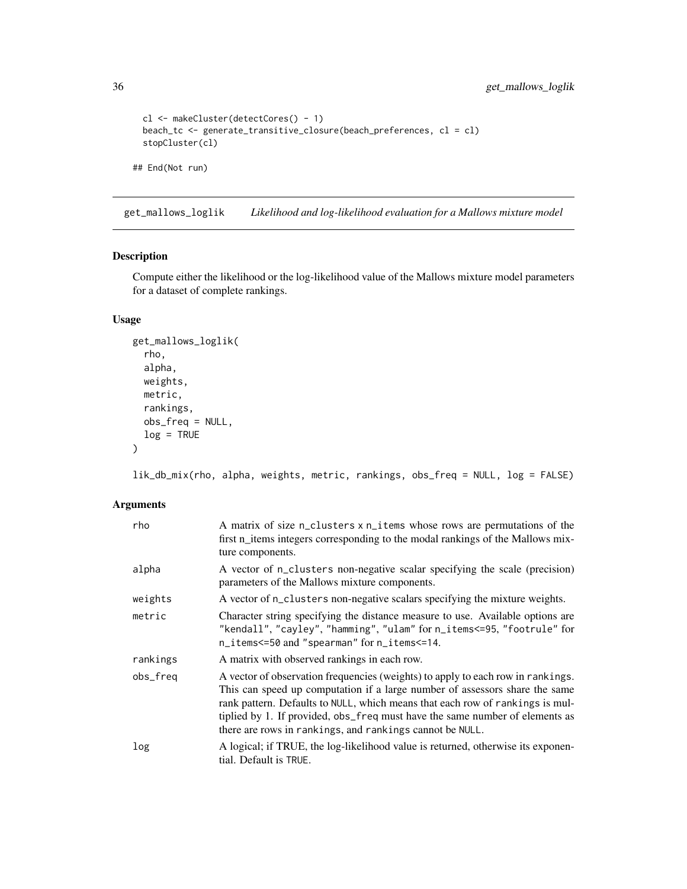```
  cl <- makeCluster(detectCores() - 1)
  beach_tc <- generate_transitive_closure(beach_preferences, cl = cl)
  stopCluster(cl)

## End(Not run)
```

## get_mallows_loglik — *Likelihood and log-likelihood evaluation for a Mallows mixture model*

### Description

Compute either the likelihood or the log-likelihood value of the Mallows mixture model parameters for a dataset of complete rankings.

### Usage

```
get_mallows_loglik(
  rho,
  alpha,
  weights,
  metric,
  rankings,
  obs_freq = NULL,
  log = TRUE
)

lik_db_mix(rho, alpha, weights, metric, rankings, obs_freq = NULL, log = FALSE)
```

### Arguments

| | |
|---|---|
| rho | A matrix of size n_clusters x n_items whose rows are permutations of the first n_items integers corresponding to the modal rankings of the Mallows mixture components. |
| alpha | A vector of n_clusters non-negative scalar specifying the scale (precision) parameters of the Mallows mixture components. |
| weights | A vector of n_clusters non-negative scalars specifying the mixture weights. |
| metric | Character string specifying the distance measure to use. Available options are "kendall", "cayley", "hamming", "ulam" for n_items<=95, "footrule" for n_items<=50 and "spearman" for n_items<=14. |
| rankings | A matrix with observed rankings in each row. |
| obs_freq | A vector of observation frequencies (weights) to apply to each row in rankings. This can speed up computation if a large number of assessors share the same rank pattern. Defaults to NULL, which means that each row of rankings is multiplied by 1. If provided, obs_freq must have the same number of elements as there are rows in rankings, and rankings cannot be NULL. |
| log | A logical; if TRUE, the log-likelihood value is returned, otherwise its exponential. Default is TRUE. |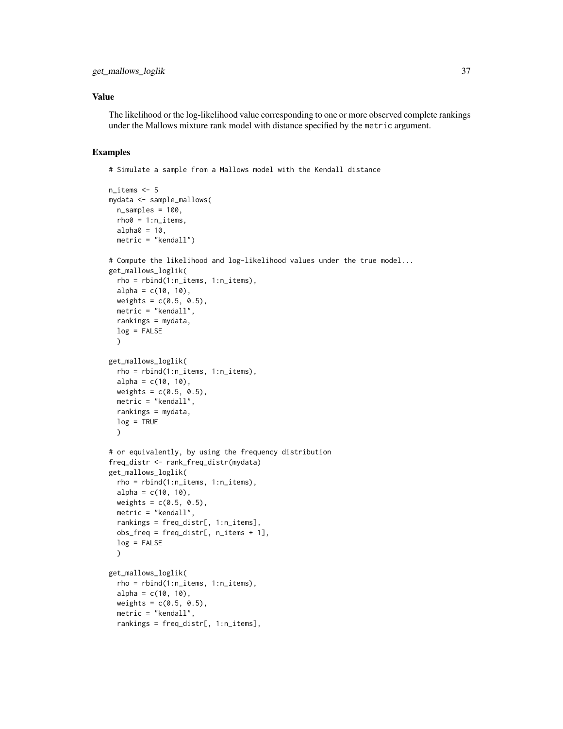### Value

The likelihood or the log-likelihood value corresponding to one or more observed complete rankings under the Mallows mixture rank model with distance specified by the `metric` argument.

### Examples

```
# Simulate a sample from a Mallows model with the Kendall distance

n_items <- 5
mydata <- sample_mallows(
  n_samples = 100,
  rho0 = 1:n_items,
  alpha0 = 10,
  metric = "kendall")

# Compute the likelihood and log-likelihood values under the true model...
get_mallows_loglik(
  rho = rbind(1:n_items, 1:n_items),
  alpha = c(10, 10),
  weights = c(0.5, 0.5),
  metric = "kendall",
  rankings = mydata,
  log = FALSE
  )

get_mallows_loglik(
  rho = rbind(1:n_items, 1:n_items),
  alpha = c(10, 10),
  weights = c(0.5, 0.5),
  metric = "kendall",
  rankings = mydata,
  log = TRUE
  )

# or equivalently, by using the frequency distribution
freq_distr <- rank_freq_distr(mydata)
get_mallows_loglik(
  rho = rbind(1:n_items, 1:n_items),
  alpha = c(10, 10),
  weights = c(0.5, 0.5),
  metric = "kendall",
  rankings = freq_distr[, 1:n_items],
  obs_freq = freq_distr[, n_items + 1],
  log = FALSE
  )

get_mallows_loglik(
  rho = rbind(1:n_items, 1:n_items),
  alpha = c(10, 10),
  weights = c(0.5, 0.5),
  metric = "kendall",
  rankings = freq_distr[, 1:n_items],
```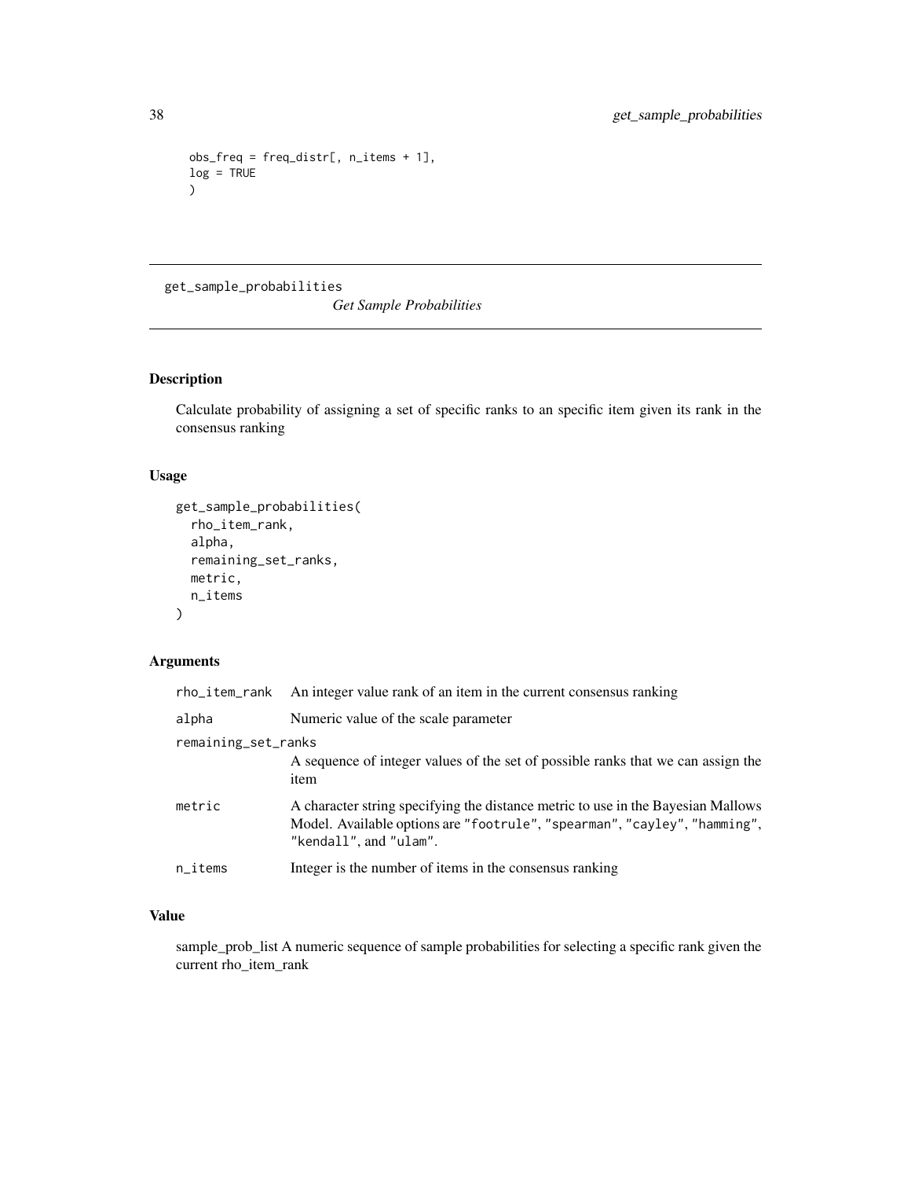```
obs_freq = freq_distr[, n_items + 1],
log = TRUE
)
```

---

get_sample_probabilities *Get Sample Probabilities*

---

## Description

Calculate probability of assigning a set of specific ranks to an specific item given its rank in the consensus ranking

## Usage

```
get_sample_probabilities(
  rho_item_rank,
  alpha,
  remaining_set_ranks,
  metric,
  n_items
)
```

## Arguments

| | |
|---|---|
| rho_item_rank | An integer value rank of an item in the current consensus ranking |
| alpha | Numeric value of the scale parameter |
| remaining_set_ranks | A sequence of integer values of the set of possible ranks that we can assign the item |
| metric | A character string specifying the distance metric to use in the Bayesian Mallows Model. Available options are "footrule", "spearman", "cayley", "hamming", "kendall", and "ulam". |
| n_items | Integer is the number of items in the consensus ranking |

## Value

sample_prob_list A numeric sequence of sample probabilities for selecting a specific rank given the current rho_item_rank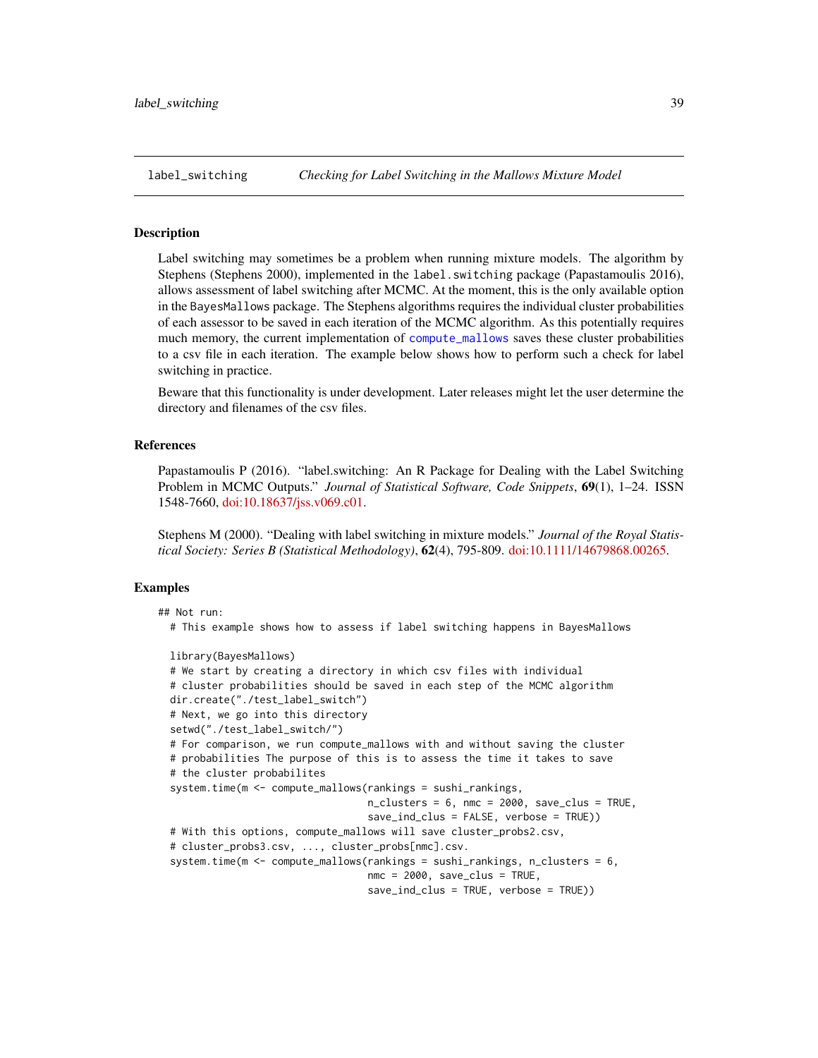## label_switching *Checking for Label Switching in the Mallows Mixture Model*

### Description

Label switching may sometimes be a problem when running mixture models. The algorithm by Stephens (Stephens 2000), implemented in the `label.switching` package (Papastamoulis 2016), allows assessment of label switching after MCMC. At the moment, this is the only available option in the `BayesMallows` package. The Stephens algorithms requires the individual cluster probabilities of each assessor to be saved in each iteration of the MCMC algorithm. As this potentially requires much memory, the current implementation of `compute_mallows` saves these cluster probabilities to a csv file in each iteration. The example below shows how to perform such a check for label switching in practice.

Beware that this functionality is under development. Later releases might let the user determine the directory and filenames of the csv files.

### References

Papastamoulis P (2016). "label.switching: An R Package for Dealing with the Label Switching Problem in MCMC Outputs." *Journal of Statistical Software, Code Snippets*, **69**(1), 1–24. ISSN 1548-7660, doi:10.18637/jss.v069.c01.

Stephens M (2000). "Dealing with label switching in mixture models." *Journal of the Royal Statistical Society: Series B (Statistical Methodology)*, **62**(4), 795-809. doi:10.1111/14679868.00265.

### Examples

```
## Not run:
  # This example shows how to assess if label switching happens in BayesMallows

  library(BayesMallows)
  # We start by creating a directory in which csv files with individual
  # cluster probabilities should be saved in each step of the MCMC algorithm
  dir.create("./test_label_switch")
  # Next, we go into this directory
  setwd("./test_label_switch/")
  # For comparison, we run compute_mallows with and without saving the cluster
  # probabilities The purpose of this is to assess the time it takes to save
  # the cluster probabilites
  system.time(m <- compute_mallows(rankings = sushi_rankings,
                                   n_clusters = 6, nmc = 2000, save_clus = TRUE,
                                   save_ind_clus = FALSE, verbose = TRUE))
  # With this options, compute_mallows will save cluster_probs2.csv,
  # cluster_probs3.csv, ..., cluster_probs[nmc].csv.
  system.time(m <- compute_mallows(rankings = sushi_rankings, n_clusters = 6,
                                   nmc = 2000, save_clus = TRUE,
                                   save_ind_clus = TRUE, verbose = TRUE))
```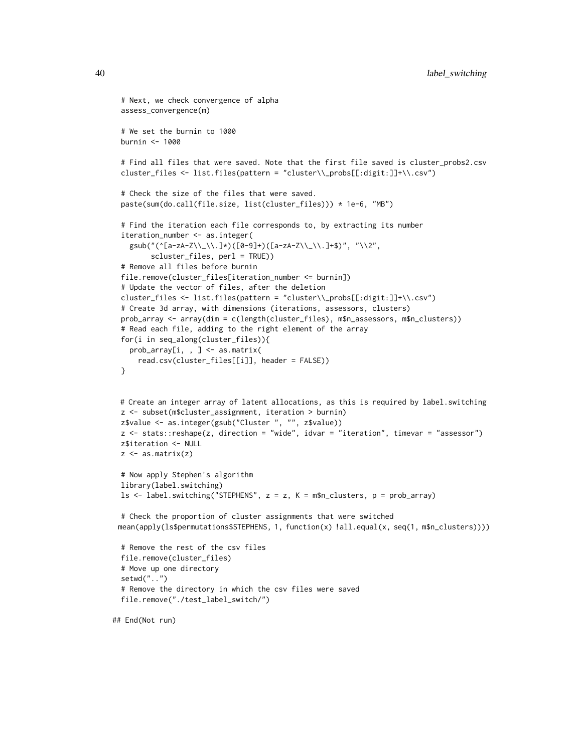```
  # Next, we check convergence of alpha
  assess_convergence(m)

  # We set the burnin to 1000
  burnin <- 1000

  # Find all files that were saved. Note that the first file saved is cluster_probs2.csv
  cluster_files <- list.files(pattern = "cluster\\_probs[[:digit:]]+\\.csv")

  # Check the size of the files that were saved.
  paste(sum(do.call(file.size, list(cluster_files))) * 1e-6, "MB")

  # Find the iteration each file corresponds to, by extracting its number
  iteration_number <- as.integer(
    gsub("(^[a-zA-Z\\_\\.]*)([0-9]+)([a-zA-Z\\_\\.]+$)", "\\2",
         scluster_files, perl = TRUE))
  # Remove all files before burnin
  file.remove(cluster_files[iteration_number <= burnin])
  # Update the vector of files, after the deletion
  cluster_files <- list.files(pattern = "cluster\\_probs[[:digit:]]+\\.csv")
  # Create 3d array, with dimensions (iterations, assessors, clusters)
  prob_array <- array(dim = c(length(cluster_files), m$n_assessors, m$n_clusters))
  # Read each file, adding to the right element of the array
  for(i in seq_along(cluster_files)){
    prob_array[i, , ] <- as.matrix(
      read.csv(cluster_files[[i]], header = FALSE))
  }


  # Create an integer array of latent allocations, as this is required by label.switching
  z <- subset(m$cluster_assignment, iteration > burnin)
  z$value <- as.integer(gsub("Cluster ", "", z$value))
  z <- stats::reshape(z, direction = "wide", idvar = "iteration", timevar = "assessor")
  z$iteration <- NULL
  z <- as.matrix(z)

  # Now apply Stephen's algorithm
  library(label.switching)
  ls <- label.switching("STEPHENS", z = z, K = m$n_clusters, p = prob_array)

  # Check the proportion of cluster assignments that were switched
 mean(apply(ls$permutations$STEPHENS, 1, function(x) !all.equal(x, seq(1, m$n_clusters))))

  # Remove the rest of the csv files
  file.remove(cluster_files)
  # Move up one directory
  setwd("..")
  # Remove the directory in which the csv files were saved
  file.remove("./test_label_switch/")

## End(Not run)
```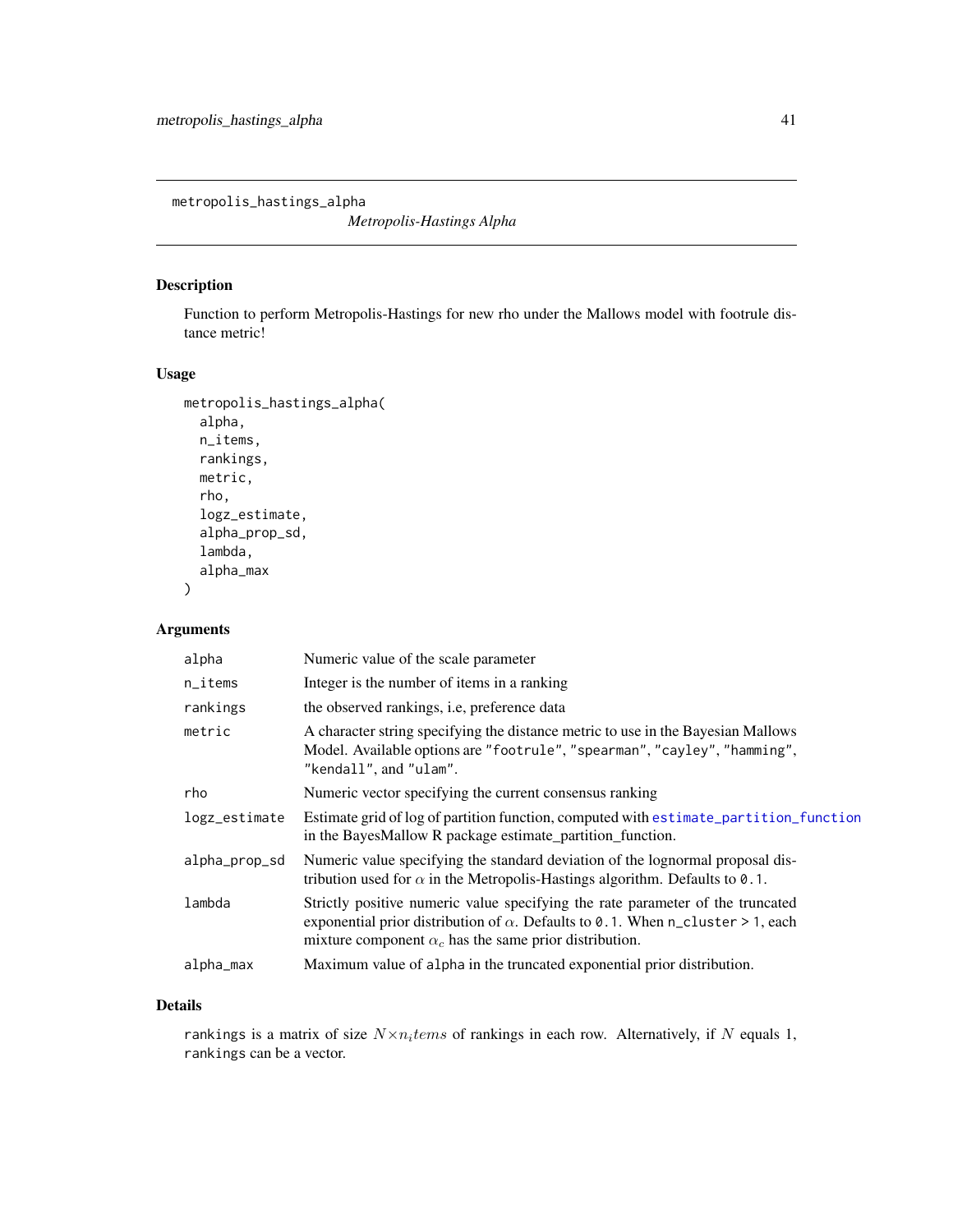metropolis_hastings_alpha

*Metropolis-Hastings Alpha*

## Description

Function to perform Metropolis-Hastings for new rho under the Mallows model with footrule distance metric!

## Usage

```
metropolis_hastings_alpha(
  alpha,
  n_items,
  rankings,
  metric,
  rho,
  logz_estimate,
  alpha_prop_sd,
  lambda,
  alpha_max
)
```

## Arguments

| | |
|---|---|
| alpha | Numeric value of the scale parameter |
| n_items | Integer is the number of items in a ranking |
| rankings | the observed rankings, i.e, preference data |
| metric | A character string specifying the distance metric to use in the Bayesian Mallows Model. Available options are "footrule", "spearman", "cayley", "hamming", "kendall", and "ulam". |
| rho | Numeric vector specifying the current consensus ranking |
| logz_estimate | Estimate grid of log of partition function, computed with estimate_partition_function in the BayesMallow R package estimate_partition_function. |
| alpha_prop_sd | Numeric value specifying the standard deviation of the lognormal proposal distribution used for $\alpha$ in the Metropolis-Hastings algorithm. Defaults to 0.1. |
| lambda | Strictly positive numeric value specifying the rate parameter of the truncated exponential prior distribution of $\alpha$. Defaults to 0.1. When n_cluster > 1, each mixture component $\alpha_c$ has the same prior distribution. |
| alpha_max | Maximum value of alpha in the truncated exponential prior distribution. |

## Details

rankings is a matrix of size $N \times n_items$ of rankings in each row. Alternatively, if $N$ equals 1, rankings can be a vector.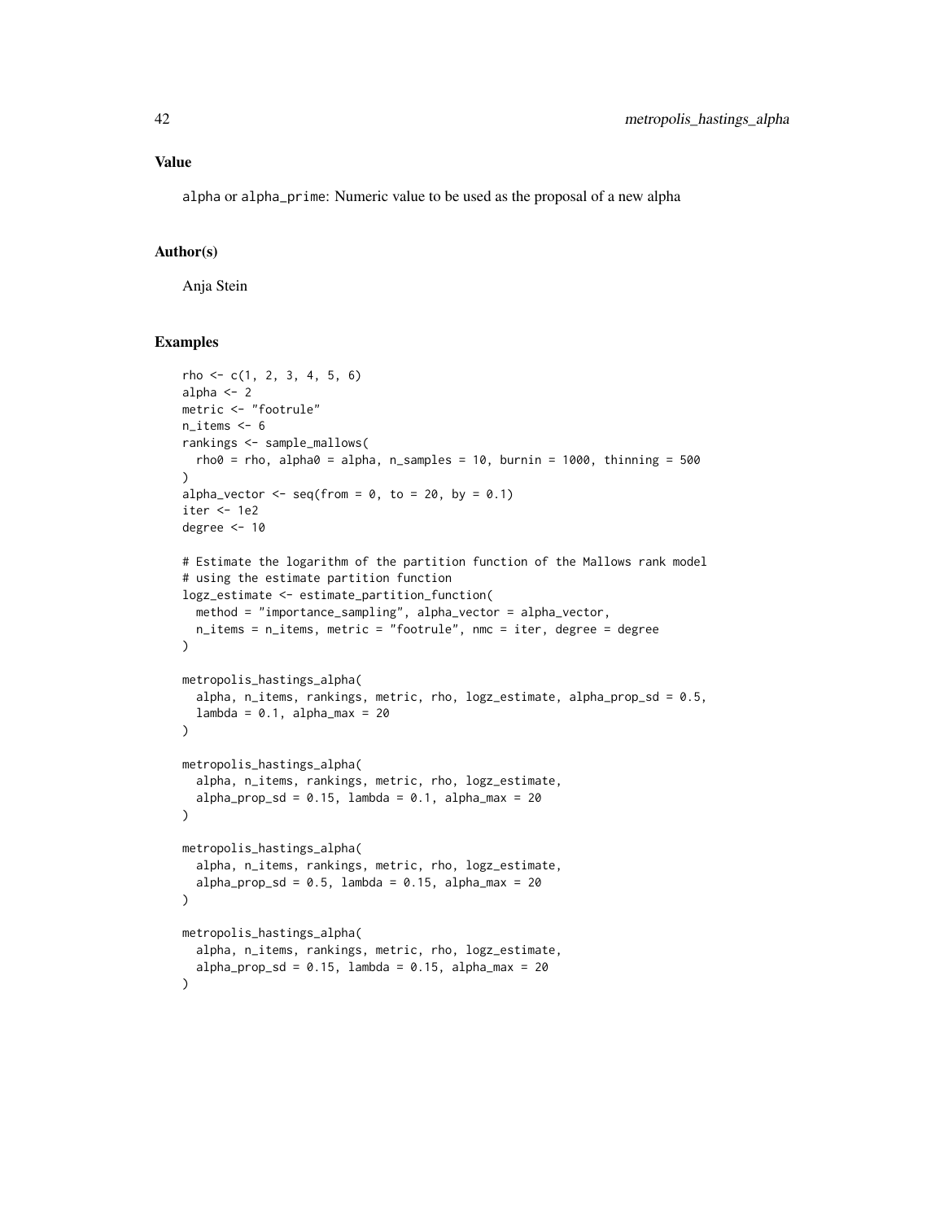## Value

`alpha` or `alpha_prime`: Numeric value to be used as the proposal of a new alpha

## Author(s)

Anja Stein

## Examples

```
rho <- c(1, 2, 3, 4, 5, 6)
alpha <- 2
metric <- "footrule"
n_items <- 6
rankings <- sample_mallows(
  rho0 = rho, alpha0 = alpha, n_samples = 10, burnin = 1000, thinning = 500
)
alpha_vector <- seq(from = 0, to = 20, by = 0.1)
iter <- 1e2
degree <- 10

# Estimate the logarithm of the partition function of the Mallows rank model
# using the estimate partition function
logz_estimate <- estimate_partition_function(
  method = "importance_sampling", alpha_vector = alpha_vector,
  n_items = n_items, metric = "footrule", nmc = iter, degree = degree
)

metropolis_hastings_alpha(
  alpha, n_items, rankings, metric, rho, logz_estimate, alpha_prop_sd = 0.5,
  lambda = 0.1, alpha_max = 20
)

metropolis_hastings_alpha(
  alpha, n_items, rankings, metric, rho, logz_estimate,
  alpha_prop_sd = 0.15, lambda = 0.1, alpha_max = 20
)

metropolis_hastings_alpha(
  alpha, n_items, rankings, metric, rho, logz_estimate,
  alpha_prop_sd = 0.5, lambda = 0.15, alpha_max = 20
)

metropolis_hastings_alpha(
  alpha, n_items, rankings, metric, rho, logz_estimate,
  alpha_prop_sd = 0.15, lambda = 0.15, alpha_max = 20
)
```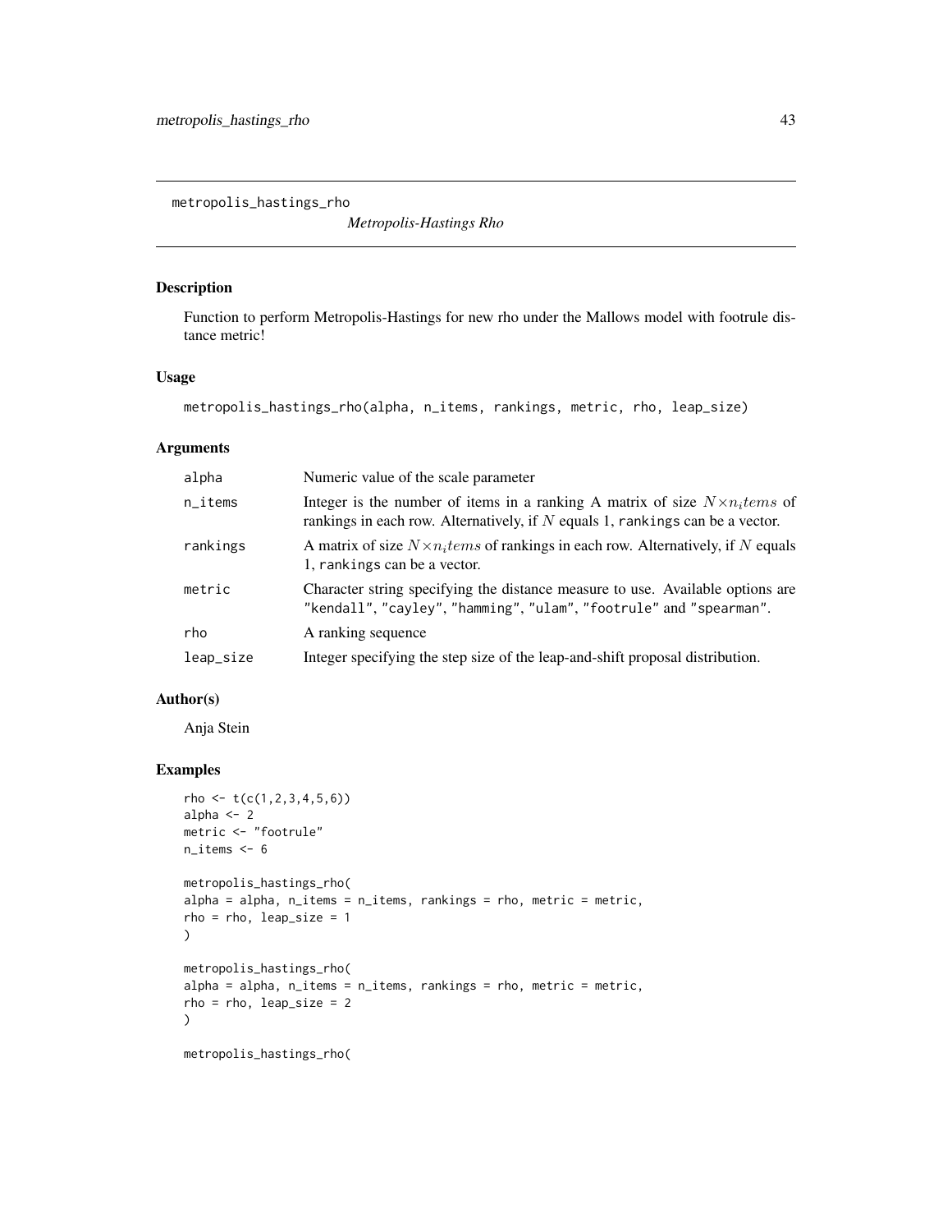# metropolis_hastings_rho

*Metropolis-Hastings Rho*

## Description

Function to perform Metropolis-Hastings for new rho under the Mallows model with footrule distance metric!

## Usage

```
metropolis_hastings_rho(alpha, n_items, rankings, metric, rho, leap_size)
```

## Arguments

| | |
|---|---|
| alpha | Numeric value of the scale parameter |
| n_items | Integer is the number of items in a ranking A matrix of size $N \times n_items$ of rankings in each row. Alternatively, if $N$ equals 1, rankings can be a vector. |
| rankings | A matrix of size $N \times n_items$ of rankings in each row. Alternatively, if $N$ equals 1, rankings can be a vector. |
| metric | Character string specifying the distance measure to use. Available options are "kendall", "cayley", "hamming", "ulam", "footrule" and "spearman". |
| rho | A ranking sequence |
| leap_size | Integer specifying the step size of the leap-and-shift proposal distribution. |

## Author(s)

Anja Stein

## Examples

```
rho <- t(c(1,2,3,4,5,6))
alpha <- 2
metric <- "footrule"
n_items <- 6

metropolis_hastings_rho(
alpha = alpha, n_items = n_items, rankings = rho, metric = metric,
rho = rho, leap_size = 1
)

metropolis_hastings_rho(
alpha = alpha, n_items = n_items, rankings = rho, metric = metric,
rho = rho, leap_size = 2
)

metropolis_hastings_rho(
```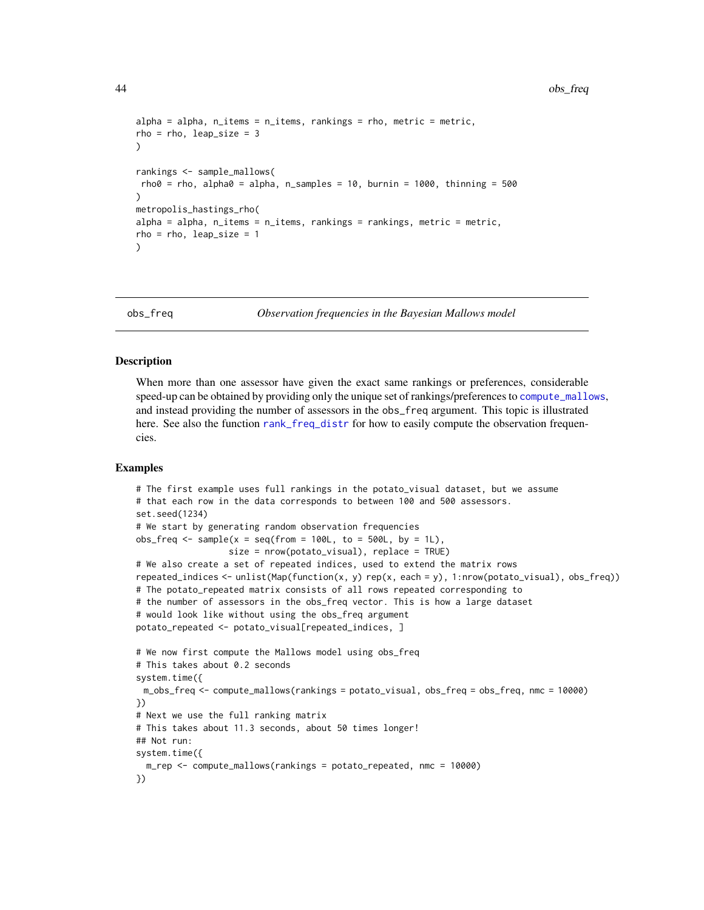```
alpha = alpha, n_items = n_items, rankings = rho, metric = metric,
rho = rho, leap_size = 3
)

rankings <- sample_mallows(
 rho0 = rho, alpha0 = alpha, n_samples = 10, burnin = 1000, thinning = 500
)
metropolis_hastings_rho(
alpha = alpha, n_items = n_items, rankings = rankings, metric = metric,
rho = rho, leap_size = 1
)
```

## obs_freq — *Observation frequencies in the Bayesian Mallows model*

### Description

When more than one assessor have given the exact same rankings or preferences, considerable speed-up can be obtained by providing only the unique set of rankings/preferences to compute_mallows, and instead providing the number of assessors in the obs_freq argument. This topic is illustrated here. See also the function rank_freq_distr for how to easily compute the observation frequencies.

### Examples

```
# The first example uses full rankings in the potato_visual dataset, but we assume
# that each row in the data corresponds to between 100 and 500 assessors.
set.seed(1234)
# We start by generating random observation frequencies
obs_freq <- sample(x = seq(from = 100L, to = 500L, by = 1L),
                   size = nrow(potato_visual), replace = TRUE)
# We also create a set of repeated indices, used to extend the matrix rows
repeated_indices <- unlist(Map(function(x, y) rep(x, each = y), 1:nrow(potato_visual), obs_freq))
# The potato_repeated matrix consists of all rows repeated corresponding to
# the number of assessors in the obs_freq vector. This is how a large dataset
# would look like without using the obs_freq argument
potato_repeated <- potato_visual[repeated_indices, ]

# We now first compute the Mallows model using obs_freq
# This takes about 0.2 seconds
system.time({
 m_obs_freq <- compute_mallows(rankings = potato_visual, obs_freq = obs_freq, nmc = 10000)
})
# Next we use the full ranking matrix
# This takes about 11.3 seconds, about 50 times longer!
## Not run:
system.time({
  m_rep <- compute_mallows(rankings = potato_repeated, nmc = 10000)
})
```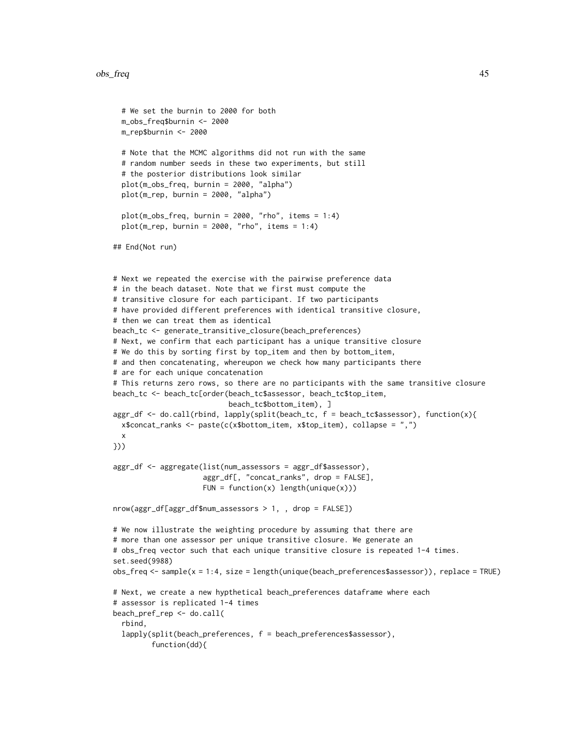```
  # We set the burnin to 2000 for both
  m_obs_freq$burnin <- 2000
  m_rep$burnin <- 2000

  # Note that the MCMC algorithms did not run with the same
  # random number seeds in these two experiments, but still
  # the posterior distributions look similar
  plot(m_obs_freq, burnin = 2000, "alpha")
  plot(m_rep, burnin = 2000, "alpha")

  plot(m_obs_freq, burnin = 2000, "rho", items = 1:4)
  plot(m_rep, burnin = 2000, "rho", items = 1:4)

## End(Not run)


# Next we repeated the exercise with the pairwise preference data
# in the beach dataset. Note that we first must compute the
# transitive closure for each participant. If two participants
# have provided different preferences with identical transitive closure,
# then we can treat them as identical
beach_tc <- generate_transitive_closure(beach_preferences)
# Next, we confirm that each participant has a unique transitive closure
# We do this by sorting first by top_item and then by bottom_item,
# and then concatenating, whereupon we check how many participants there
# are for each unique concatenation
# This returns zero rows, so there are no participants with the same transitive closure
beach_tc <- beach_tc[order(beach_tc$assessor, beach_tc$top_item,
                           beach_tc$bottom_item), ]
aggr_df <- do.call(rbind, lapply(split(beach_tc, f = beach_tc$assessor), function(x){
  x$concat_ranks <- paste(c(x$bottom_item, x$top_item), collapse = ",")
  x
}))

aggr_df <- aggregate(list(num_assessors = aggr_df$assessor),
                     aggr_df[, "concat_ranks", drop = FALSE],
                     FUN = function(x) length(unique(x)))

nrow(aggr_df[aggr_df$num_assessors > 1, , drop = FALSE])

# We now illustrate the weighting procedure by assuming that there are
# more than one assessor per unique transitive closure. We generate an
# obs_freq vector such that each unique transitive closure is repeated 1-4 times.
set.seed(9988)
obs_freq <- sample(x = 1:4, size = length(unique(beach_preferences$assessor)), replace = TRUE)

# Next, we create a new hypthetical beach_preferences dataframe where each
# assessor is replicated 1-4 times
beach_pref_rep <- do.call(
  rbind,
  lapply(split(beach_preferences, f = beach_preferences$assessor),
         function(dd){
```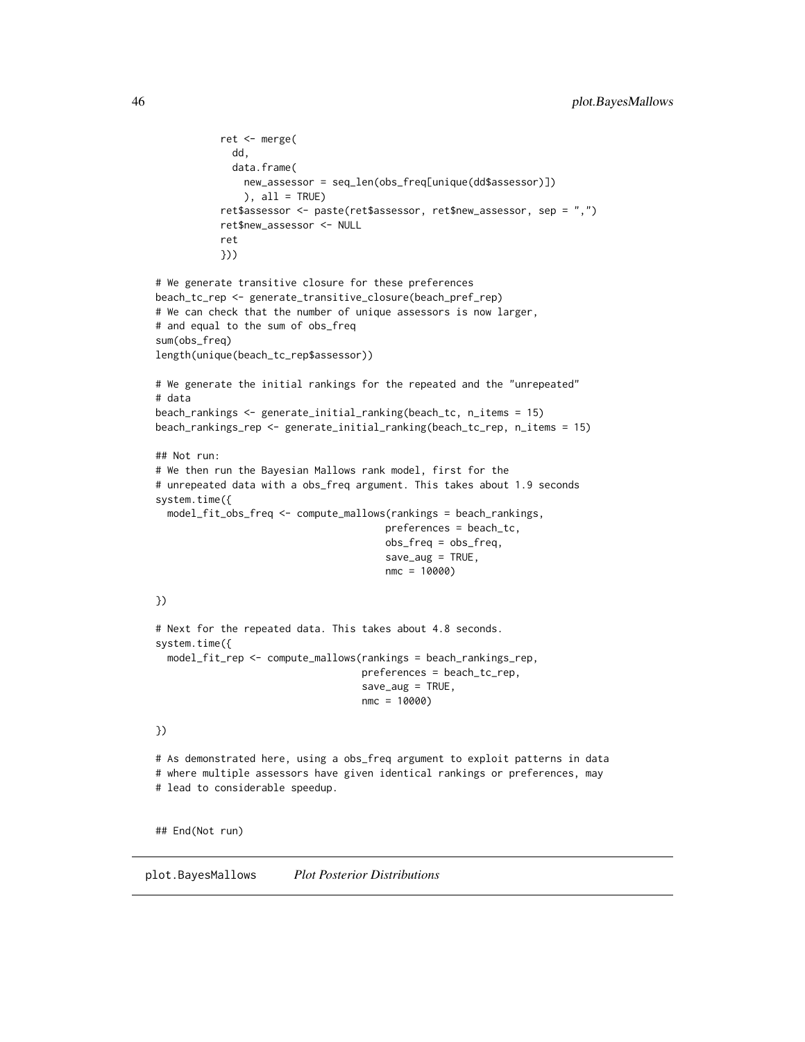```
            ret <- merge(
              dd,
              data.frame(
                new_assessor = seq_len(obs_freq[unique(dd$assessor)])
                ), all = TRUE)
            ret$assessor <- paste(ret$assessor, ret$new_assessor, sep = ",")
            ret$new_assessor <- NULL
            ret
            }))

# We generate transitive closure for these preferences
beach_tc_rep <- generate_transitive_closure(beach_pref_rep)
# We can check that the number of unique assessors is now larger,
# and equal to the sum of obs_freq
sum(obs_freq)
length(unique(beach_tc_rep$assessor))

# We generate the initial rankings for the repeated and the "unrepeated"
# data
beach_rankings <- generate_initial_ranking(beach_tc, n_items = 15)
beach_rankings_rep <- generate_initial_ranking(beach_tc_rep, n_items = 15)

## Not run:
# We then run the Bayesian Mallows rank model, first for the
# unrepeated data with a obs_freq argument. This takes about 1.9 seconds
system.time({
  model_fit_obs_freq <- compute_mallows(rankings = beach_rankings,
                                        preferences = beach_tc,
                                        obs_freq = obs_freq,
                                        save_aug = TRUE,
                                        nmc = 10000)

})

# Next for the repeated data. This takes about 4.8 seconds.
system.time({
  model_fit_rep <- compute_mallows(rankings = beach_rankings_rep,
                                   preferences = beach_tc_rep,
                                   save_aug = TRUE,
                                   nmc = 10000)

})

# As demonstrated here, using a obs_freq argument to exploit patterns in data
# where multiple assessors have given identical rankings or preferences, may
# lead to considerable speedup.


## End(Not run)
```

---

## plot.BayesMallows    *Plot Posterior Distributions*

---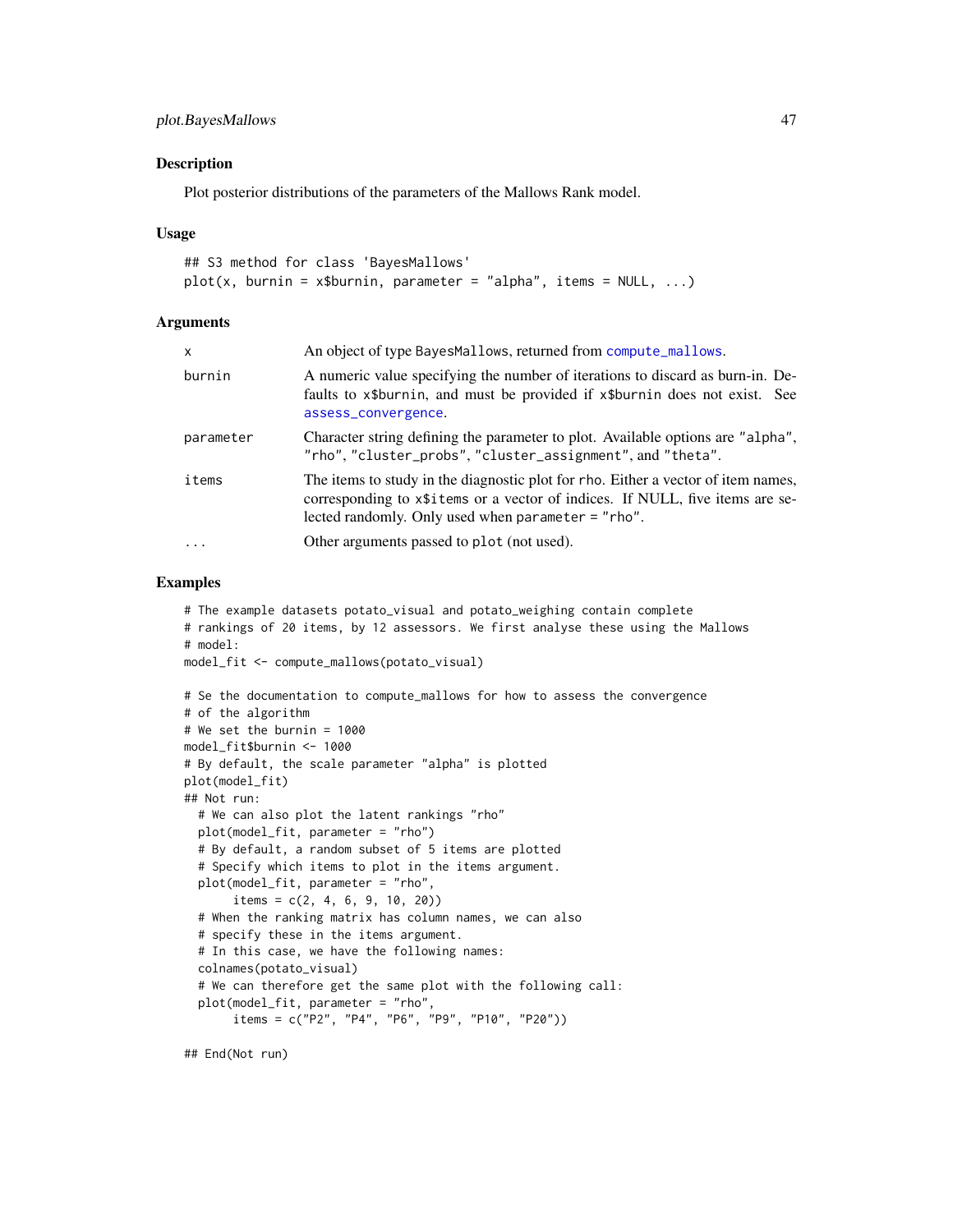## Description

Plot posterior distributions of the parameters of the Mallows Rank model.

## Usage

```
## S3 method for class 'BayesMallows'
plot(x, burnin = x$burnin, parameter = "alpha", items = NULL, ...)
```

## Arguments

| | |
|---|---|
| `x` | An object of type `BayesMallows`, returned from `compute_mallows`. |
| `burnin` | A numeric value specifying the number of iterations to discard as burn-in. Defaults to `x$burnin`, and must be provided if `x$burnin` does not exist. See `assess_convergence`. |
| `parameter` | Character string defining the parameter to plot. Available options are `"alpha"`, `"rho"`, `"cluster_probs"`, `"cluster_assignment"`, and `"theta"`. |
| `items` | The items to study in the diagnostic plot for `rho`. Either a vector of item names, corresponding to `x$items` or a vector of indices. If NULL, five items are selected randomly. Only used when `parameter = "rho"`. |
| `...` | Other arguments passed to `plot` (not used). |

## Examples

```
# The example datasets potato_visual and potato_weighing contain complete
# rankings of 20 items, by 12 assessors. We first analyse these using the Mallows
# model:
model_fit <- compute_mallows(potato_visual)

# Se the documentation to compute_mallows for how to assess the convergence
# of the algorithm
# We set the burnin = 1000
model_fit$burnin <- 1000
# By default, the scale parameter "alpha" is plotted
plot(model_fit)
## Not run:
  # We can also plot the latent rankings "rho"
  plot(model_fit, parameter = "rho")
  # By default, a random subset of 5 items are plotted
  # Specify which items to plot in the items argument.
  plot(model_fit, parameter = "rho",
       items = c(2, 4, 6, 9, 10, 20))
  # When the ranking matrix has column names, we can also
  # specify these in the items argument.
  # In this case, we have the following names:
  colnames(potato_visual)
  # We can therefore get the same plot with the following call:
  plot(model_fit, parameter = "rho",
       items = c("P2", "P4", "P6", "P9", "P10", "P20"))

## End(Not run)
```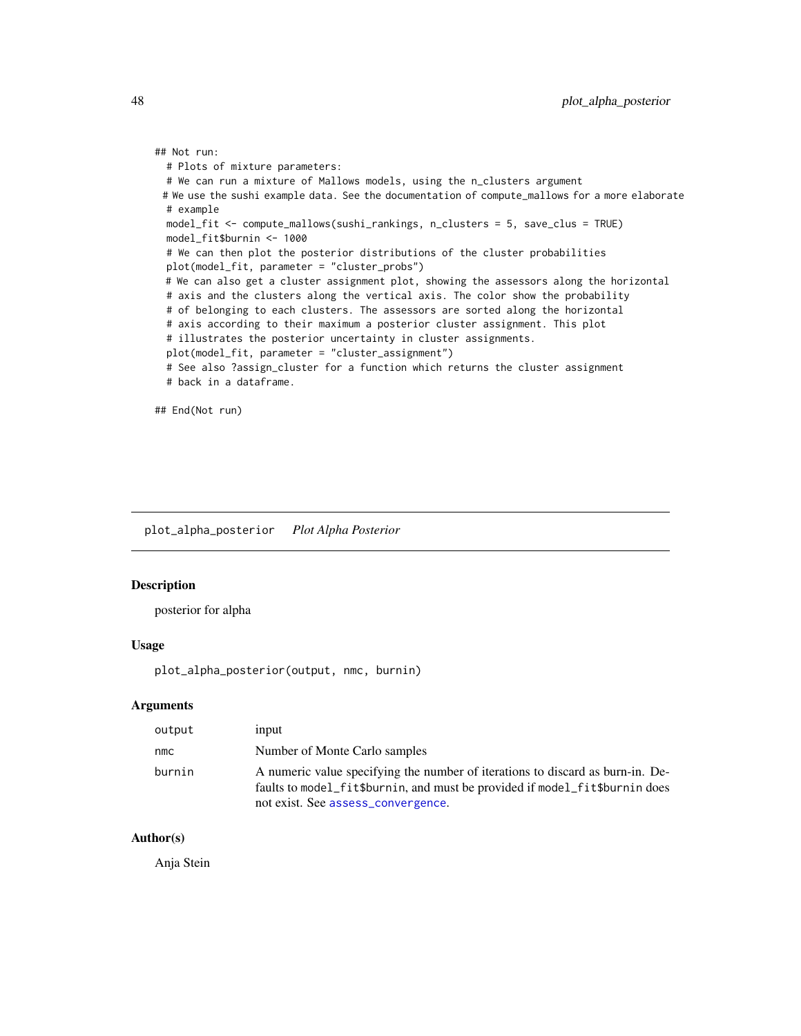```
## Not run:
  # Plots of mixture parameters:
  # We can run a mixture of Mallows models, using the n_clusters argument
 # We use the sushi example data. See the documentation of compute_mallows for a more elaborate
  # example
  model_fit <- compute_mallows(sushi_rankings, n_clusters = 5, save_clus = TRUE)
  model_fit$burnin <- 1000
  # We can then plot the posterior distributions of the cluster probabilities
  plot(model_fit, parameter = "cluster_probs")
  # We can also get a cluster assignment plot, showing the assessors along the horizontal
  # axis and the clusters along the vertical axis. The color show the probability
  # of belonging to each clusters. The assessors are sorted along the horizontal
  # axis according to their maximum a posterior cluster assignment. This plot
  # illustrates the posterior uncertainty in cluster assignments.
  plot(model_fit, parameter = "cluster_assignment")
  # See also ?assign_cluster for a function which returns the cluster assignment
  # back in a dataframe.

## End(Not run)
```

## `plot_alpha_posterior` *Plot Alpha Posterior*

### Description

posterior for alpha

### Usage

```
plot_alpha_posterior(output, nmc, burnin)
```

### Arguments

| | |
|---|---|
| `output` | input |
| `nmc` | Number of Monte Carlo samples |
| `burnin` | A numeric value specifying the number of iterations to discard as burn-in. Defaults to `model_fit$burnin`, and must be provided if `model_fit$burnin` does not exist. See `assess_convergence`. |

### Author(s)

Anja Stein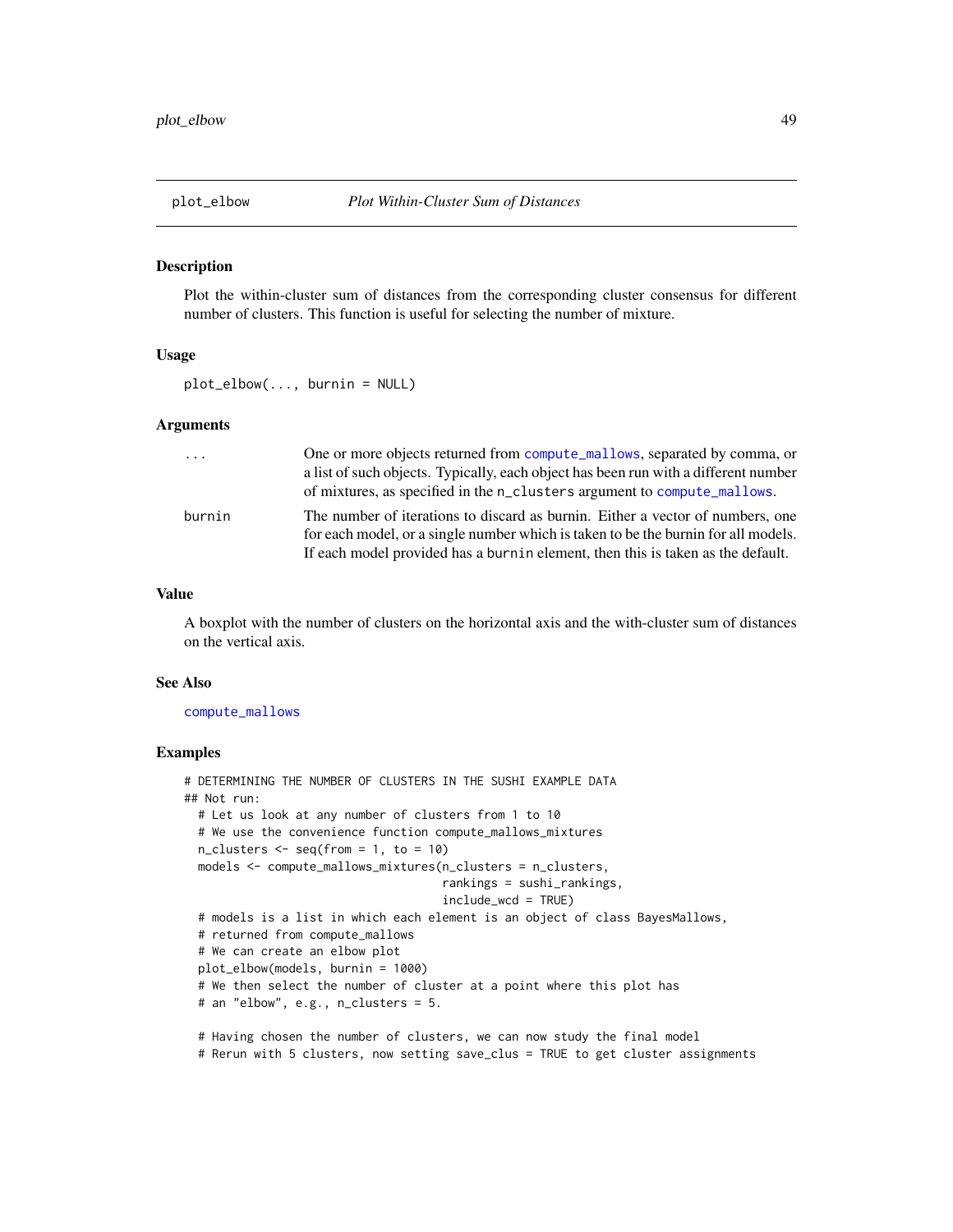## plot_elbow *Plot Within-Cluster Sum of Distances*

### Description

Plot the within-cluster sum of distances from the corresponding cluster consensus for different number of clusters. This function is useful for selecting the number of mixture.

### Usage

```
plot_elbow(..., burnin = NULL)
```

### Arguments

| | |
|---|---|
| `...` | One or more objects returned from `compute_mallows`, separated by comma, or a list of such objects. Typically, each object has been run with a different number of mixtures, as specified in the `n_clusters` argument to `compute_mallows`. |
| `burnin` | The number of iterations to discard as burnin. Either a vector of numbers, one for each model, or a single number which is taken to be the burnin for all models. If each model provided has a `burnin` element, then this is taken as the default. |

### Value

A boxplot with the number of clusters on the horizontal axis and the with-cluster sum of distances on the vertical axis.

### See Also

`compute_mallows`

### Examples

```
# DETERMINING THE NUMBER OF CLUSTERS IN THE SUSHI EXAMPLE DATA
## Not run:
  # Let us look at any number of clusters from 1 to 10
  # We use the convenience function compute_mallows_mixtures
  n_clusters <- seq(from = 1, to = 10)
  models <- compute_mallows_mixtures(n_clusters = n_clusters,
                                     rankings = sushi_rankings,
                                     include_wcd = TRUE)
  # models is a list in which each element is an object of class BayesMallows,
  # returned from compute_mallows
  # We can create an elbow plot
  plot_elbow(models, burnin = 1000)
  # We then select the number of cluster at a point where this plot has
  # an "elbow", e.g., n_clusters = 5.

  # Having chosen the number of clusters, we can now study the final model
  # Rerun with 5 clusters, now setting save_clus = TRUE to get cluster assignments
```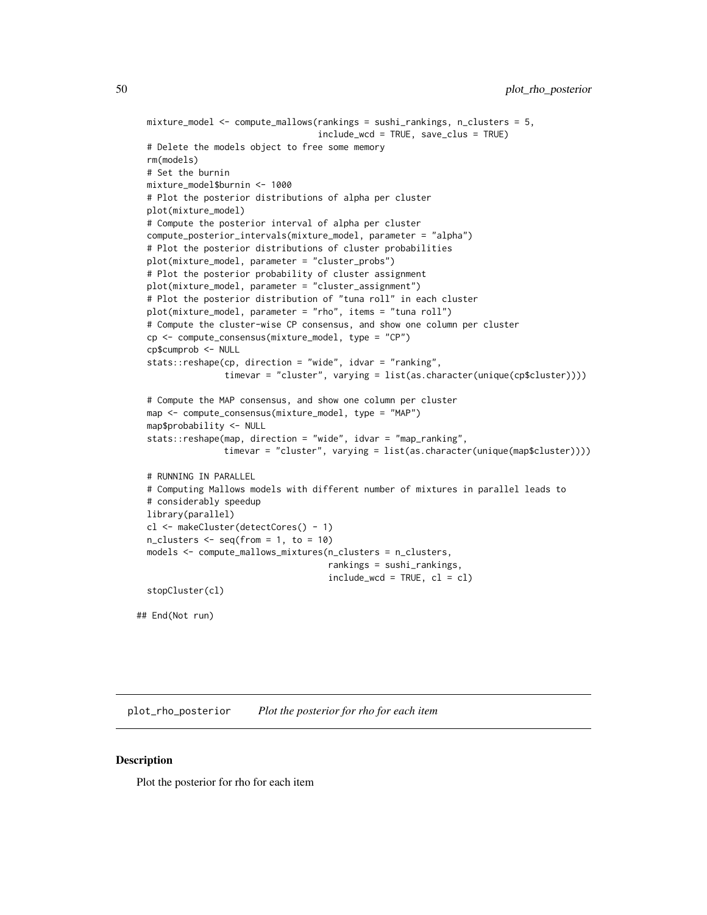```
mixture_model <- compute_mallows(rankings = sushi_rankings, n_clusters = 5,
                                 include_wcd = TRUE, save_clus = TRUE)
# Delete the models object to free some memory
rm(models)
# Set the burnin
mixture_model$burnin <- 1000
# Plot the posterior distributions of alpha per cluster
plot(mixture_model)
# Compute the posterior interval of alpha per cluster
compute_posterior_intervals(mixture_model, parameter = "alpha")
# Plot the posterior distributions of cluster probabilities
plot(mixture_model, parameter = "cluster_probs")
# Plot the posterior probability of cluster assignment
plot(mixture_model, parameter = "cluster_assignment")
# Plot the posterior distribution of "tuna roll" in each cluster
plot(mixture_model, parameter = "rho", items = "tuna roll")
# Compute the cluster-wise CP consensus, and show one column per cluster
cp <- compute_consensus(mixture_model, type = "CP")
cp$cumprob <- NULL
stats::reshape(cp, direction = "wide", idvar = "ranking",
               timevar = "cluster", varying = list(as.character(unique(cp$cluster))))

# Compute the MAP consensus, and show one column per cluster
map <- compute_consensus(mixture_model, type = "MAP")
map$probability <- NULL
stats::reshape(map, direction = "wide", idvar = "map_ranking",
               timevar = "cluster", varying = list(as.character(unique(map$cluster))))

# RUNNING IN PARALLEL
# Computing Mallows models with different number of mixtures in parallel leads to
# considerably speedup
library(parallel)
cl <- makeCluster(detectCores() - 1)
n_clusters <- seq(from = 1, to = 10)
models <- compute_mallows_mixtures(n_clusters = n_clusters,
                                   rankings = sushi_rankings,
                                   include_wcd = TRUE, cl = cl)
stopCluster(cl)

## End(Not run)
```

## plot_rho_posterior *Plot the posterior for rho for each item*

### Description

Plot the posterior for rho for each item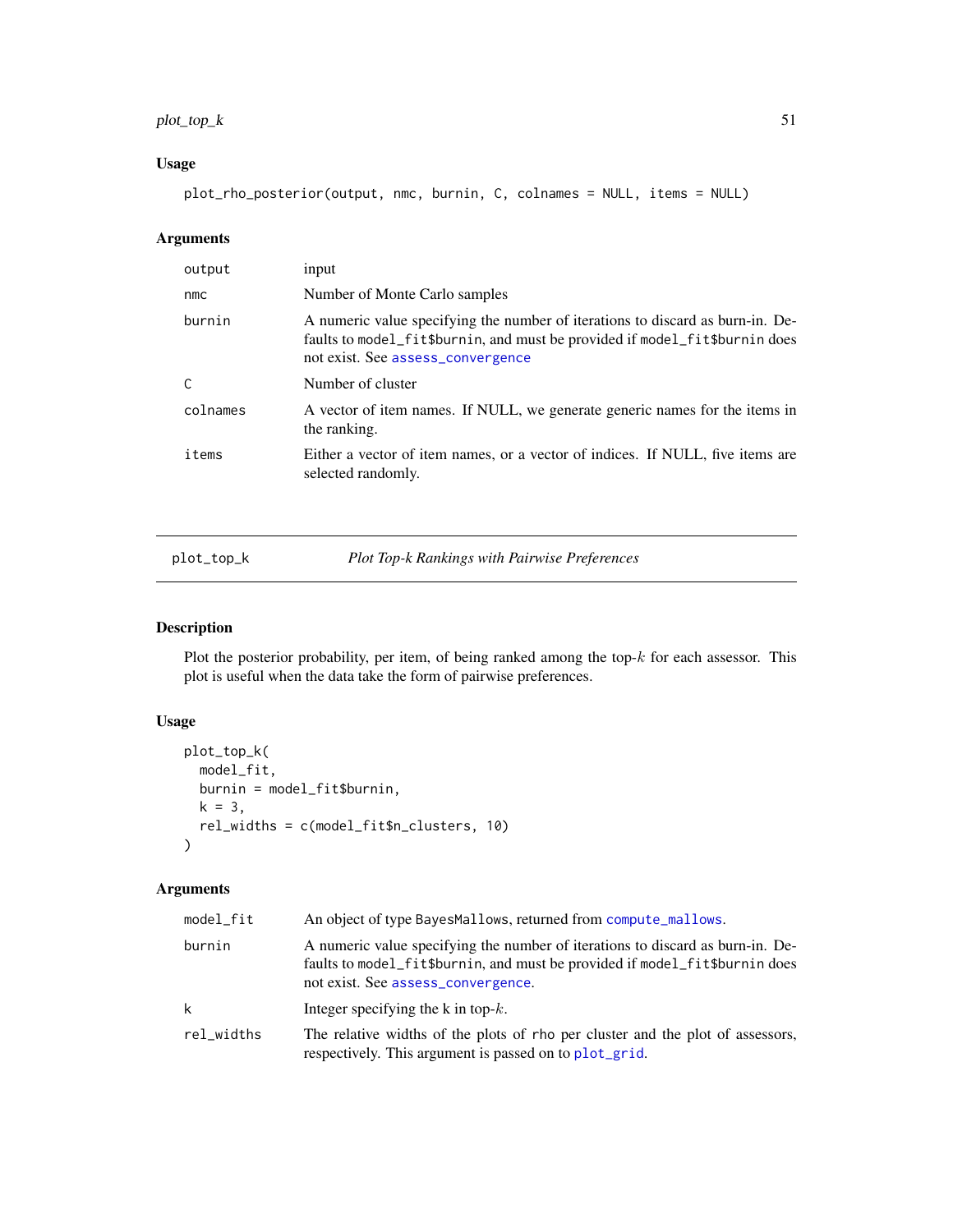### Usage

```
plot_rho_posterior(output, nmc, burnin, C, colnames = NULL, items = NULL)
```

### Arguments

| | |
|---|---|
| output | input |
| nmc | Number of Monte Carlo samples |
| burnin | A numeric value specifying the number of iterations to discard as burn-in. Defaults to `model_fit$burnin`, and must be provided if `model_fit$burnin` does not exist. See `assess_convergence` |
| C | Number of cluster |
| colnames | A vector of item names. If NULL, we generate generic names for the items in the ranking. |
| items | Either a vector of item names, or a vector of indices. If NULL, five items are selected randomly. |

---

## plot_top_k — *Plot Top-k Rankings with Pairwise Preferences*

### Description

Plot the posterior probability, per item, of being ranked among the top-$k$ for each assessor. This plot is useful when the data take the form of pairwise preferences.

### Usage

```
plot_top_k(
  model_fit,
  burnin = model_fit$burnin,
  k = 3,
  rel_widths = c(model_fit$n_clusters, 10)
)
```

### Arguments

| | |
|---|---|
| model_fit | An object of type BayesMallows, returned from `compute_mallows`. |
| burnin | A numeric value specifying the number of iterations to discard as burn-in. Defaults to `model_fit$burnin`, and must be provided if `model_fit$burnin` does not exist. See `assess_convergence`. |
| k | Integer specifying the k in top-$k$. |
| rel_widths | The relative widths of the plots of `rho` per cluster and the plot of assessors, respectively. This argument is passed on to `plot_grid`. |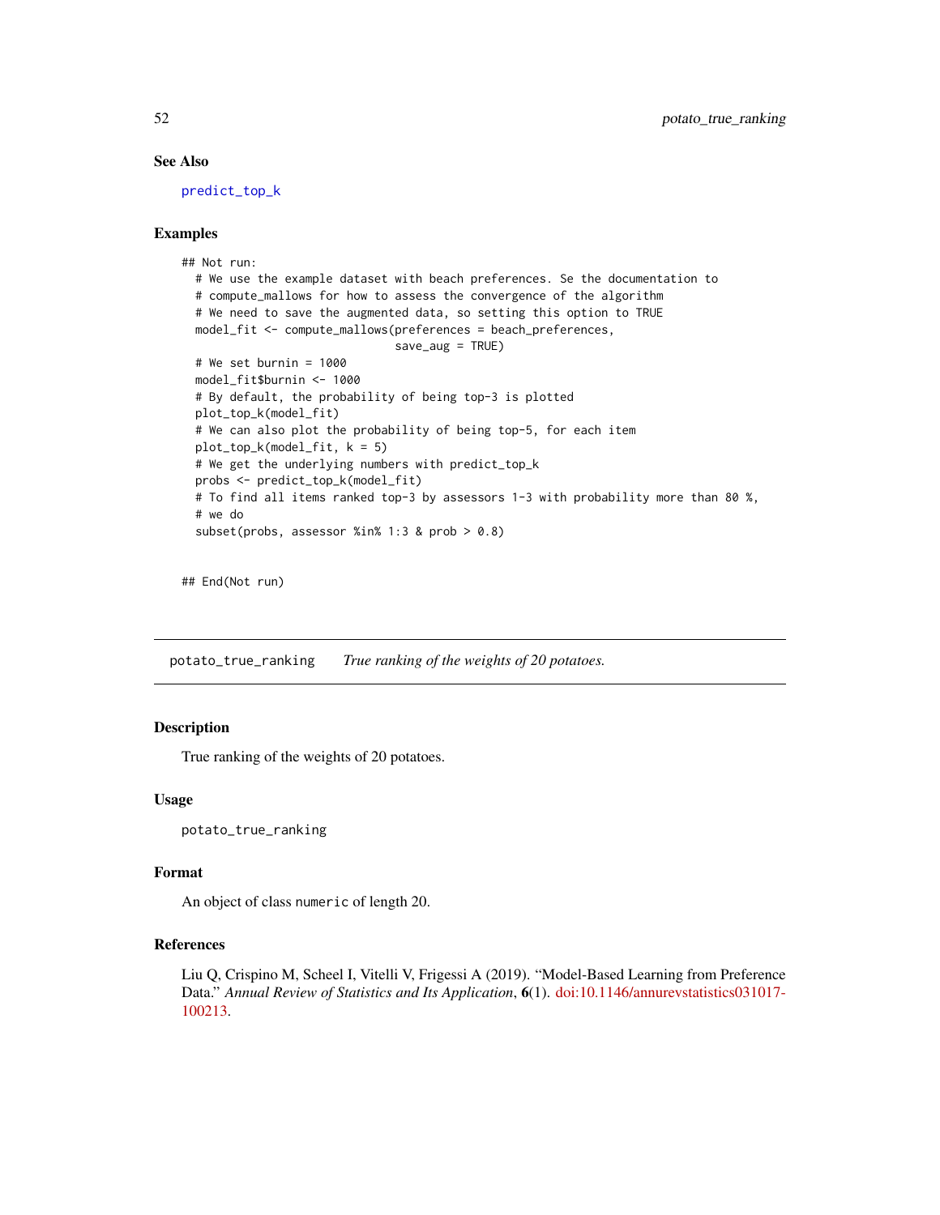### See Also

predict_top_k

### Examples

```
## Not run:
  # We use the example dataset with beach preferences. Se the documentation to
  # compute_mallows for how to assess the convergence of the algorithm
  # We need to save the augmented data, so setting this option to TRUE
  model_fit <- compute_mallows(preferences = beach_preferences,
                               save_aug = TRUE)
  # We set burnin = 1000
  model_fit$burnin <- 1000
  # By default, the probability of being top-3 is plotted
  plot_top_k(model_fit)
  # We can also plot the probability of being top-5, for each item
  plot_top_k(model_fit, k = 5)
  # We get the underlying numbers with predict_top_k
  probs <- predict_top_k(model_fit)
  # To find all items ranked top-3 by assessors 1-3 with probability more than 80 %,
  # we do
  subset(probs, assessor %in% 1:3 & prob > 0.8)


## End(Not run)
```

---

## potato_true_ranking — *True ranking of the weights of 20 potatoes.*

### Description

True ranking of the weights of 20 potatoes.

### Usage

```
potato_true_ranking
```

### Format

An object of class `numeric` of length 20.

### References

Liu Q, Crispino M, Scheel I, Vitelli V, Frigessi A (2019). "Model-Based Learning from Preference Data." *Annual Review of Statistics and Its Application*, **6**(1). doi:10.1146/annurevstatistics031017-100213.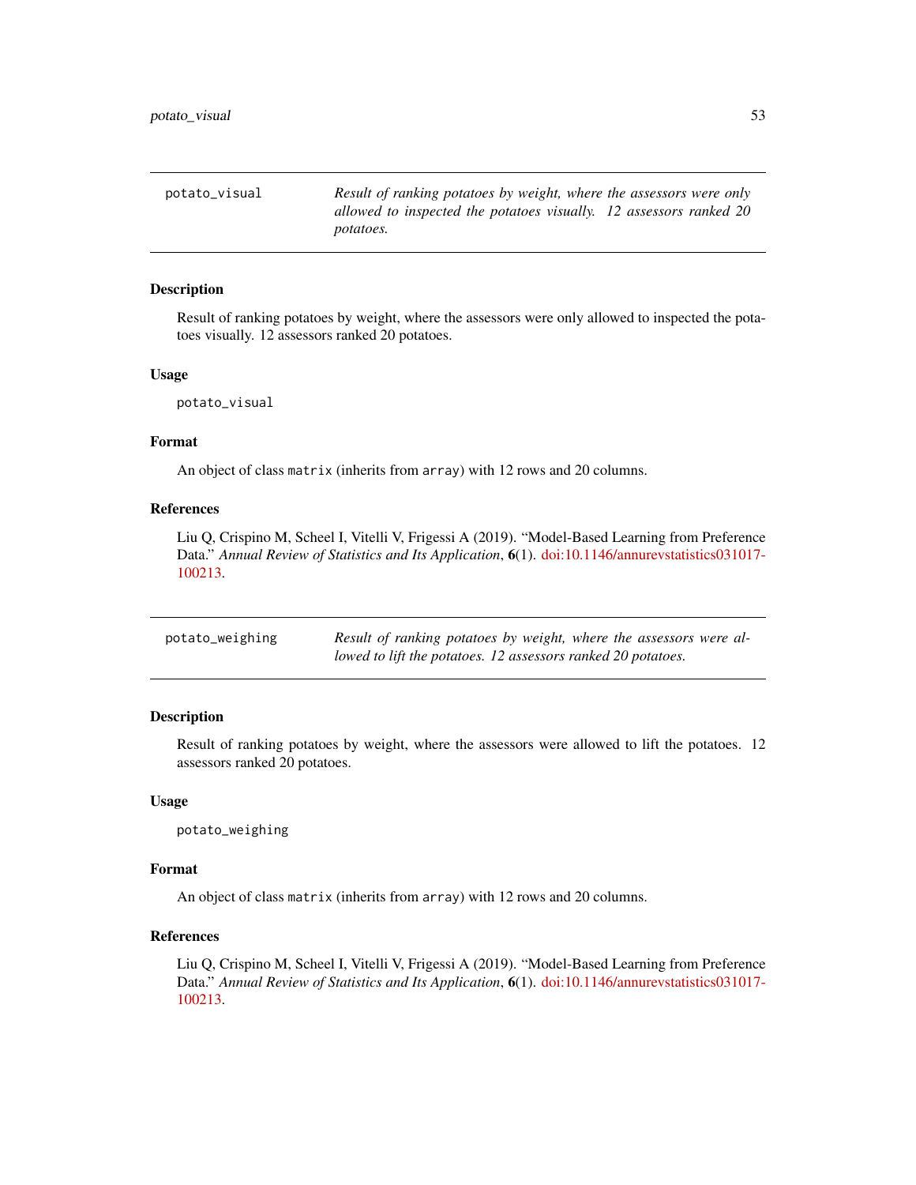## potato_visual

*Result of ranking potatoes by weight, where the assessors were only allowed to inspected the potatoes visually. 12 assessors ranked 20 potatoes.*

### Description

Result of ranking potatoes by weight, where the assessors were only allowed to inspected the potatoes visually. 12 assessors ranked 20 potatoes.

### Usage

```
potato_visual
```

### Format

An object of class `matrix` (inherits from `array`) with 12 rows and 20 columns.

### References

Liu Q, Crispino M, Scheel I, Vitelli V, Frigessi A (2019). "Model-Based Learning from Preference Data." *Annual Review of Statistics and Its Application*, **6**(1). doi:10.1146/annurevstatistics031017-100213.

## potato_weighing

*Result of ranking potatoes by weight, where the assessors were allowed to lift the potatoes. 12 assessors ranked 20 potatoes.*

### Description

Result of ranking potatoes by weight, where the assessors were allowed to lift the potatoes. 12 assessors ranked 20 potatoes.

### Usage

```
potato_weighing
```

### Format

An object of class `matrix` (inherits from `array`) with 12 rows and 20 columns.

### References

Liu Q, Crispino M, Scheel I, Vitelli V, Frigessi A (2019). "Model-Based Learning from Preference Data." *Annual Review of Statistics and Its Application*, **6**(1). doi:10.1146/annurevstatistics031017-100213.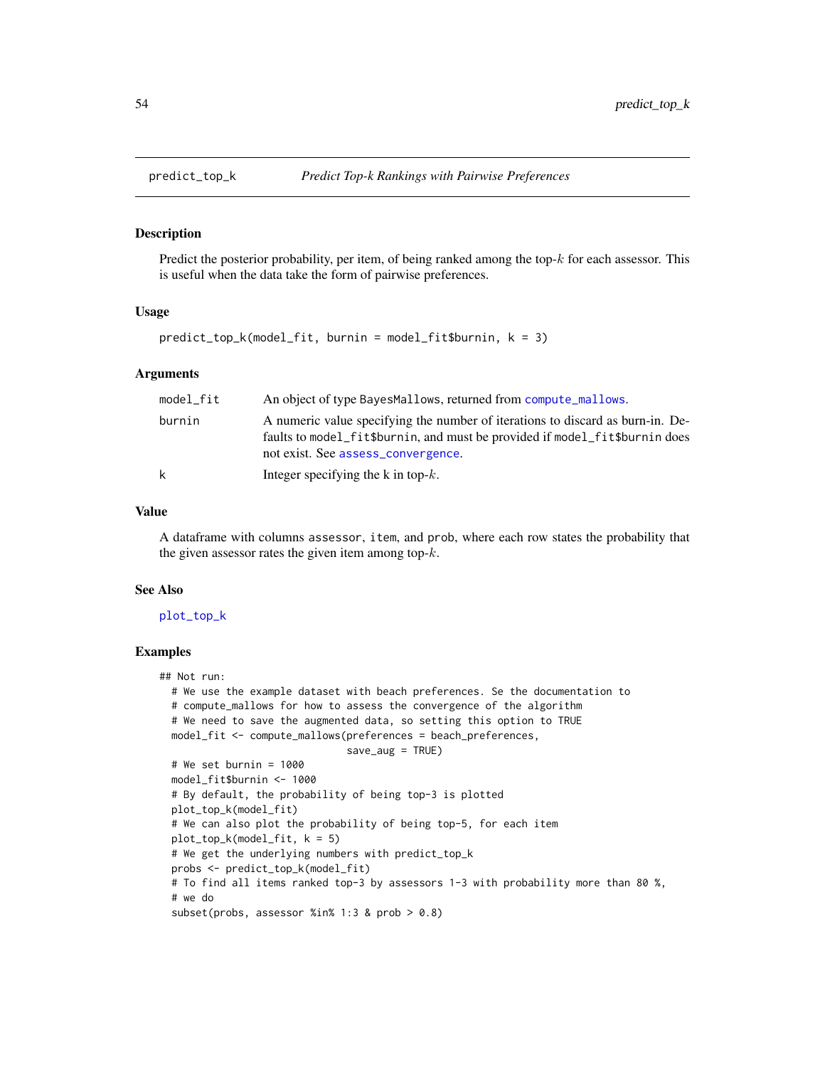# predict_top_k — *Predict Top-k Rankings with Pairwise Preferences*

## Description

Predict the posterior probability, per item, of being ranked among the top-$k$ for each assessor. This is useful when the data take the form of pairwise preferences.

## Usage

```
predict_top_k(model_fit, burnin = model_fit$burnin, k = 3)
```

## Arguments

| | |
|---|---|
| model_fit | An object of type BayesMallows, returned from compute_mallows. |
| burnin | A numeric value specifying the number of iterations to discard as burn-in. Defaults to model_fit$burnin, and must be provided if model_fit$burnin does not exist. See assess_convergence. |
| k | Integer specifying the k in top-$k$. |

## Value

A dataframe with columns assessor, item, and prob, where each row states the probability that the given assessor rates the given item among top-$k$.

## See Also

plot_top_k

## Examples

```
## Not run:
  # We use the example dataset with beach preferences. Se the documentation to
  # compute_mallows for how to assess the convergence of the algorithm
  # We need to save the augmented data, so setting this option to TRUE
  model_fit <- compute_mallows(preferences = beach_preferences,
                               save_aug = TRUE)
  # We set burnin = 1000
  model_fit$burnin <- 1000
  # By default, the probability of being top-3 is plotted
  plot_top_k(model_fit)
  # We can also plot the probability of being top-5, for each item
  plot_top_k(model_fit, k = 5)
  # We get the underlying numbers with predict_top_k
  probs <- predict_top_k(model_fit)
  # To find all items ranked top-3 by assessors 1-3 with probability more than 80 %,
  # we do
  subset(probs, assessor %in% 1:3 & prob > 0.8)
```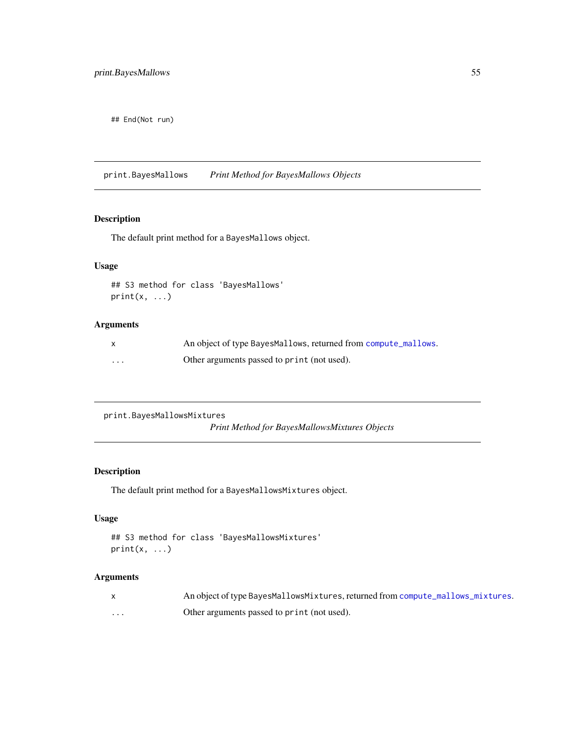```
## End(Not run)
```

## print.BayesMallows — *Print Method for BayesMallows Objects*

### Description

The default print method for a `BayesMallows` object.

### Usage

```
## S3 method for class 'BayesMallows'
print(x, ...)
```

### Arguments

| | |
|---|---|
| `x` | An object of type `BayesMallows`, returned from `compute_mallows`. |
| `...` | Other arguments passed to `print` (not used). |

## print.BayesMallowsMixtures — *Print Method for BayesMallowsMixtures Objects*

### Description

The default print method for a `BayesMallowsMixtures` object.

### Usage

```
## S3 method for class 'BayesMallowsMixtures'
print(x, ...)
```

### Arguments

| | |
|---|---|
| `x` | An object of type `BayesMallowsMixtures`, returned from `compute_mallows_mixtures`. |
| `...` | Other arguments passed to `print` (not used). |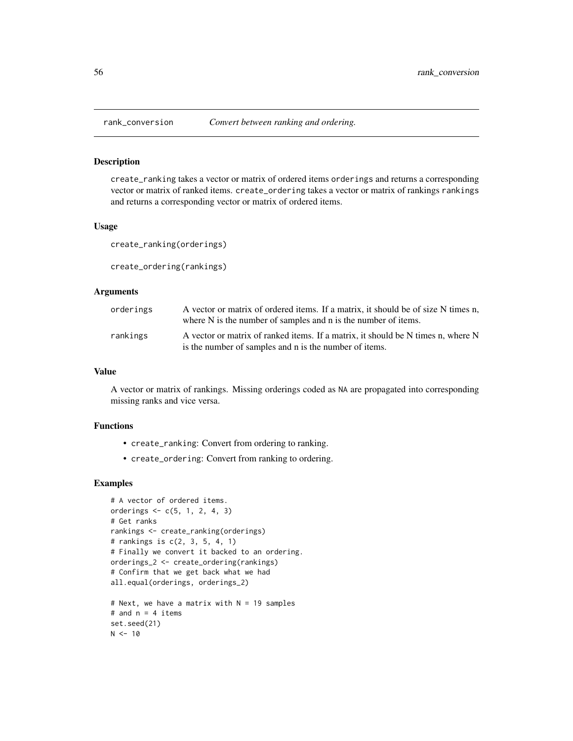rank_conversion    *Convert between ranking and ordering.*

### Description

create_ranking takes a vector or matrix of ordered items orderings and returns a corresponding vector or matrix of ranked items. create_ordering takes a vector or matrix of rankings rankings and returns a corresponding vector or matrix of ordered items.

### Usage

```
create_ranking(orderings)

create_ordering(rankings)
```

### Arguments

| | |
|---|---|
| orderings | A vector or matrix of ordered items. If a matrix, it should be of size N times n, where N is the number of samples and n is the number of items. |
| rankings | A vector or matrix of ranked items. If a matrix, it should be N times n, where N is the number of samples and n is the number of items. |

### Value

A vector or matrix of rankings. Missing orderings coded as NA are propagated into corresponding missing ranks and vice versa.

### Functions

- create_ranking: Convert from ordering to ranking.
- create_ordering: Convert from ranking to ordering.

### Examples

```
# A vector of ordered items.
orderings <- c(5, 1, 2, 4, 3)
# Get ranks
rankings <- create_ranking(orderings)
# rankings is c(2, 3, 5, 4, 1)
# Finally we convert it backed to an ordering.
orderings_2 <- create_ordering(rankings)
# Confirm that we get back what we had
all.equal(orderings, orderings_2)

# Next, we have a matrix with N = 19 samples
# and n = 4 items
set.seed(21)
N <- 10
```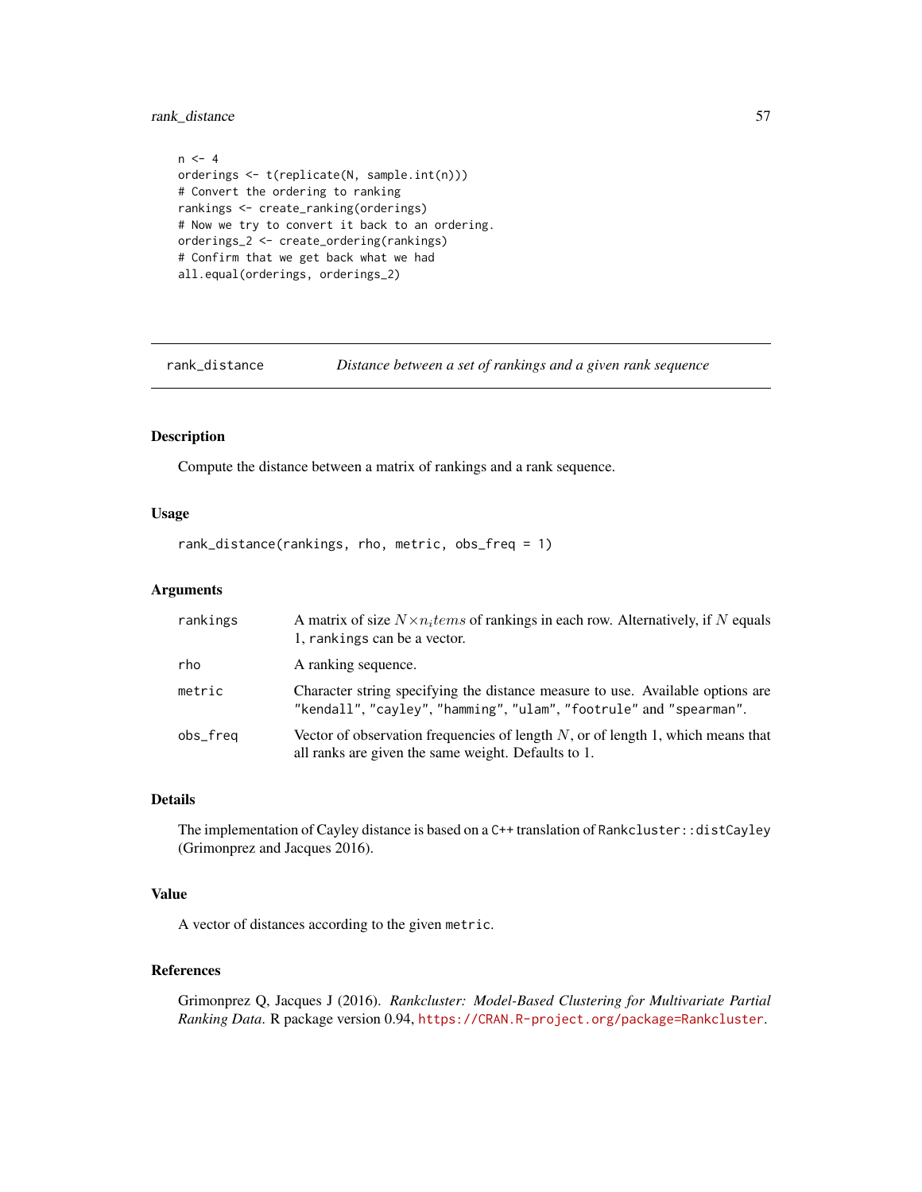```
n <- 4
orderings <- t(replicate(N, sample.int(n)))
# Convert the ordering to ranking
rankings <- create_ranking(orderings)
# Now we try to convert it back to an ordering.
orderings_2 <- create_ordering(rankings)
# Confirm that we get back what we had
all.equal(orderings, orderings_2)
```

## rank_distance — *Distance between a set of rankings and a given rank sequence*

### Description

Compute the distance between a matrix of rankings and a rank sequence.

### Usage

```
rank_distance(rankings, rho, metric, obs_freq = 1)
```

### Arguments

| | |
|---|---|
| `rankings` | A matrix of size $N \times n_items$ of rankings in each row. Alternatively, if $N$ equals 1, `rankings` can be a vector. |
| `rho` | A ranking sequence. |
| `metric` | Character string specifying the distance measure to use. Available options are `"kendall"`, `"cayley"`, `"hamming"`, `"ulam"`, `"footrule"` and `"spearman"`. |
| `obs_freq` | Vector of observation frequencies of length $N$, or of length 1, which means that all ranks are given the same weight. Defaults to 1. |

### Details

The implementation of Cayley distance is based on a `C++` translation of `Rankcluster::distCayley` (Grimonprez and Jacques 2016).

### Value

A vector of distances according to the given `metric`.

### References

Grimonprez Q, Jacques J (2016). *Rankcluster: Model-Based Clustering for Multivariate Partial Ranking Data*. R package version 0.94, https://CRAN.R-project.org/package=Rankcluster.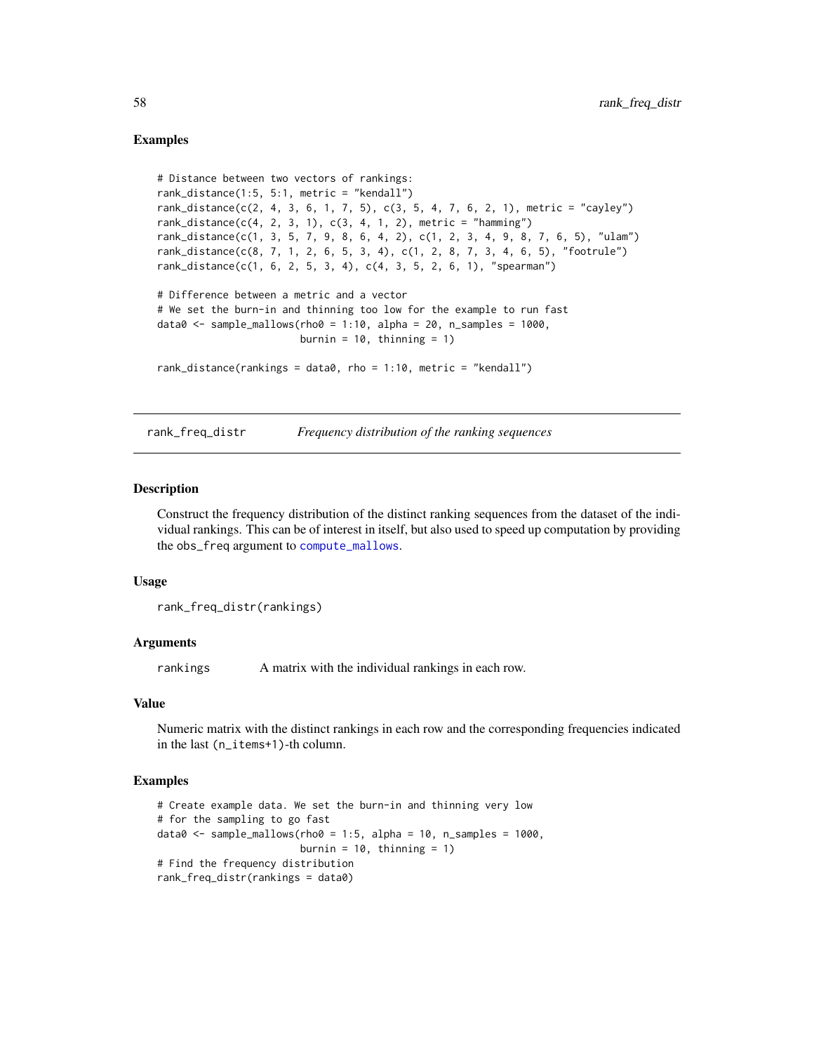### Examples

```
# Distance between two vectors of rankings:
rank_distance(1:5, 5:1, metric = "kendall")
rank_distance(c(2, 4, 3, 6, 1, 7, 5), c(3, 5, 4, 7, 6, 2, 1), metric = "cayley")
rank_distance(c(4, 2, 3, 1), c(3, 4, 1, 2), metric = "hamming")
rank_distance(c(1, 3, 5, 7, 9, 8, 6, 4, 2), c(1, 2, 3, 4, 9, 8, 7, 6, 5), "ulam")
rank_distance(c(8, 7, 1, 2, 6, 5, 3, 4), c(1, 2, 8, 7, 3, 4, 6, 5), "footrule")
rank_distance(c(1, 6, 2, 5, 3, 4), c(4, 3, 5, 2, 6, 1), "spearman")

# Difference between a metric and a vector
# We set the burn-in and thinning too low for the example to run fast
data0 <- sample_mallows(rho0 = 1:10, alpha = 20, n_samples = 1000,
                        burnin = 10, thinning = 1)

rank_distance(rankings = data0, rho = 1:10, metric = "kendall")
```

---

## rank_freq_distr — *Frequency distribution of the ranking sequences*

---

### Description

Construct the frequency distribution of the distinct ranking sequences from the dataset of the individual rankings. This can be of interest in itself, but also used to speed up computation by providing the obs_freq argument to compute_mallows.

### Usage

```
rank_freq_distr(rankings)
```

### Arguments

| | |
|---|---|
| rankings | A matrix with the individual rankings in each row. |

### Value

Numeric matrix with the distinct rankings in each row and the corresponding frequencies indicated in the last (n_items+1)-th column.

### Examples

```
# Create example data. We set the burn-in and thinning very low
# for the sampling to go fast
data0 <- sample_mallows(rho0 = 1:5, alpha = 10, n_samples = 1000,
                        burnin = 10, thinning = 1)
# Find the frequency distribution
rank_freq_distr(rankings = data0)
```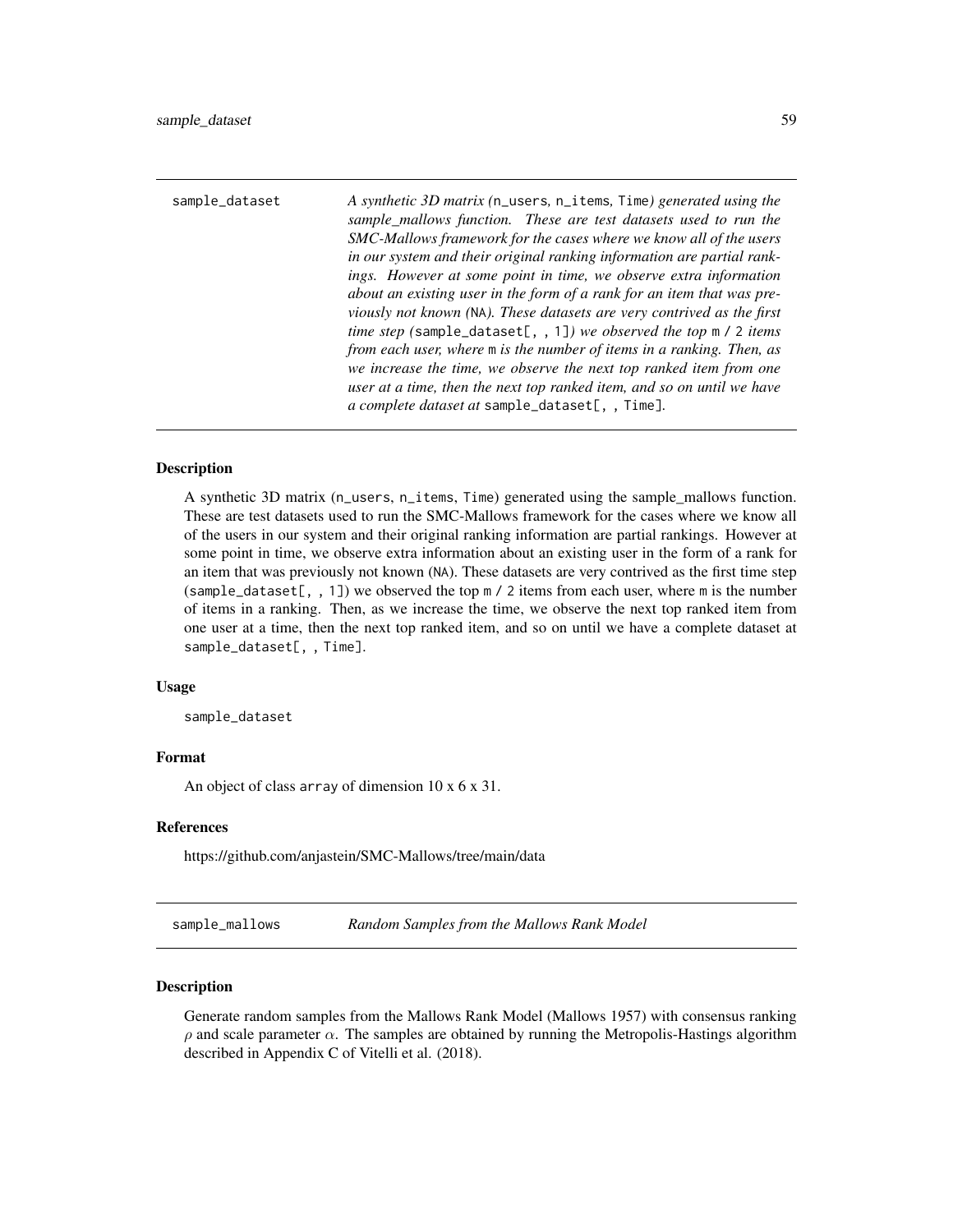## sample_dataset

*A synthetic 3D matrix (`n_users`, `n_items`, `Time`) generated using the sample_mallows function. These are test datasets used to run the SMC-Mallows framework for the cases where we know all of the users in our system and their original ranking information are partial rankings. However at some point in time, we observe extra information about an existing user in the form of a rank for an item that was previously not known (`NA`). These datasets are very contrived as the first time step (`sample_dataset[, , 1]`) we observed the top `m / 2` items from each user, where `m` is the number of items in a ranking. Then, as we increase the time, we observe the next top ranked item from one user at a time, then the next top ranked item, and so on until we have a complete dataset at `sample_dataset[, , Time]`.*

### Description

A synthetic 3D matrix (`n_users`, `n_items`, `Time`) generated using the sample_mallows function. These are test datasets used to run the SMC-Mallows framework for the cases where we know all of the users in our system and their original ranking information are partial rankings. However at some point in time, we observe extra information about an existing user in the form of a rank for an item that was previously not known (`NA`). These datasets are very contrived as the first time step (`sample_dataset[, , 1]`) we observed the top `m / 2` items from each user, where `m` is the number of items in a ranking. Then, as we increase the time, we observe the next top ranked item from one user at a time, then the next top ranked item, and so on until we have a complete dataset at `sample_dataset[, , Time]`.

### Usage

```
sample_dataset
```

### Format

An object of class `array` of dimension 10 x 6 x 31.

### References

https://github.com/anjastein/SMC-Mallows/tree/main/data

## sample_mallows

*Random Samples from the Mallows Rank Model*

### Description

Generate random samples from the Mallows Rank Model (Mallows 1957) with consensus ranking $\rho$ and scale parameter $\alpha$. The samples are obtained by running the Metropolis-Hastings algorithm described in Appendix C of Vitelli et al. (2018).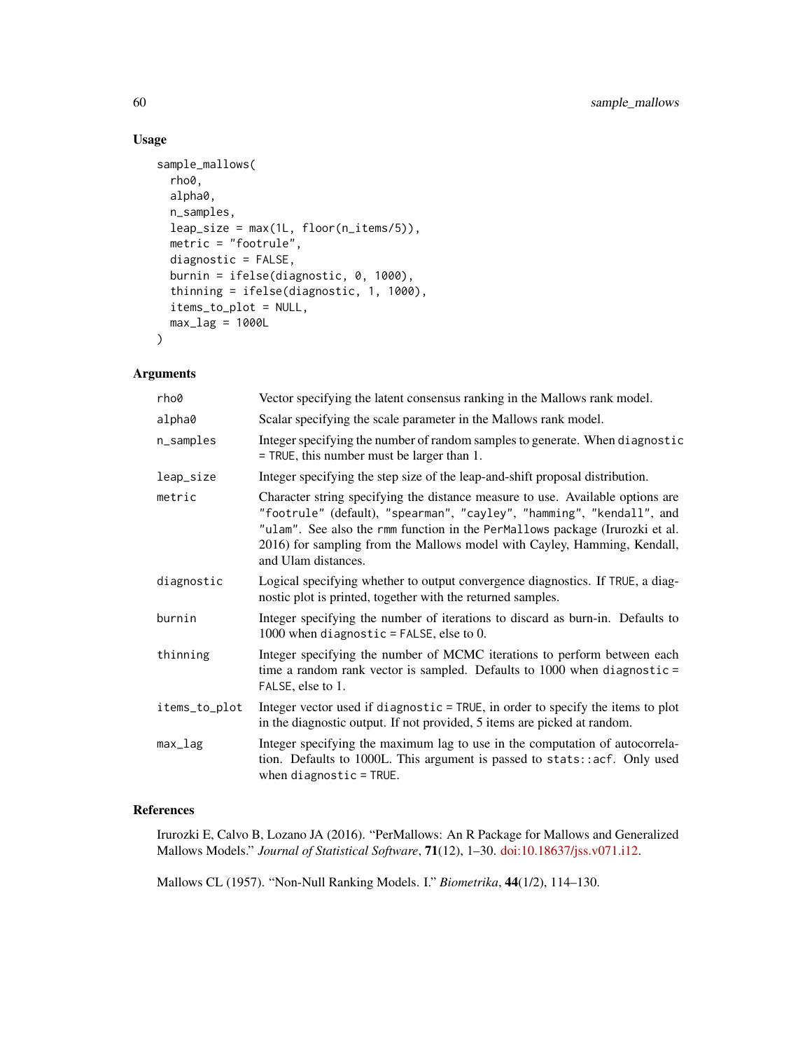## Usage

```
sample_mallows(
  rho0,
  alpha0,
  n_samples,
  leap_size = max(1L, floor(n_items/5)),
  metric = "footrule",
  diagnostic = FALSE,
  burnin = ifelse(diagnostic, 0, 1000),
  thinning = ifelse(diagnostic, 1, 1000),
  items_to_plot = NULL,
  max_lag = 1000L
)
```

## Arguments

| | |
|---|---|
| rho0 | Vector specifying the latent consensus ranking in the Mallows rank model. |
| alpha0 | Scalar specifying the scale parameter in the Mallows rank model. |
| n_samples | Integer specifying the number of random samples to generate. When `diagnostic = TRUE`, this number must be larger than 1. |
| leap_size | Integer specifying the step size of the leap-and-shift proposal distribution. |
| metric | Character string specifying the distance measure to use. Available options are `"footrule"` (default), `"spearman"`, `"cayley"`, `"hamming"`, `"kendall"`, and `"ulam"`. See also the `rmm` function in the `PerMallows` package (Irurozki et al. 2016) for sampling from the Mallows model with Cayley, Hamming, Kendall, and Ulam distances. |
| diagnostic | Logical specifying whether to output convergence diagnostics. If `TRUE`, a diagnostic plot is printed, together with the returned samples. |
| burnin | Integer specifying the number of iterations to discard as burn-in. Defaults to 1000 when `diagnostic = FALSE`, else to 0. |
| thinning | Integer specifying the number of MCMC iterations to perform between each time a random rank vector is sampled. Defaults to 1000 when `diagnostic = FALSE`, else to 1. |
| items_to_plot | Integer vector used if `diagnostic = TRUE`, in order to specify the items to plot in the diagnostic output. If not provided, 5 items are picked at random. |
| max_lag | Integer specifying the maximum lag to use in the computation of autocorrelation. Defaults to 1000L. This argument is passed to `stats::acf`. Only used when `diagnostic = TRUE`. |

## References

Irurozki E, Calvo B, Lozano JA (2016). "PerMallows: An R Package for Mallows and Generalized Mallows Models." *Journal of Statistical Software*, **71**(12), 1–30. doi:10.18637/jss.v071.i12.

Mallows CL (1957). "Non-Null Ranking Models. I." *Biometrika*, **44**(1/2), 114–130.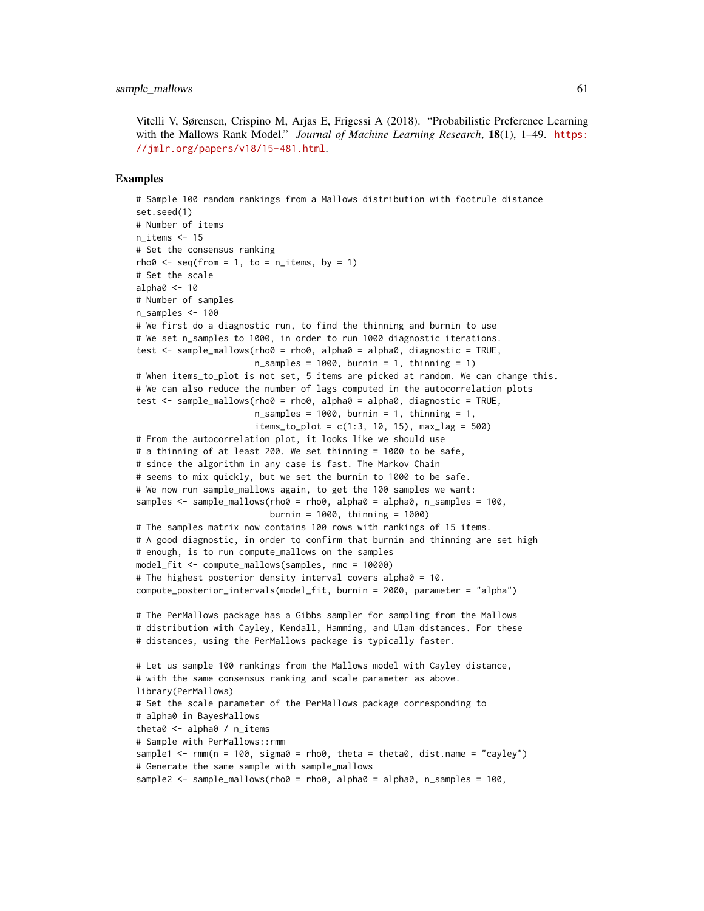Vitelli V, Sørensen, Crispino M, Arjas E, Frigessi A (2018). "Probabilistic Preference Learning with the Mallows Rank Model." *Journal of Machine Learning Research*, **18**(1), 1–49. https://jmlr.org/papers/v18/15-481.html.

## Examples

```
# Sample 100 random rankings from a Mallows distribution with footrule distance
set.seed(1)
# Number of items
n_items <- 15
# Set the consensus ranking
rho0 <- seq(from = 1, to = n_items, by = 1)
# Set the scale
alpha0 <- 10
# Number of samples
n_samples <- 100
# We first do a diagnostic run, to find the thinning and burnin to use
# We set n_samples to 1000, in order to run 1000 diagnostic iterations.
test <- sample_mallows(rho0 = rho0, alpha0 = alpha0, diagnostic = TRUE,
                       n_samples = 1000, burnin = 1, thinning = 1)
# When items_to_plot is not set, 5 items are picked at random. We can change this.
# We can also reduce the number of lags computed in the autocorrelation plots
test <- sample_mallows(rho0 = rho0, alpha0 = alpha0, diagnostic = TRUE,
                       n_samples = 1000, burnin = 1, thinning = 1,
                       items_to_plot = c(1:3, 10, 15), max_lag = 500)
# From the autocorrelation plot, it looks like we should use
# a thinning of at least 200. We set thinning = 1000 to be safe,
# since the algorithm in any case is fast. The Markov Chain
# seems to mix quickly, but we set the burnin to 1000 to be safe.
# We now run sample_mallows again, to get the 100 samples we want:
samples <- sample_mallows(rho0 = rho0, alpha0 = alpha0, n_samples = 100,
                          burnin = 1000, thinning = 1000)
# The samples matrix now contains 100 rows with rankings of 15 items.
# A good diagnostic, in order to confirm that burnin and thinning are set high
# enough, is to run compute_mallows on the samples
model_fit <- compute_mallows(samples, nmc = 10000)
# The highest posterior density interval covers alpha0 = 10.
compute_posterior_intervals(model_fit, burnin = 2000, parameter = "alpha")

# The PerMallows package has a Gibbs sampler for sampling from the Mallows
# distribution with Cayley, Kendall, Hamming, and Ulam distances. For these
# distances, using the PerMallows package is typically faster.

# Let us sample 100 rankings from the Mallows model with Cayley distance,
# with the same consensus ranking and scale parameter as above.
library(PerMallows)
# Set the scale parameter of the PerMallows package corresponding to
# alpha0 in BayesMallows
theta0 <- alpha0 / n_items
# Sample with PerMallows::rmm
sample1 <- rmm(n = 100, sigma0 = rho0, theta = theta0, dist.name = "cayley")
# Generate the same sample with sample_mallows
sample2 <- sample_mallows(rho0 = rho0, alpha0 = alpha0, n_samples = 100,
```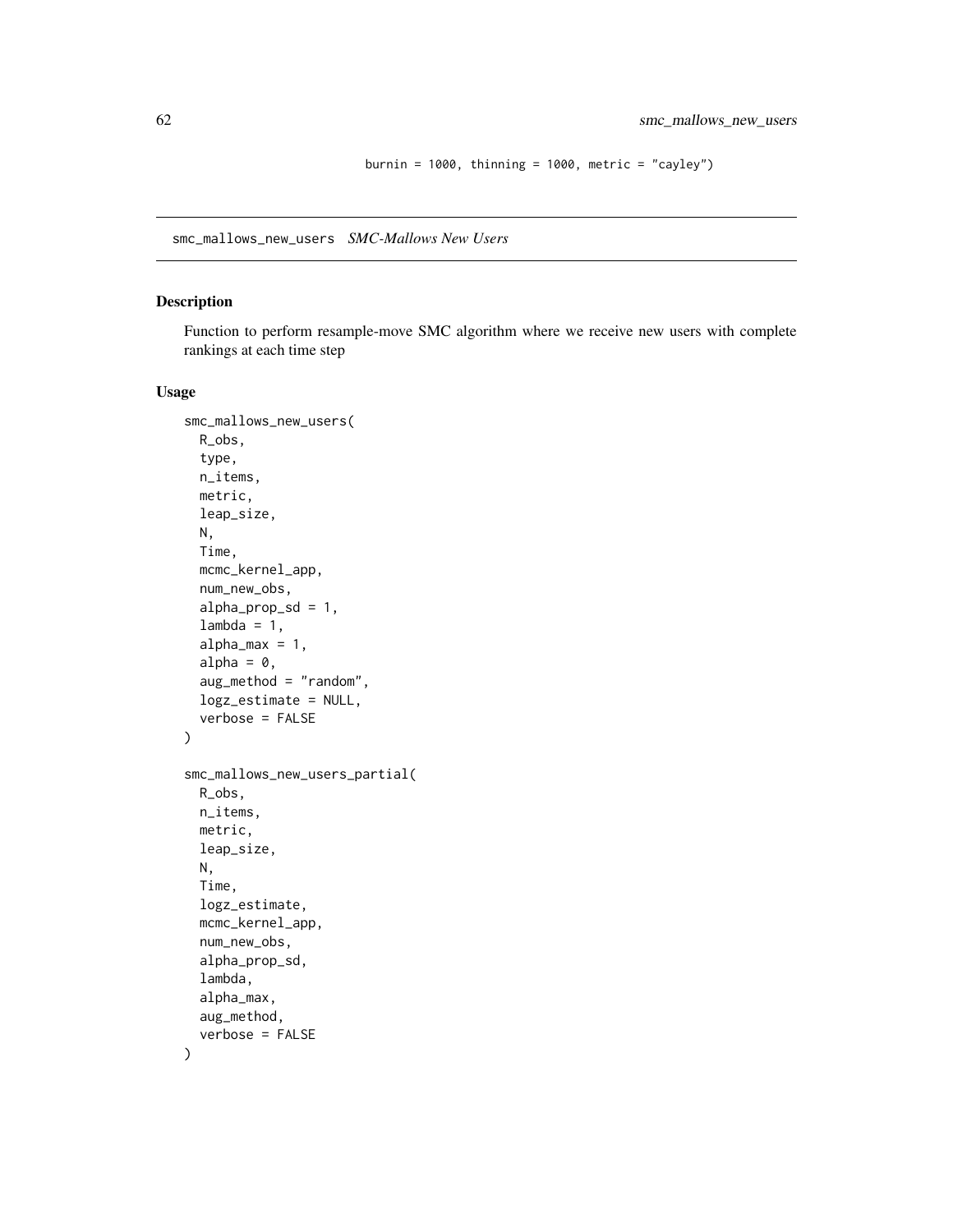```
burnin = 1000, thinning = 1000, metric = "cayley")
```

## smc_mallows_new_users *SMC-Mallows New Users*

### Description

Function to perform resample-move SMC algorithm where we receive new users with complete rankings at each time step

### Usage

```
smc_mallows_new_users(
  R_obs,
  type,
  n_items,
  metric,
  leap_size,
  N,
  Time,
  mcmc_kernel_app,
  num_new_obs,
  alpha_prop_sd = 1,
  lambda = 1,
  alpha_max = 1,
  alpha = 0,
  aug_method = "random",
  logz_estimate = NULL,
  verbose = FALSE
)

smc_mallows_new_users_partial(
  R_obs,
  n_items,
  metric,
  leap_size,
  N,
  Time,
  logz_estimate,
  mcmc_kernel_app,
  num_new_obs,
  alpha_prop_sd,
  lambda,
  alpha_max,
  aug_method,
  verbose = FALSE
)
```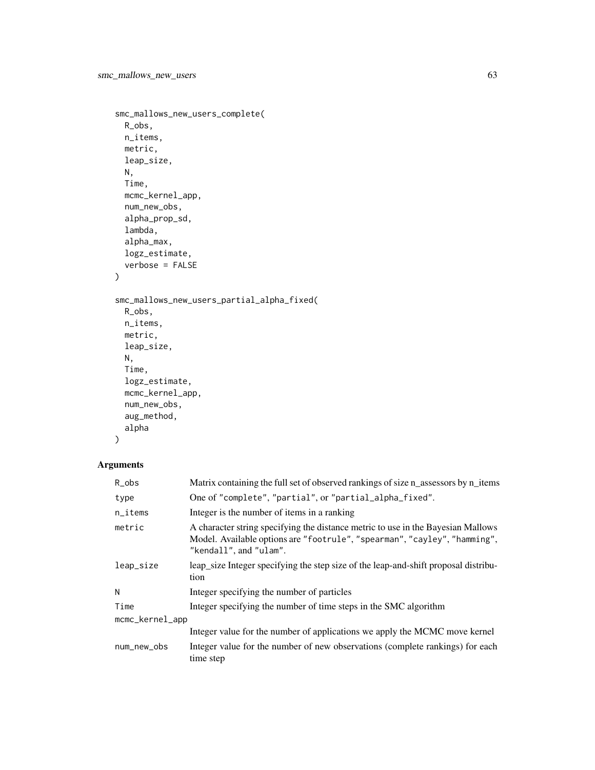```
smc_mallows_new_users_complete(
  R_obs,
  n_items,
  metric,
  leap_size,
  N,
  Time,
  mcmc_kernel_app,
  num_new_obs,
  alpha_prop_sd,
  lambda,
  alpha_max,
  logz_estimate,
  verbose = FALSE
)

smc_mallows_new_users_partial_alpha_fixed(
  R_obs,
  n_items,
  metric,
  leap_size,
  N,
  Time,
  logz_estimate,
  mcmc_kernel_app,
  num_new_obs,
  aug_method,
  alpha
)
```

## Arguments

| Argument | Description |
|---|---|
| R_obs | Matrix containing the full set of observed rankings of size n_assessors by n_items |
| type | One of "complete", "partial", or "partial_alpha_fixed". |
| n_items | Integer is the number of items in a ranking |
| metric | A character string specifying the distance metric to use in the Bayesian Mallows Model. Available options are "footrule", "spearman", "cayley", "hamming", "kendall", and "ulam". |
| leap_size | leap_size Integer specifying the step size of the leap-and-shift proposal distribution |
| N | Integer specifying the number of particles |
| Time | Integer specifying the number of time steps in the SMC algorithm |
| mcmc_kernel_app | Integer value for the number of applications we apply the MCMC move kernel |
| num_new_obs | Integer value for the number of new observations (complete rankings) for each time step |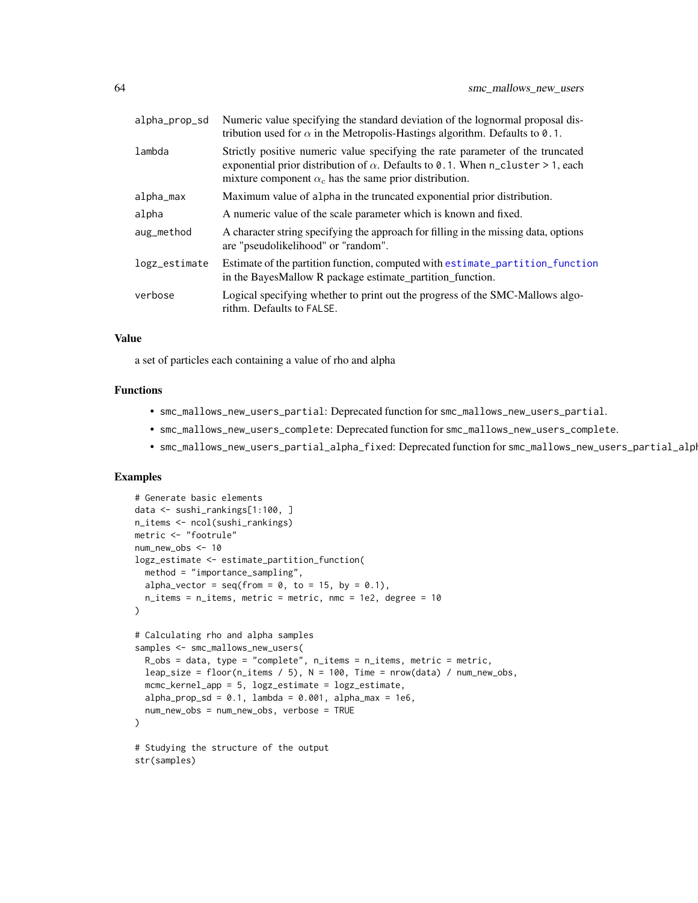| | |
|---|---|
| alpha_prop_sd | Numeric value specifying the standard deviation of the lognormal proposal distribution used for $\alpha$ in the Metropolis-Hastings algorithm. Defaults to `0.1`. |
| lambda | Strictly positive numeric value specifying the rate parameter of the truncated exponential prior distribution of $\alpha$. Defaults to `0.1`. When `n_cluster > 1`, each mixture component $\alpha_c$ has the same prior distribution. |
| alpha_max | Maximum value of `alpha` in the truncated exponential prior distribution. |
| alpha | A numeric value of the scale parameter which is known and fixed. |
| aug_method | A character string specifying the approach for filling in the missing data, options are "pseudolikelihood" or "random". |
| logz_estimate | Estimate of the partition function, computed with `estimate_partition_function` in the BayesMallow R package estimate_partition_function. |
| verbose | Logical specifying whether to print out the progress of the SMC-Mallows algorithm. Defaults to `FALSE`. |

### Value

a set of particles each containing a value of rho and alpha

### Functions

- `smc_mallows_new_users_partial`: Deprecated function for `smc_mallows_new_users_partial`.
- `smc_mallows_new_users_complete`: Deprecated function for `smc_mallows_new_users_complete`.
- `smc_mallows_new_users_partial_alpha_fixed`: Deprecated function for `smc_mallows_new_users_partial_alph`

### Examples

```
# Generate basic elements
data <- sushi_rankings[1:100, ]
n_items <- ncol(sushi_rankings)
metric <- "footrule"
num_new_obs <- 10
logz_estimate <- estimate_partition_function(
  method = "importance_sampling",
  alpha_vector = seq(from = 0, to = 15, by = 0.1),
  n_items = n_items, metric = metric, nmc = 1e2, degree = 10
)

# Calculating rho and alpha samples
samples <- smc_mallows_new_users(
  R_obs = data, type = "complete", n_items = n_items, metric = metric,
  leap_size = floor(n_items / 5), N = 100, Time = nrow(data) / num_new_obs,
  mcmc_kernel_app = 5, logz_estimate = logz_estimate,
  alpha_prop_sd = 0.1, lambda = 0.001, alpha_max = 1e6,
  num_new_obs = num_new_obs, verbose = TRUE
)

# Studying the structure of the output
str(samples)
```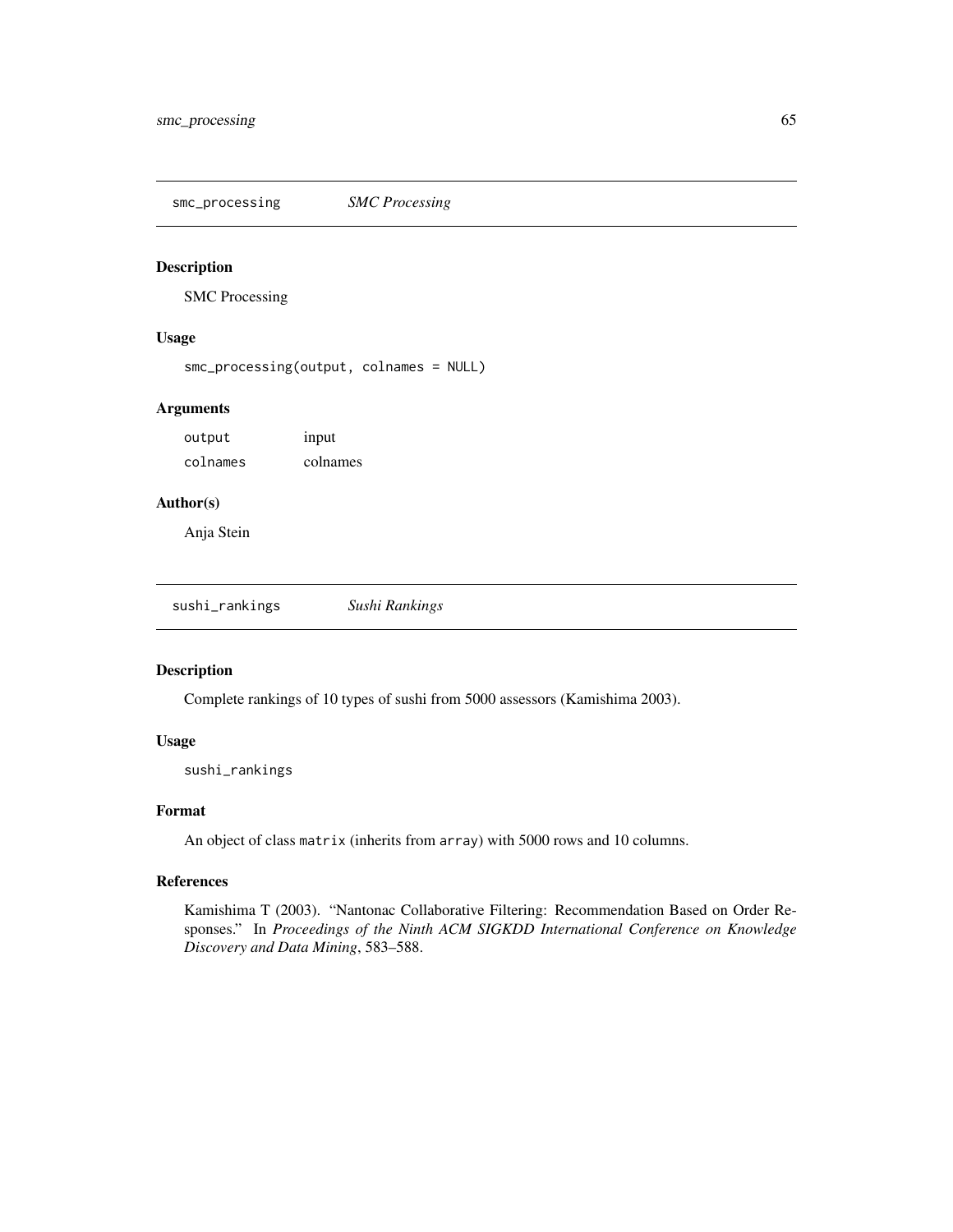## smc_processing *SMC Processing*

### Description

SMC Processing

### Usage

```
smc_processing(output, colnames = NULL)
```

### Arguments

| | |
|---|---|
| output | input |
| colnames | colnames |

### Author(s)

Anja Stein

## sushi_rankings *Sushi Rankings*

### Description

Complete rankings of 10 types of sushi from 5000 assessors (Kamishima 2003).

### Usage

```
sushi_rankings
```

### Format

An object of class `matrix` (inherits from `array`) with 5000 rows and 10 columns.

### References

Kamishima T (2003). "Nantonac Collaborative Filtering: Recommendation Based on Order Responses." In *Proceedings of the Ninth ACM SIGKDD International Conference on Knowledge Discovery and Data Mining*, 583–588.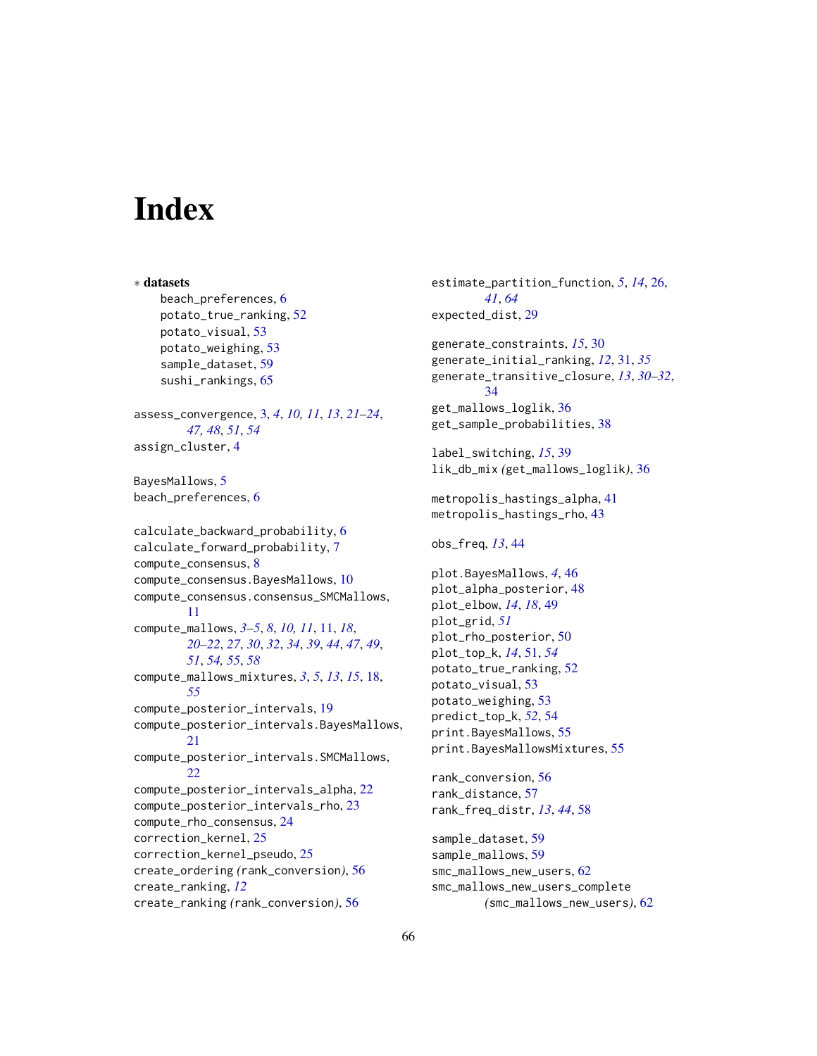# Index

∗ **datasets**

beach_preferences, 6
potato_true_ranking, 52
potato_visual, 53
potato_weighing, 53
sample_dataset, 59
sushi_rankings, 65

assess_convergence, 3, *4*, *10, 11*, *13*, *21–24*, *47, 48*, *51*, *54*
assign_cluster, 4

BayesMallows, 5
beach_preferences, 6

calculate_backward_probability, 6
calculate_forward_probability, 7
compute_consensus, 8
compute_consensus.BayesMallows, 10
compute_consensus.consensus_SMCMallows, 11
compute_mallows, *3–5*, *8*, *10, 11*, 11, *18*, *20–22*, *27*, *30*, *32*, *34*, *39*, *44*, *47*, *49*, *51*, *54, 55*, *58*
compute_mallows_mixtures, *3*, *5*, *13*, *15*, 18, *55*
compute_posterior_intervals, 19
compute_posterior_intervals.BayesMallows, 21
compute_posterior_intervals.SMCMallows, 22
compute_posterior_intervals_alpha, 22
compute_posterior_intervals_rho, 23
compute_rho_consensus, 24
correction_kernel, 25
correction_kernel_pseudo, 25
create_ordering *(rank_conversion)*, 56
create_ranking, *12*
create_ranking *(rank_conversion)*, 56

estimate_partition_function, *5*, *14*, 26, *41*, *64*
expected_dist, 29

generate_constraints, *15*, 30
generate_initial_ranking, *12*, 31, *35*
generate_transitive_closure, *13*, *30–32*, 34
get_mallows_loglik, 36
get_sample_probabilities, 38

label_switching, *15*, 39
lik_db_mix *(get_mallows_loglik)*, 36

metropolis_hastings_alpha, 41
metropolis_hastings_rho, 43

obs_freq, *13*, 44

plot.BayesMallows, *4*, 46
plot_alpha_posterior, 48
plot_elbow, *14*, *18*, 49
plot_grid, *51*
plot_rho_posterior, 50
plot_top_k, *14*, 51, *54*
potato_true_ranking, 52
potato_visual, 53
potato_weighing, 53
predict_top_k, *52*, 54
print.BayesMallows, 55
print.BayesMallowsMixtures, 55

rank_conversion, 56
rank_distance, 57
rank_freq_distr, *13*, *44*, 58

sample_dataset, 59
sample_mallows, 59
smc_mallows_new_users, 62
smc_mallows_new_users_complete *(smc_mallows_new_users)*, 62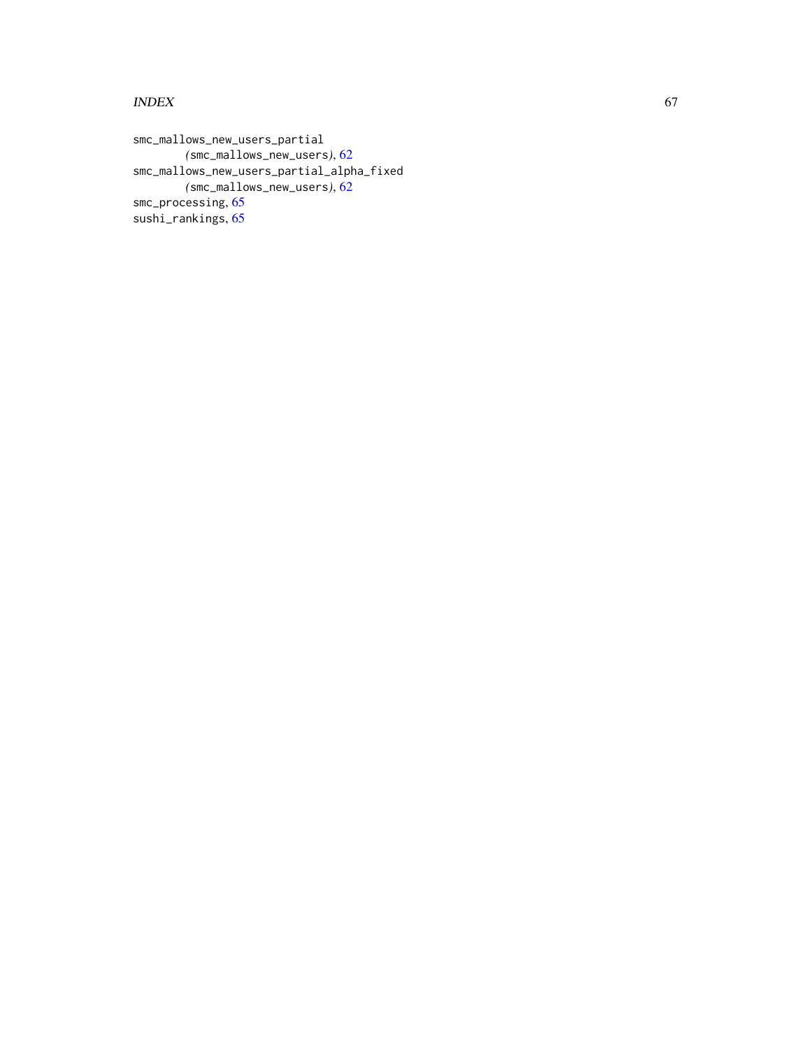smc_mallows_new_users_partial
    (smc_mallows_new_users), 62
smc_mallows_new_users_partial_alpha_fixed
    (smc_mallows_new_users), 62
smc_processing, 65
sushi_rankings, 65